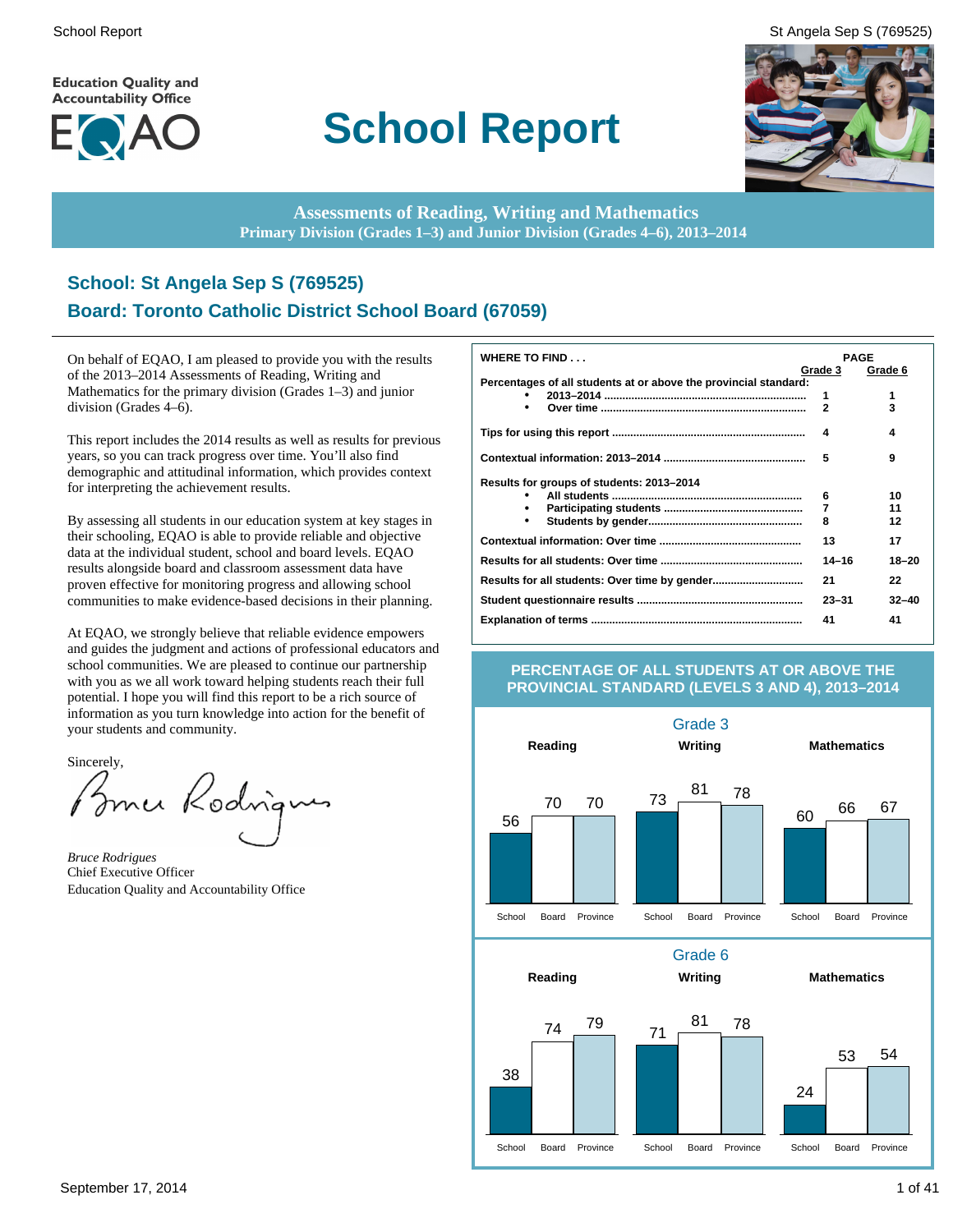Education Quality and Accountability Office

EQAO

# School Report

**Assessments of Reading, Writing and Mathematics**
**Primary Division (Grades 1–3) and Junior Division (Grades 4–6), 2013–2014**

## School: St Angela Sep S (769525)
## Board: Toronto Catholic District School Board (67059)

On behalf of EQAO, I am pleased to provide you with the results of the 2013–2014 Assessments of Reading, Writing and Mathematics for the primary division (Grades 1–3) and junior division (Grades 4–6).

This report includes the 2014 results as well as results for previous years, so you can track progress over time. You'll also find demographic and attitudinal information, which provides context for interpreting the achievement results.

By assessing all students in our education system at key stages in their schooling, EQAO is able to provide reliable and objective data at the individual student, school and board levels. EQAO results alongside board and classroom assessment data have proven effective for monitoring progress and allowing school communities to make evidence-based decisions in their planning.

At EQAO, we strongly believe that reliable evidence empowers and guides the judgment and actions of professional educators and school communities. We are pleased to continue our partnership with you as we all work toward helping students reach their full potential. I hope you will find this report to be a rich source of information as you turn knowledge into action for the benefit of your students and community.

Sincerely,

*Bruce Rodrigues*
Chief Executive Officer
Education Quality and Accountability Office

| WHERE TO FIND . . . | PAGE Grade 3 | PAGE Grade 6 |
|---|---|---|
| **Percentages of all students at or above the provincial standard:** | | |
| • 2013–2014 | 1 | 1 |
| • Over time | 2 | 3 |
| Tips for using this report | 4 | 4 |
| Contextual information: 2013–2014 | 5 | 9 |
| **Results for groups of students: 2013–2014** | | |
| • All students | 6 | 10 |
| • Participating students | 7 | 11 |
| • Students by gender | 8 | 12 |
| Contextual information: Over time | 13 | 17 |
| Results for all students: Over time | 14–16 | 18–20 |
| Results for all students: Over time by gender | 21 | 22 |
| Student questionnaire results | 23–31 | 32–40 |
| Explanation of terms | 41 | 41 |

## PERCENTAGE OF ALL STUDENTS AT OR ABOVE THE PROVINCIAL STANDARD (LEVELS 3 AND 4), 2013–2014

### Grade 3

| | School | Board | Province |
|---|---|---|---|
| Reading | 56 | 70 | 70 |
| Writing | 73 | 81 | 78 |
| Mathematics | 60 | 66 | 67 |

### Grade 6

| | School | Board | Province |
|---|---|---|---|
| Reading | 38 | 74 | 79 |
| Writing | 71 | 81 | 78 |
| Mathematics | 24 | 53 | 54 |

September 17, 2014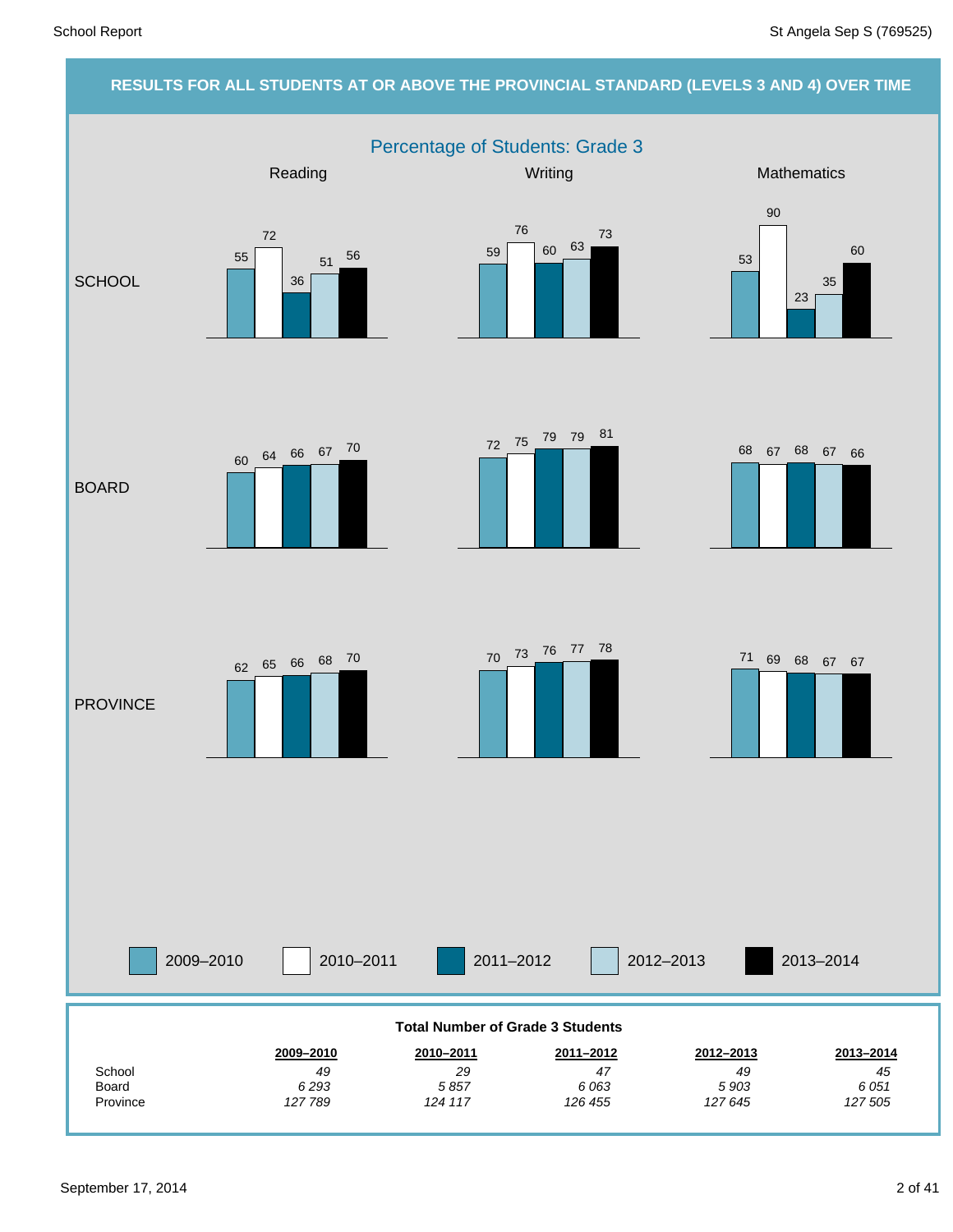## RESULTS FOR ALL STUDENTS AT OR ABOVE THE PROVINCIAL STANDARD (LEVELS 3 AND 4) OVER TIME

### Percentage of Students: Grade 3

| | Subject | 2009–2010 | 2010–2011 | 2011–2012 | 2012–2013 | 2013–2014 |
|---|---|---|---|---|---|---|
| SCHOOL | Reading | 55 | 72 | 36 | 51 | 56 |
| SCHOOL | Writing | 59 | 76 | 60 | 63 | 73 |
| SCHOOL | Mathematics | 53 | 90 | 23 | 35 | 60 |
| BOARD | Reading | 60 | 64 | 66 | 67 | 70 |
| BOARD | Writing | 72 | 75 | 79 | 79 | 81 |
| BOARD | Mathematics | 68 | 67 | 68 | 67 | 66 |
| PROVINCE | Reading | 62 | 65 | 66 | 68 | 70 |
| PROVINCE | Writing | 70 | 73 | 76 | 77 | 78 |
| PROVINCE | Mathematics | 71 | 69 | 68 | 67 | 67 |

**Total Number of Grade 3 Students**

| | 2009–2010 | 2010–2011 | 2011–2012 | 2012–2013 | 2013–2014 |
|---|---|---|---|---|---|
| School | *49* | *29* | *47* | *49* | *45* |
| Board | *6 293* | *5 857* | *6 063* | *5 903* | *6 051* |
| Province | *127 789* | *124 117* | *126 455* | *127 645* | *127 505* |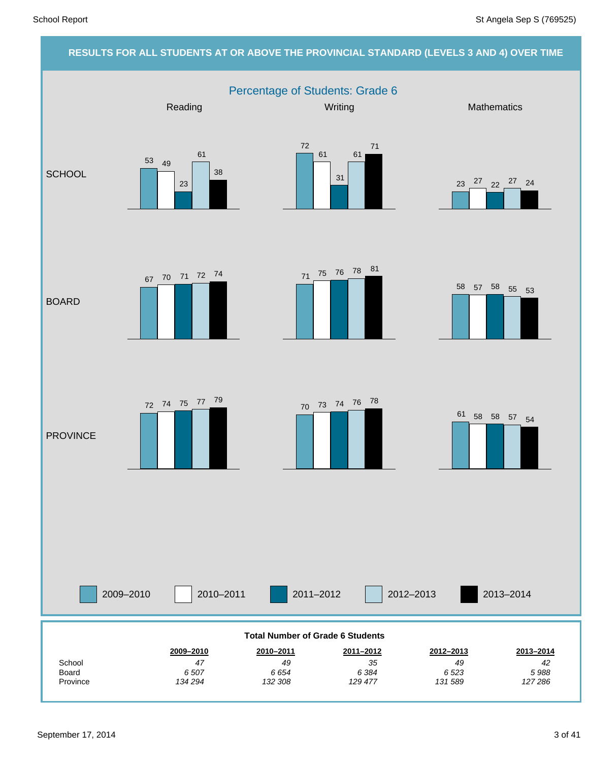## RESULTS FOR ALL STUDENTS AT OR ABOVE THE PROVINCIAL STANDARD (LEVELS 3 AND 4) OVER TIME

### Percentage of Students: Grade 6

| | Subject | 2009–2010 | 2010–2011 | 2011–2012 | 2012–2013 | 2013–2014 |
|---|---|---|---|---|---|---|
| SCHOOL | Reading | 53 | 49 | 23 | 61 | 38 |
| SCHOOL | Writing | 72 | 61 | 31 | 61 | 71 |
| SCHOOL | Mathematics | 23 | 27 | 22 | 27 | 24 |
| BOARD | Reading | 67 | 70 | 71 | 72 | 74 |
| BOARD | Writing | 71 | 75 | 76 | 78 | 81 |
| BOARD | Mathematics | 58 | 57 | 58 | 55 | 53 |
| PROVINCE | Reading | 72 | 74 | 75 | 77 | 79 |
| PROVINCE | Writing | 70 | 73 | 74 | 76 | 78 |
| PROVINCE | Mathematics | 61 | 58 | 58 | 57 | 54 |

**Total Number of Grade 6 Students**

| | 2009–2010 | 2010–2011 | 2011–2012 | 2012–2013 | 2013–2014 |
|---|---|---|---|---|---|
| School | *47* | *49* | *35* | *49* | *42* |
| Board | *6 507* | *6 654* | *6 384* | *6 523* | *5 988* |
| Province | *134 294* | *132 308* | *129 477* | *131 589* | *127 286* |

September 17, 2014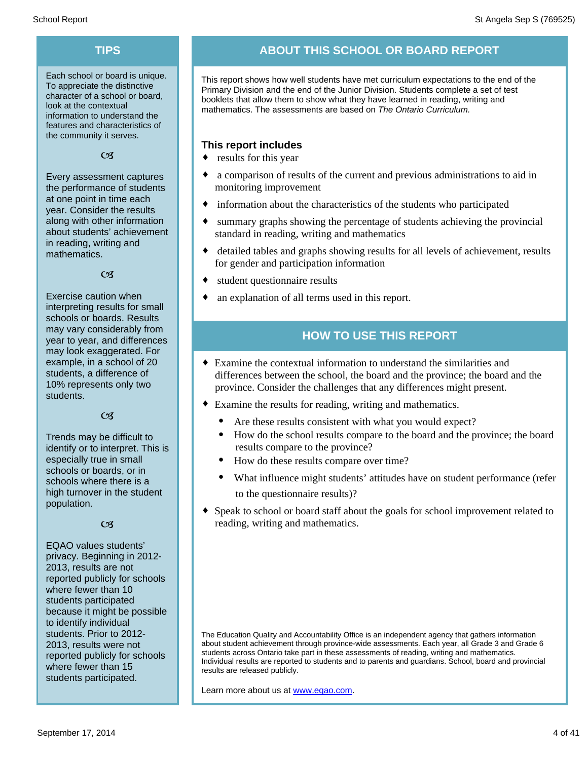## TIPS

Each school or board is unique. To appreciate the distinctive character of a school or board, look at the contextual information to understand the features and characteristics of the community it serves.

Every assessment captures the performance of students at one point in time each year. Consider the results along with other information about students' achievement in reading, writing and mathematics.

Exercise caution when interpreting results for small schools or boards. Results may vary considerably from year to year, and differences may look exaggerated. For example, in a school of 20 students, a difference of 10% represents only two students.

Trends may be difficult to identify or to interpret. This is especially true in small schools or boards, or in schools where there is a high turnover in the student population.

EQAO values students' privacy. Beginning in 2012-2013, results are not reported publicly for schools where fewer than 10 students participated because it might be possible to identify individual students. Prior to 2012-2013, results were not reported publicly for schools where fewer than 15 students participated.

## ABOUT THIS SCHOOL OR BOARD REPORT

This report shows how well students have met curriculum expectations to the end of the Primary Division and the end of the Junior Division. Students complete a set of test booklets that allow them to show what they have learned in reading, writing and mathematics. The assessments are based on *The Ontario Curriculum.*

### This report includes

- results for this year
- a comparison of results of the current and previous administrations to aid in monitoring improvement
- information about the characteristics of the students who participated
- summary graphs showing the percentage of students achieving the provincial standard in reading, writing and mathematics
- detailed tables and graphs showing results for all levels of achievement, results for gender and participation information
- student questionnaire results
- an explanation of all terms used in this report.

## HOW TO USE THIS REPORT

- Examine the contextual information to understand the similarities and differences between the school, the board and the province; the board and the province. Consider the challenges that any differences might present.
- Examine the results for reading, writing and mathematics.
  - Are these results consistent with what you would expect?
  - How do the school results compare to the board and the province; the board results compare to the province?
  - How do these results compare over time?
  - What influence might students' attitudes have on student performance (refer to the questionnaire results)?
- Speak to school or board staff about the goals for school improvement related to reading, writing and mathematics.

The Education Quality and Accountability Office is an independent agency that gathers information about student achievement through province-wide assessments. Each year, all Grade 3 and Grade 6 students across Ontario take part in these assessments of reading, writing and mathematics. Individual results are reported to students and to parents and guardians. School, board and provincial results are released publicly.

Learn more about us at [www.eqao.com](http://www.eqao.com).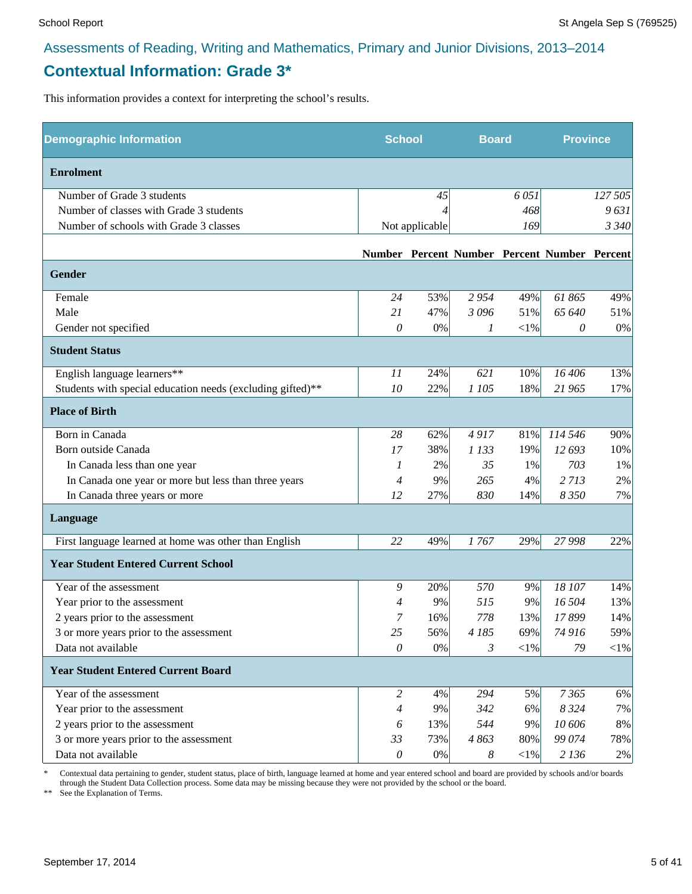## Assessments of Reading, Writing and Mathematics, Primary and Junior Divisions, 2013–2014

# Contextual Information: Grade 3*

This information provides a context for interpreting the school's results.

| Demographic Information | School | | Board | | Province | |
|---|---|---|---|---|---|---|
| **Enrolment** | | | | | | |
| Number of Grade 3 students | 45 | | 6 051 | | 127 505 | |
| Number of classes with Grade 3 students | 4 | | 468 | | 9 631 | |
| Number of schools with Grade 3 classes | Not applicable | | 169 | | 3 340 | |
| | **Number** | **Percent** | **Number** | **Percent** | **Number** | **Percent** |
| **Gender** | | | | | | |
| Female | 24 | 53% | 2 954 | 49% | 61 865 | 49% |
| Male | 21 | 47% | 3 096 | 51% | 65 640 | 51% |
| Gender not specified | 0 | 0% | 1 | <1% | 0 | 0% |
| **Student Status** | | | | | | |
| English language learners** | 11 | 24% | 621 | 10% | 16 406 | 13% |
| Students with special education needs (excluding gifted)** | 10 | 22% | 1 105 | 18% | 21 965 | 17% |
| **Place of Birth** | | | | | | |
| Born in Canada | 28 | 62% | 4 917 | 81% | 114 546 | 90% |
| Born outside Canada | 17 | 38% | 1 133 | 19% | 12 693 | 10% |
| In Canada less than one year | 1 | 2% | 35 | 1% | 703 | 1% |
| In Canada one year or more but less than three years | 4 | 9% | 265 | 4% | 2 713 | 2% |
| In Canada three years or more | 12 | 27% | 830 | 14% | 8 350 | 7% |
| **Language** | | | | | | |
| First language learned at home was other than English | 22 | 49% | 1 767 | 29% | 27 998 | 22% |
| **Year Student Entered Current School** | | | | | | |
| Year of the assessment | 9 | 20% | 570 | 9% | 18 107 | 14% |
| Year prior to the assessment | 4 | 9% | 515 | 9% | 16 504 | 13% |
| 2 years prior to the assessment | 7 | 16% | 778 | 13% | 17 899 | 14% |
| 3 or more years prior to the assessment | 25 | 56% | 4 185 | 69% | 74 916 | 59% |
| Data not available | 0 | 0% | 3 | <1% | 79 | <1% |
| **Year Student Entered Current Board** | | | | | | |
| Year of the assessment | 2 | 4% | 294 | 5% | 7 365 | 6% |
| Year prior to the assessment | 4 | 9% | 342 | 6% | 8 324 | 7% |
| 2 years prior to the assessment | 6 | 13% | 544 | 9% | 10 606 | 8% |
| 3 or more years prior to the assessment | 33 | 73% | 4 863 | 80% | 99 074 | 78% |
| Data not available | 0 | 0% | 8 | <1% | 2 136 | 2% |

\* Contextual data pertaining to gender, student status, place of birth, language learned at home and year entered school and board are provided by schools and/or boards through the Student Data Collection process. Some data may be missing because they were not provided by the school or the board.

\*\* See the Explanation of Terms.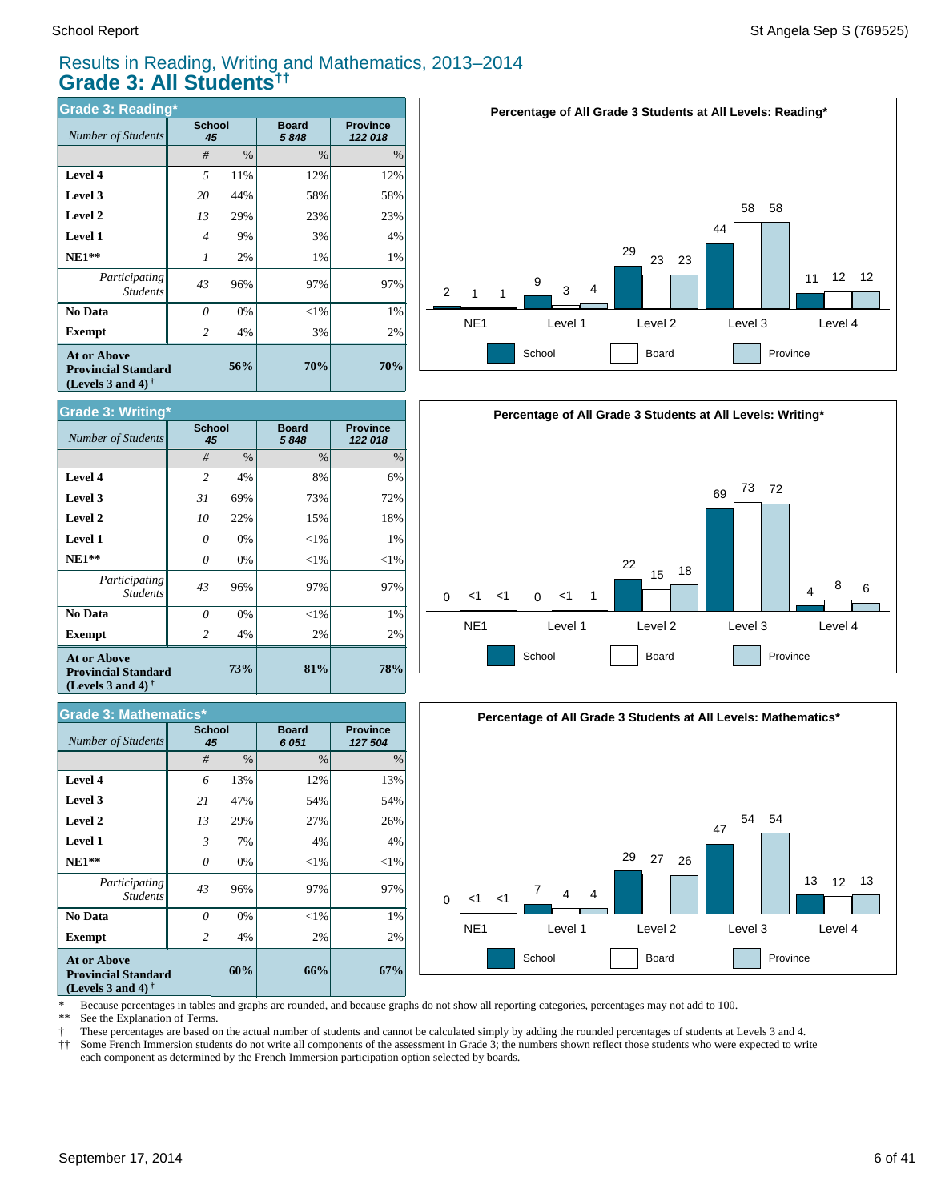# Results in Reading, Writing and Mathematics, 2013–2014

## Grade 3: All Students[††]

### Grade 3: Reading*

| *Number of Students* | School 45 | | Board 5 848 | Province 122 018 |
|---|---|---|---|---|
| | # | % | % | % |
| **Level 4** | 5 | 11% | 12% | 12% |
| **Level 3** | 20 | 44% | 58% | 58% |
| **Level 2** | 13 | 29% | 23% | 23% |
| **Level 1** | 4 | 9% | 3% | 4% |
| **NE1**** | 1 | 2% | 1% | 1% |
| *Participating Students* | 43 | 96% | 97% | 97% |
| **No Data** | 0 | 0% | <1% | 1% |
| **Exempt** | 2 | 4% | 3% | 2% |
| **At or Above Provincial Standard (Levels 3 and 4)** † | | **56%** | **70%** | **70%** |

**Percentage of All Grade 3 Students at All Levels: Reading***

| | NE1 | Level 1 | Level 2 | Level 3 | Level 4 |
|---|---|---|---|---|---|
| School | 2 | 9 | 29 | 44 | 11 |
| Board | 1 | 3 | 23 | 58 | 12 |
| Province | 1 | 4 | 23 | 58 | 12 |

### Grade 3: Writing*

| *Number of Students* | School 45 | | Board 5 848 | Province 122 018 |
|---|---|---|---|---|
| | # | % | % | % |
| **Level 4** | 2 | 4% | 8% | 6% |
| **Level 3** | 31 | 69% | 73% | 72% |
| **Level 2** | 10 | 22% | 15% | 18% |
| **Level 1** | 0 | 0% | <1% | 1% |
| **NE1**** | 0 | 0% | <1% | <1% |
| *Participating Students* | 43 | 96% | 97% | 97% |
| **No Data** | 0 | 0% | <1% | 1% |
| **Exempt** | 2 | 4% | 2% | 2% |
| **At or Above Provincial Standard (Levels 3 and 4)** † | | **73%** | **81%** | **78%** |

**Percentage of All Grade 3 Students at All Levels: Writing***

| | NE1 | Level 1 | Level 2 | Level 3 | Level 4 |
|---|---|---|---|---|---|
| School | 0 | 0 | 22 | 69 | 4 |
| Board | <1 | <1 | 15 | 73 | 8 |
| Province | <1 | 1 | 18 | 72 | 6 |

### Grade 3: Mathematics*

| *Number of Students* | School 45 | | Board 6 051 | Province 127 504 |
|---|---|---|---|---|
| | # | % | % | % |
| **Level 4** | 6 | 13% | 12% | 13% |
| **Level 3** | 21 | 47% | 54% | 54% |
| **Level 2** | 13 | 29% | 27% | 26% |
| **Level 1** | 3 | 7% | 4% | 4% |
| **NE1**** | 0 | 0% | <1% | <1% |
| *Participating Students* | 43 | 96% | 97% | 97% |
| **No Data** | 0 | 0% | <1% | 1% |
| **Exempt** | 2 | 4% | 2% | 2% |
| **At or Above Provincial Standard (Levels 3 and 4)** † | | **60%** | **66%** | **67%** |

**Percentage of All Grade 3 Students at All Levels: Mathematics***

| | NE1 | Level 1 | Level 2 | Level 3 | Level 4 |
|---|---|---|---|---|---|
| School | 0 | 7 | 29 | 47 | 13 |
| Board | <1 | 4 | 27 | 54 | 12 |
| Province | <1 | 4 | 26 | 54 | 13 |

\* Because percentages in tables and graphs are rounded, and because graphs do not show all reporting categories, percentages may not add to 100.

** See the Explanation of Terms.

† These percentages are based on the actual number of students and cannot be calculated simply by adding the rounded percentages of students at Levels 3 and 4.

†† Some French Immersion students do not write all components of the assessment in Grade 3; the numbers shown reflect those students who were expected to write each component as determined by the French Immersion participation option selected by boards.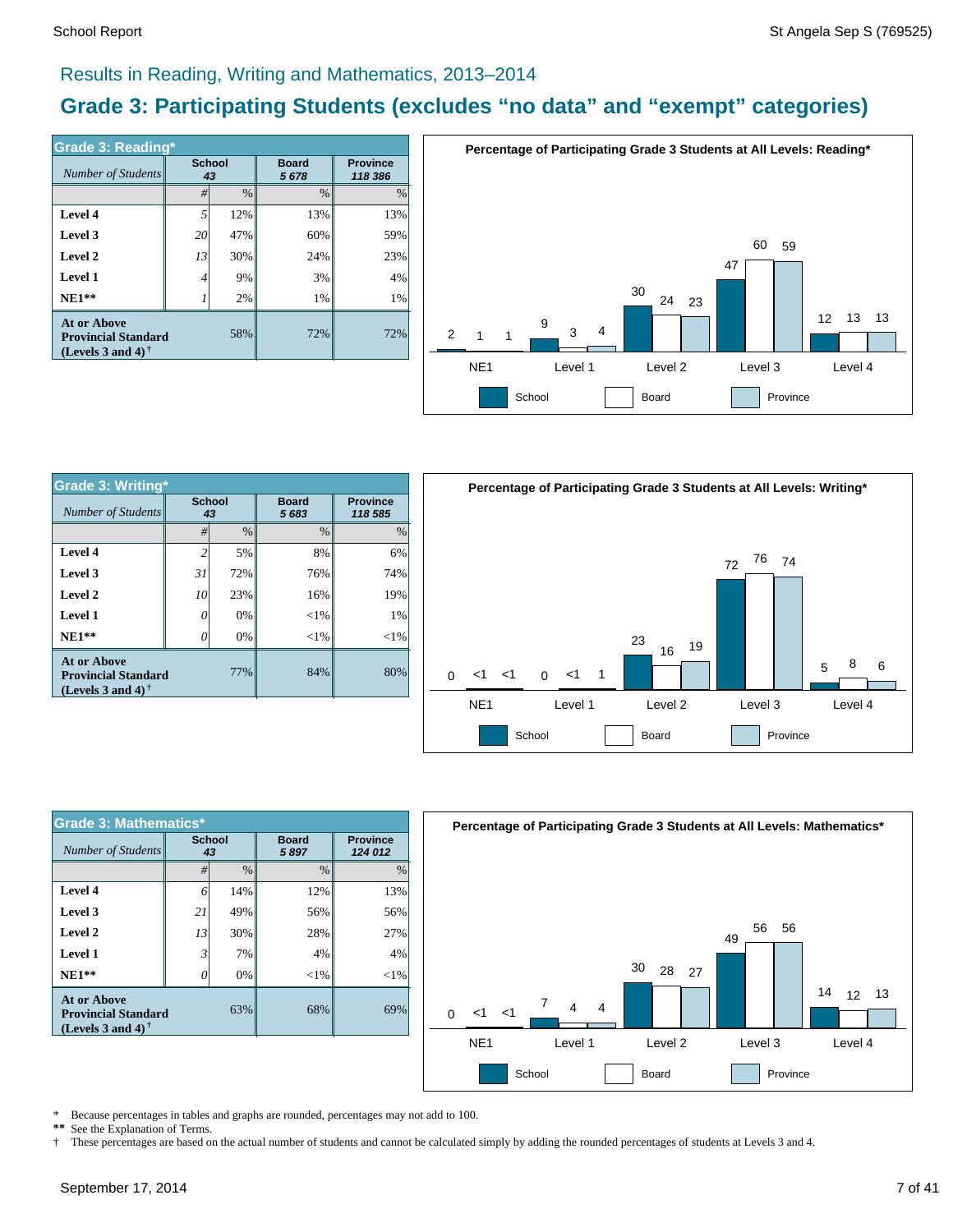## Results in Reading, Writing and Mathematics, 2013–2014

# Grade 3: Participating Students (excludes “no data” and “exempt” categories)

| Grade 3: Reading* | School | | Board | Province |
|---|---|---|---|---|
| *Number of Students* | 43 | | 5 678 | 118 386 |
| | # | % | % | % |
| **Level 4** | 5 | 12% | 13% | 13% |
| **Level 3** | 20 | 47% | 60% | 59% |
| **Level 2** | 13 | 30% | 24% | 23% |
| **Level 1** | 4 | 9% | 3% | 4% |
| **NE1**** | 1 | 2% | 1% | 1% |
| **At or Above Provincial Standard (Levels 3 and 4)** † | | 58% | 72% | 72% |

**Percentage of Participating Grade 3 Students at All Levels: Reading***

| | School | Board | Province |
|---|---|---|---|
| NE1 | 2 | 1 | 1 |
| Level 1 | 9 | 3 | 4 |
| Level 2 | 30 | 24 | 23 |
| Level 3 | 47 | 60 | 59 |
| Level 4 | 12 | 13 | 13 |

| Grade 3: Writing* | School | | Board | Province |
|---|---|---|---|---|
| *Number of Students* | 43 | | 5 683 | 118 585 |
| | # | % | % | % |
| **Level 4** | 2 | 5% | 8% | 6% |
| **Level 3** | 31 | 72% | 76% | 74% |
| **Level 2** | 10 | 23% | 16% | 19% |
| **Level 1** | 0 | 0% | <1% | 1% |
| **NE1**** | 0 | 0% | <1% | <1% |
| **At or Above Provincial Standard (Levels 3 and 4)** † | | 77% | 84% | 80% |

**Percentage of Participating Grade 3 Students at All Levels: Writing***

| | School | Board | Province |
|---|---|---|---|
| NE1 | 0 | <1 | <1 |
| Level 1 | 0 | <1 | 1 |
| Level 2 | 23 | 16 | 19 |
| Level 3 | 72 | 76 | 74 |
| Level 4 | 5 | 8 | 6 |

| Grade 3: Mathematics* | School | | Board | Province |
|---|---|---|---|---|
| *Number of Students* | 43 | | 5 897 | 124 012 |
| | # | % | % | % |
| **Level 4** | 6 | 14% | 12% | 13% |
| **Level 3** | 21 | 49% | 56% | 56% |
| **Level 2** | 13 | 30% | 28% | 27% |
| **Level 1** | 3 | 7% | 4% | 4% |
| **NE1**** | 0 | 0% | <1% | <1% |
| **At or Above Provincial Standard (Levels 3 and 4)** † | | 63% | 68% | 69% |

**Percentage of Participating Grade 3 Students at All Levels: Mathematics***

| | School | Board | Province |
|---|---|---|---|
| NE1 | 0 | <1 | <1 |
| Level 1 | 7 | 4 | 4 |
| Level 2 | 30 | 28 | 27 |
| Level 3 | 49 | 56 | 56 |
| Level 4 | 14 | 12 | 13 |

\* Because percentages in tables and graphs are rounded, percentages may not add to 100.
** See the Explanation of Terms.
† These percentages are based on the actual number of students and cannot be calculated simply by adding the rounded percentages of students at Levels 3 and 4.

September 17, 2014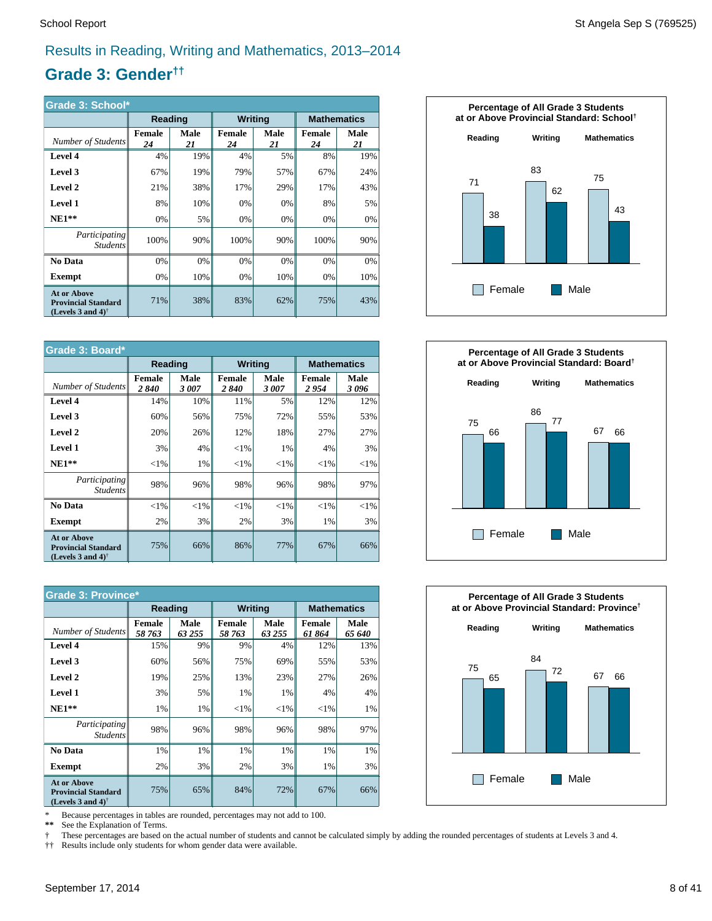# Results in Reading, Writing and Mathematics, 2013–2014

## Grade 3: Gender††

| Grade 3: School* | Reading | | Writing | | Mathematics | |
|---|---|---|---|---|---|---|
| *Number of Students* | Female *24* | Male *21* | Female *24* | Male *21* | Female *24* | Male *21* |
| **Level 4** | 4% | 19% | 4% | 5% | 8% | 19% |
| **Level 3** | 67% | 19% | 79% | 57% | 67% | 24% |
| **Level 2** | 21% | 38% | 17% | 29% | 17% | 43% |
| **Level 1** | 8% | 10% | 0% | 0% | 8% | 5% |
| **NE1**** | 0% | 5% | 0% | 0% | 0% | 0% |
| *Participating Students* | 100% | 90% | 100% | 90% | 100% | 90% |
| **No Data** | 0% | 0% | 0% | 0% | 0% | 0% |
| **Exempt** | 0% | 10% | 0% | 10% | 0% | 10% |
| **At or Above Provincial Standard (Levels 3 and 4)†** | 71% | 38% | 83% | 62% | 75% | 43% |

**Percentage of All Grade 3 Students at or Above Provincial Standard: School†**

| | Female | Male |
|---|---|---|
| Reading | 71 | 38 |
| Writing | 83 | 62 |
| Mathematics | 75 | 43 |

| Grade 3: Board* | Reading | | Writing | | Mathematics | |
|---|---|---|---|---|---|---|
| *Number of Students* | Female *2 840* | Male *3 007* | Female *2 840* | Male *3 007* | Female *2 954* | Male *3 096* |
| **Level 4** | 14% | 10% | 11% | 5% | 12% | 12% |
| **Level 3** | 60% | 56% | 75% | 72% | 55% | 53% |
| **Level 2** | 20% | 26% | 12% | 18% | 27% | 27% |
| **Level 1** | 3% | 4% | <1% | 1% | 4% | 3% |
| **NE1**** | <1% | 1% | <1% | <1% | <1% | <1% |
| *Participating Students* | 98% | 96% | 98% | 96% | 98% | 97% |
| **No Data** | <1% | <1% | <1% | <1% | <1% | <1% |
| **Exempt** | 2% | 3% | 2% | 3% | 1% | 3% |
| **At or Above Provincial Standard (Levels 3 and 4)†** | 75% | 66% | 86% | 77% | 67% | 66% |

**Percentage of All Grade 3 Students at or Above Provincial Standard: Board†**

| | Female | Male |
|---|---|---|
| Reading | 75 | 66 |
| Writing | 86 | 77 |
| Mathematics | 67 | 66 |

| Grade 3: Province* | Reading | | Writing | | Mathematics | |
|---|---|---|---|---|---|---|
| *Number of Students* | Female *58 763* | Male *63 255* | Female *58 763* | Male *63 255* | Female *61 864* | Male *65 640* |
| **Level 4** | 15% | 9% | 9% | 4% | 12% | 13% |
| **Level 3** | 60% | 56% | 75% | 69% | 55% | 53% |
| **Level 2** | 19% | 25% | 13% | 23% | 27% | 26% |
| **Level 1** | 3% | 5% | 1% | 1% | 4% | 4% |
| **NE1**** | 1% | 1% | <1% | <1% | <1% | 1% |
| *Participating Students* | 98% | 96% | 98% | 96% | 98% | 97% |
| **No Data** | 1% | 1% | 1% | 1% | 1% | 1% |
| **Exempt** | 2% | 3% | 2% | 3% | 1% | 3% |
| **At or Above Provincial Standard (Levels 3 and 4)†** | 75% | 65% | 84% | 72% | 67% | 66% |

**Percentage of All Grade 3 Students at or Above Provincial Standard: Province†**

| | Female | Male |
|---|---|---|
| Reading | 75 | 65 |
| Writing | 84 | 72 |
| Mathematics | 67 | 66 |

\* Because percentages in tables are rounded, percentages may not add to 100.

** See the Explanation of Terms.

† These percentages are based on the actual number of students and cannot be calculated simply by adding the rounded percentages of students at Levels 3 and 4.

†† Results include only students for whom gender data were available.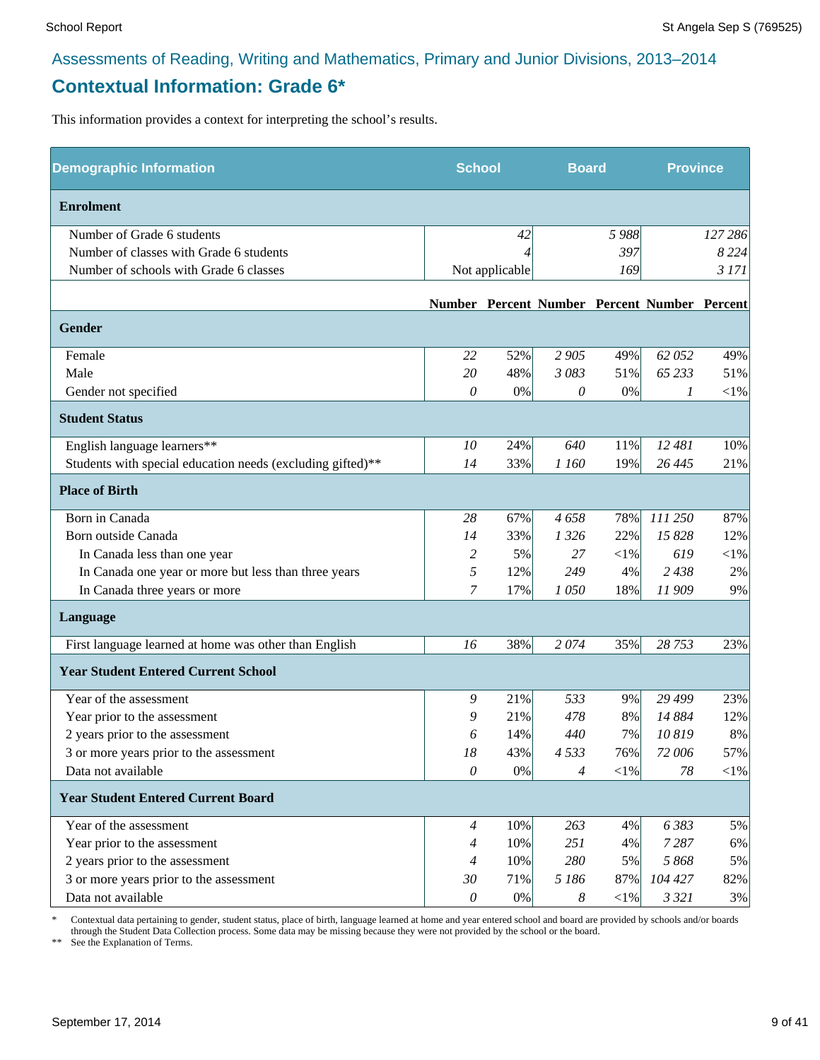Assessments of Reading, Writing and Mathematics, Primary and Junior Divisions, 2013–2014

## Contextual Information: Grade 6*

This information provides a context for interpreting the school's results.

| Demographic Information | School | | Board | | Province | |
|---|---|---|---|---|---|---|
| **Enrolment** | | | | | | |
| Number of Grade 6 students | 42 | | 5 988 | | 127 286 | |
| Number of classes with Grade 6 students | 4 | | 397 | | 8 224 | |
| Number of schools with Grade 6 classes | Not applicable | | 169 | | 3 171 | |
| | **Number** | **Percent** | **Number** | **Percent** | **Number** | **Percent** |
| **Gender** | | | | | | |
| Female | 22 | 52% | 2 905 | 49% | 62 052 | 49% |
| Male | 20 | 48% | 3 083 | 51% | 65 233 | 51% |
| Gender not specified | 0 | 0% | 0 | 0% | 1 | <1% |
| **Student Status** | | | | | | |
| English language learners** | 10 | 24% | 640 | 11% | 12 481 | 10% |
| Students with special education needs (excluding gifted)** | 14 | 33% | 1 160 | 19% | 26 445 | 21% |
| **Place of Birth** | | | | | | |
| Born in Canada | 28 | 67% | 4 658 | 78% | 111 250 | 87% |
| Born outside Canada | 14 | 33% | 1 326 | 22% | 15 828 | 12% |
| In Canada less than one year | 2 | 5% | 27 | <1% | 619 | <1% |
| In Canada one year or more but less than three years | 5 | 12% | 249 | 4% | 2 438 | 2% |
| In Canada three years or more | 7 | 17% | 1 050 | 18% | 11 909 | 9% |
| **Language** | | | | | | |
| First language learned at home was other than English | 16 | 38% | 2 074 | 35% | 28 753 | 23% |
| **Year Student Entered Current School** | | | | | | |
| Year of the assessment | 9 | 21% | 533 | 9% | 29 499 | 23% |
| Year prior to the assessment | 9 | 21% | 478 | 8% | 14 884 | 12% |
| 2 years prior to the assessment | 6 | 14% | 440 | 7% | 10 819 | 8% |
| 3 or more years prior to the assessment | 18 | 43% | 4 533 | 76% | 72 006 | 57% |
| Data not available | 0 | 0% | 4 | <1% | 78 | <1% |
| **Year Student Entered Current Board** | | | | | | |
| Year of the assessment | 4 | 10% | 263 | 4% | 6 383 | 5% |
| Year prior to the assessment | 4 | 10% | 251 | 4% | 7 287 | 6% |
| 2 years prior to the assessment | 4 | 10% | 280 | 5% | 5 868 | 5% |
| 3 or more years prior to the assessment | 30 | 71% | 5 186 | 87% | 104 427 | 82% |
| Data not available | 0 | 0% | 8 | <1% | 3 321 | 3% |

\* Contextual data pertaining to gender, student status, place of birth, language learned at home and year entered school and board are provided by schools and/or boards through the Student Data Collection process. Some data may be missing because they were not provided by the school or the board.

** See the Explanation of Terms.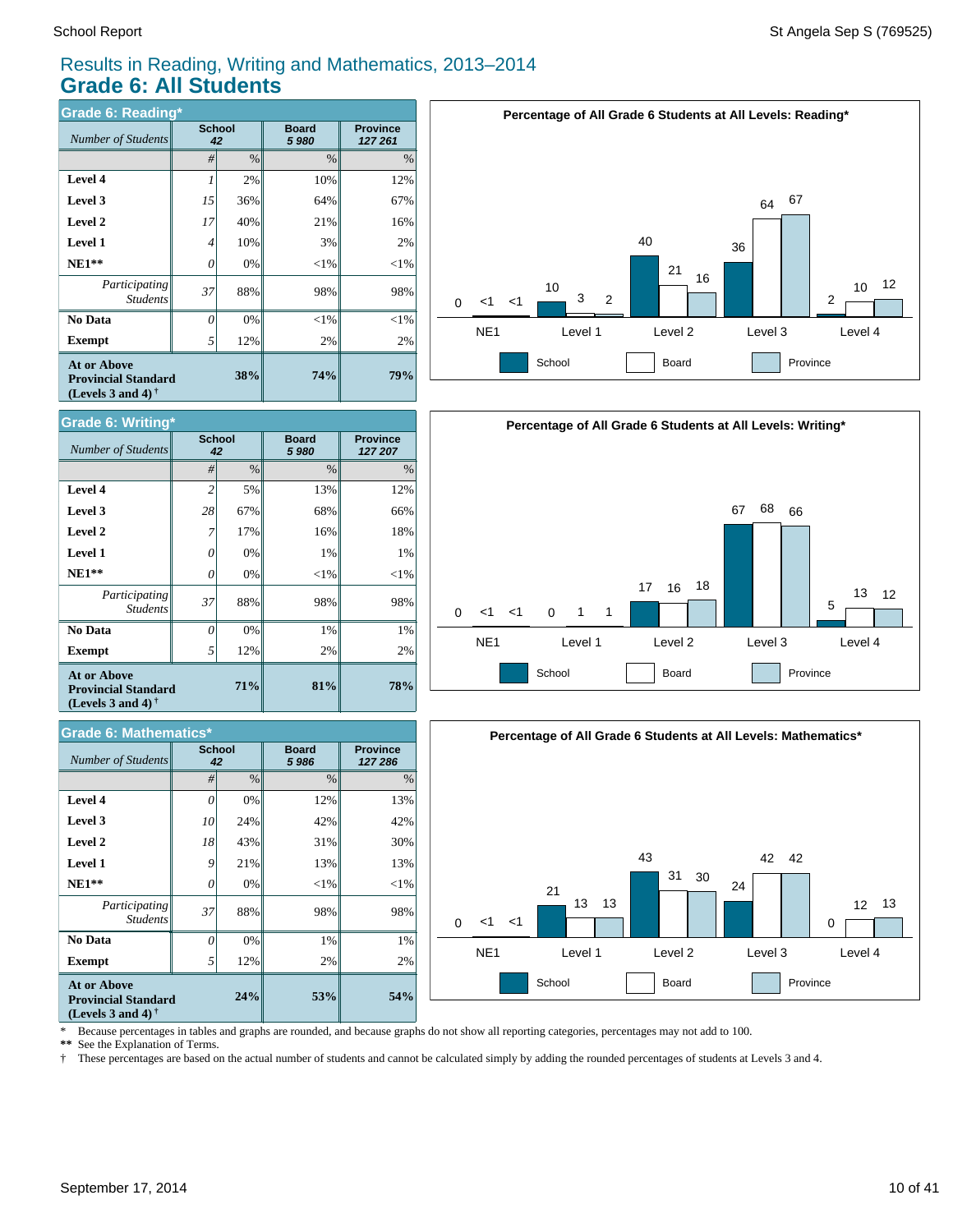# Results in Reading, Writing and Mathematics, 2013–2014

## Grade 6: All Students

### Grade 6: Reading*

| *Number of Students* | School 42 # | School 42 % | Board 5 980 % | Province 127 261 % |
|---|---|---|---|---|
| **Level 4** | *1* | 2% | 10% | 12% |
| **Level 3** | *15* | 36% | 64% | 67% |
| **Level 2** | *17* | 40% | 21% | 16% |
| **Level 1** | *4* | 10% | 3% | 2% |
| **NE1**** | *0* | 0% | <1% | <1% |
| *Participating Students* | *37* | 88% | 98% | 98% |
| **No Data** | *0* | 0% | <1% | <1% |
| **Exempt** | *5* | 12% | 2% | 2% |
| **At or Above Provincial Standard (Levels 3 and 4) †** | | **38%** | **74%** | **79%** |

**Percentage of All Grade 6 Students at All Levels: Reading***

| | NE1 | Level 1 | Level 2 | Level 3 | Level 4 |
|---|---|---|---|---|---|
| School | 0 | 10 | 40 | 36 | 2 |
| Board | <1 | 3 | 21 | 64 | 10 |
| Province | <1 | 2 | 16 | 67 | 12 |

### Grade 6: Writing*

| *Number of Students* | School 42 # | School 42 % | Board 5 980 % | Province 127 207 % |
|---|---|---|---|---|
| **Level 4** | *2* | 5% | 13% | 12% |
| **Level 3** | *28* | 67% | 68% | 66% |
| **Level 2** | *7* | 17% | 16% | 18% |
| **Level 1** | *0* | 0% | 1% | 1% |
| **NE1**** | *0* | 0% | <1% | <1% |
| *Participating Students* | *37* | 88% | 98% | 98% |
| **No Data** | *0* | 0% | 1% | 1% |
| **Exempt** | *5* | 12% | 2% | 2% |
| **At or Above Provincial Standard (Levels 3 and 4) †** | | **71%** | **81%** | **78%** |

**Percentage of All Grade 6 Students at All Levels: Writing***

| | NE1 | Level 1 | Level 2 | Level 3 | Level 4 |
|---|---|---|---|---|---|
| School | 0 | 0 | 17 | 67 | 5 |
| Board | <1 | 1 | 16 | 68 | 13 |
| Province | <1 | 1 | 18 | 66 | 12 |

### Grade 6: Mathematics*

| *Number of Students* | School 42 # | School 42 % | Board 5 986 % | Province 127 286 % |
|---|---|---|---|---|
| **Level 4** | *0* | 0% | 12% | 13% |
| **Level 3** | *10* | 24% | 42% | 42% |
| **Level 2** | *18* | 43% | 31% | 30% |
| **Level 1** | *9* | 21% | 13% | 13% |
| **NE1**** | *0* | 0% | <1% | <1% |
| *Participating Students* | *37* | 88% | 98% | 98% |
| **No Data** | *0* | 0% | 1% | 1% |
| **Exempt** | *5* | 12% | 2% | 2% |
| **At or Above Provincial Standard (Levels 3 and 4) †** | | **24%** | **53%** | **54%** |

**Percentage of All Grade 6 Students at All Levels: Mathematics***

| | NE1 | Level 1 | Level 2 | Level 3 | Level 4 |
|---|---|---|---|---|---|
| School | 0 | 21 | 43 | 24 | 0 |
| Board | <1 | 13 | 31 | 42 | 12 |
| Province | <1 | 13 | 30 | 42 | 13 |

\* Because percentages in tables and graphs are rounded, and because graphs do not show all reporting categories, percentages may not add to 100.
** See the Explanation of Terms.
† These percentages are based on the actual number of students and cannot be calculated simply by adding the rounded percentages of students at Levels 3 and 4.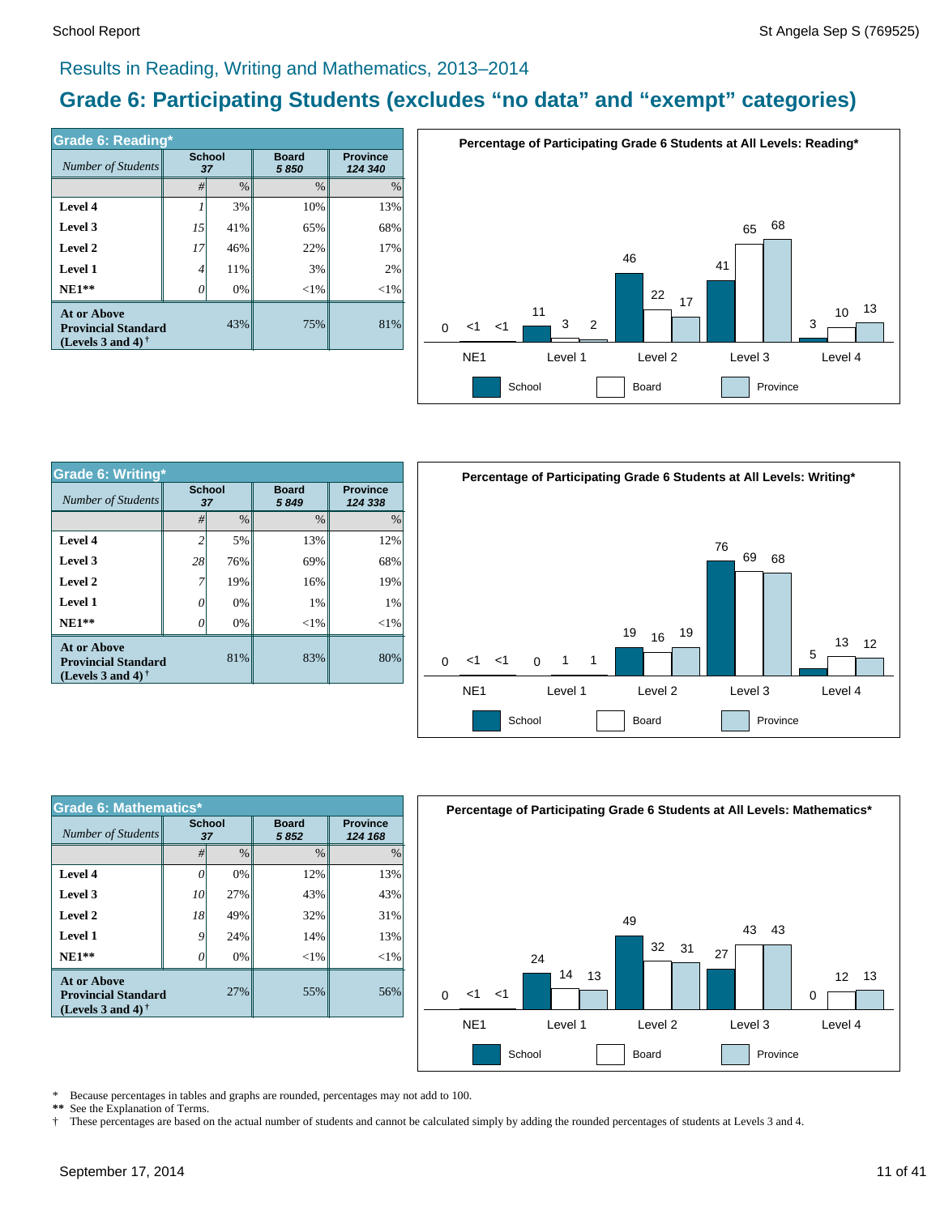## Results in Reading, Writing and Mathematics, 2013–2014

# Grade 6: Participating Students (excludes “no data” and “exempt” categories)

| Grade 6: Reading* | School | | Board | Province |
|---|---|---|---|---|
| *Number of Students* | 37 | | 5 850 | 124 340 |
| | # | % | % | % |
| **Level 4** | 1 | 3% | 10% | 13% |
| **Level 3** | 15 | 41% | 65% | 68% |
| **Level 2** | 17 | 46% | 22% | 17% |
| **Level 1** | 4 | 11% | 3% | 2% |
| **NE1**** | 0 | 0% | <1% | <1% |
| **At or Above Provincial Standard (Levels 3 and 4)** † | | 43% | 75% | 81% |

**Percentage of Participating Grade 6 Students at All Levels: Reading***

| | NE1 | Level 1 | Level 2 | Level 3 | Level 4 |
|---|---|---|---|---|---|
| School | 0 | 11 | 46 | 41 | 3 |
| Board | <1 | 3 | 22 | 65 | 10 |
| Province | <1 | 2 | 17 | 68 | 13 |

| Grade 6: Writing* | School | | Board | Province |
|---|---|---|---|---|
| *Number of Students* | 37 | | 5 849 | 124 338 |
| | # | % | % | % |
| **Level 4** | 2 | 5% | 13% | 12% |
| **Level 3** | 28 | 76% | 69% | 68% |
| **Level 2** | 7 | 19% | 16% | 19% |
| **Level 1** | 0 | 0% | 1% | 1% |
| **NE1**** | 0 | 0% | <1% | <1% |
| **At or Above Provincial Standard (Levels 3 and 4)** † | | 81% | 83% | 80% |

**Percentage of Participating Grade 6 Students at All Levels: Writing***

| | NE1 | Level 1 | Level 2 | Level 3 | Level 4 |
|---|---|---|---|---|---|
| School | 0 | 0 | 19 | 76 | 5 |
| Board | <1 | 1 | 16 | 69 | 13 |
| Province | <1 | 1 | 19 | 68 | 12 |

| Grade 6: Mathematics* | School | | Board | Province |
|---|---|---|---|---|
| *Number of Students* | 37 | | 5 852 | 124 168 |
| | # | % | % | % |
| **Level 4** | 0 | 0% | 12% | 13% |
| **Level 3** | 10 | 27% | 43% | 43% |
| **Level 2** | 18 | 49% | 32% | 31% |
| **Level 1** | 9 | 24% | 14% | 13% |
| **NE1**** | 0 | 0% | <1% | <1% |
| **At or Above Provincial Standard (Levels 3 and 4)** † | | 27% | 55% | 56% |

**Percentage of Participating Grade 6 Students at All Levels: Mathematics***

| | NE1 | Level 1 | Level 2 | Level 3 | Level 4 |
|---|---|---|---|---|---|
| School | 0 | 24 | 49 | 27 | 0 |
| Board | <1 | 14 | 32 | 43 | 12 |
| Province | <1 | 13 | 31 | 43 | 13 |

\* Because percentages in tables and graphs are rounded, percentages may not add to 100.

** See the Explanation of Terms.

† These percentages are based on the actual number of students and cannot be calculated simply by adding the rounded percentages of students at Levels 3 and 4.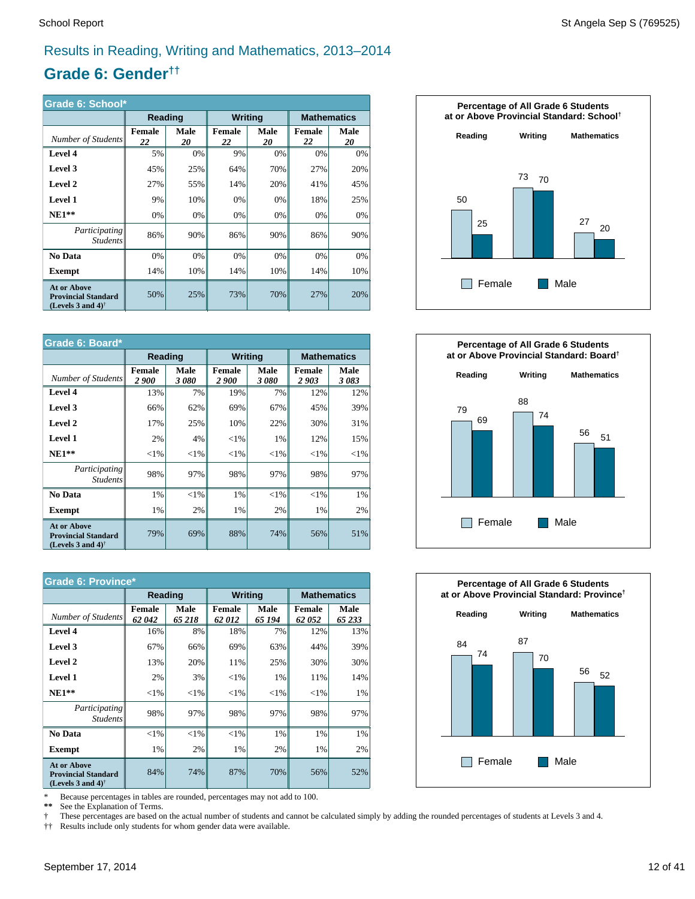## Results in Reading, Writing and Mathematics, 2013–2014

# Grade 6: Gender[††]

| Grade 6: School* | Reading | | Writing | | Mathematics | |
|---|---|---|---|---|---|---|
| *Number of Students* | Female *22* | Male *20* | Female *22* | Male *20* | Female *22* | Male *20* |
| **Level 4** | 5% | 0% | 9% | 0% | 0% | 0% |
| **Level 3** | 45% | 25% | 64% | 70% | 27% | 20% |
| **Level 2** | 27% | 55% | 14% | 20% | 41% | 45% |
| **Level 1** | 9% | 10% | 0% | 0% | 18% | 25% |
| **NE1**** | 0% | 0% | 0% | 0% | 0% | 0% |
| *Participating Students* | 86% | 90% | 86% | 90% | 86% | 90% |
| **No Data** | 0% | 0% | 0% | 0% | 0% | 0% |
| **Exempt** | 14% | 10% | 14% | 10% | 14% | 10% |
| **At or Above Provincial Standard (Levels 3 and 4)[†]** | 50% | 25% | 73% | 70% | 27% | 20% |

**Percentage of All Grade 6 Students at or Above Provincial Standard: School[†]**

| | Reading | Writing | Mathematics |
|---|---|---|---|
| Female | 50 | 73 | 27 |
| Male | 25 | 70 | 20 |

| Grade 6: Board* | Reading | | Writing | | Mathematics | |
|---|---|---|---|---|---|---|
| *Number of Students* | Female *2 900* | Male *3 080* | Female *2 900* | Male *3 080* | Female *2 903* | Male *3 083* |
| **Level 4** | 13% | 7% | 19% | 7% | 12% | 12% |
| **Level 3** | 66% | 62% | 69% | 67% | 45% | 39% |
| **Level 2** | 17% | 25% | 10% | 22% | 30% | 31% |
| **Level 1** | 2% | 4% | <1% | 1% | 12% | 15% |
| **NE1**** | <1% | <1% | <1% | <1% | <1% | <1% |
| *Participating Students* | 98% | 97% | 98% | 97% | 98% | 97% |
| **No Data** | 1% | <1% | 1% | <1% | <1% | 1% |
| **Exempt** | 1% | 2% | 1% | 2% | 1% | 2% |
| **At or Above Provincial Standard (Levels 3 and 4)[†]** | 79% | 69% | 88% | 74% | 56% | 51% |

**Percentage of All Grade 6 Students at or Above Provincial Standard: Board[†]**

| | Reading | Writing | Mathematics |
|---|---|---|---|
| Female | 79 | 88 | 56 |
| Male | 69 | 74 | 51 |

| Grade 6: Province* | Reading | | Writing | | Mathematics | |
|---|---|---|---|---|---|---|
| *Number of Students* | Female *62 042* | Male *65 218* | Female *62 012* | Male *65 194* | Female *62 052* | Male *65 233* |
| **Level 4** | 16% | 8% | 18% | 7% | 12% | 13% |
| **Level 3** | 67% | 66% | 69% | 63% | 44% | 39% |
| **Level 2** | 13% | 20% | 11% | 25% | 30% | 30% |
| **Level 1** | 2% | 3% | <1% | 1% | 11% | 14% |
| **NE1**** | <1% | <1% | <1% | <1% | <1% | 1% |
| *Participating Students* | 98% | 97% | 98% | 97% | 98% | 97% |
| **No Data** | <1% | <1% | <1% | 1% | 1% | 1% |
| **Exempt** | 1% | 2% | 1% | 2% | 1% | 2% |
| **At or Above Provincial Standard (Levels 3 and 4)[†]** | 84% | 74% | 87% | 70% | 56% | 52% |

**Percentage of All Grade 6 Students at or Above Provincial Standard: Province[†]**

| | Reading | Writing | Mathematics |
|---|---|---|---|
| Female | 84 | 87 | 56 |
| Male | 74 | 70 | 52 |

\* Because percentages in tables are rounded, percentages may not add to 100.
** See the Explanation of Terms.
† These percentages are based on the actual number of students and cannot be calculated simply by adding the rounded percentages of students at Levels 3 and 4.
†† Results include only students for whom gender data were available.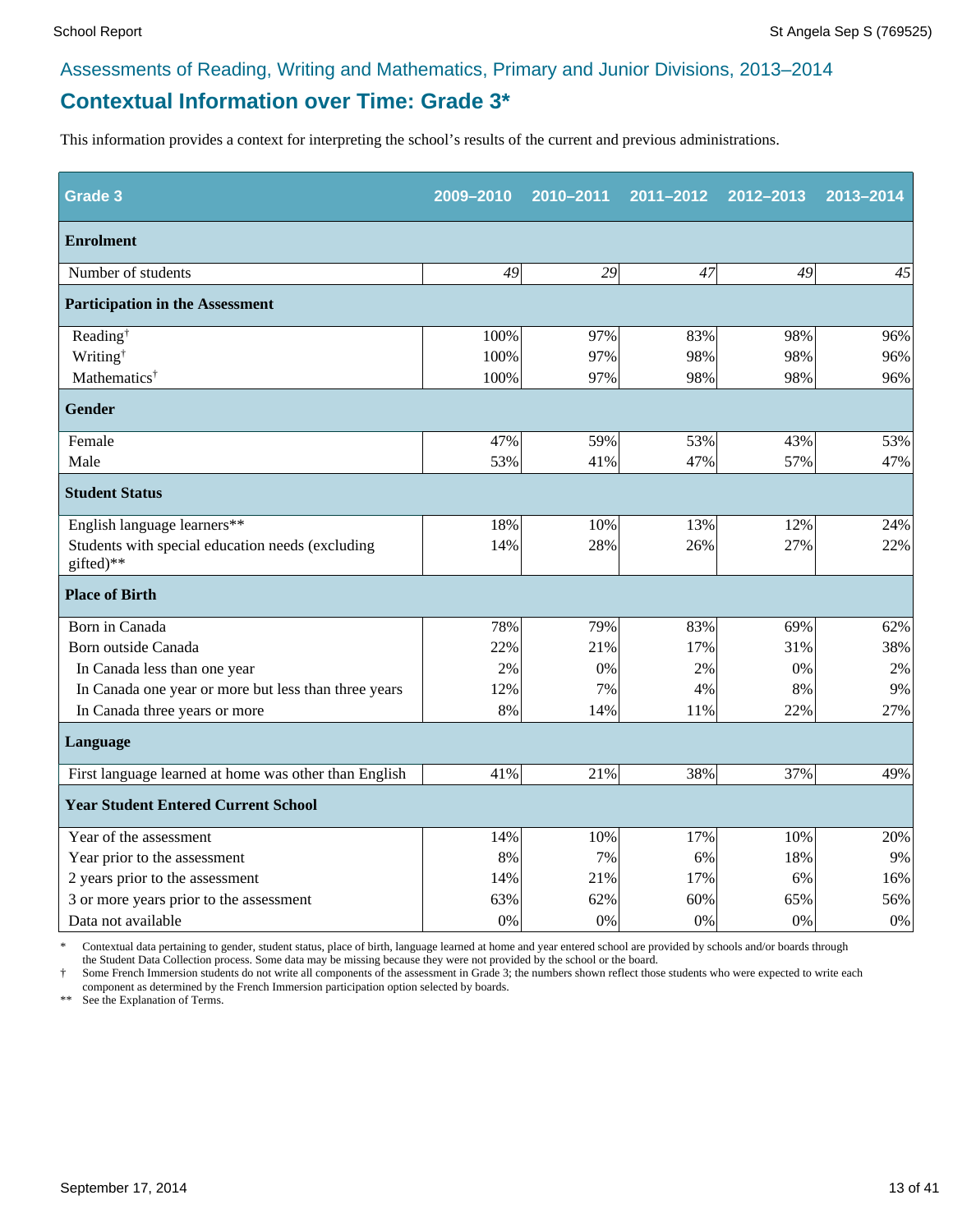## Assessments of Reading, Writing and Mathematics, Primary and Junior Divisions, 2013–2014

# Contextual Information over Time: Grade 3*

This information provides a context for interpreting the school's results of the current and previous administrations.

| Grade 3 | 2009–2010 | 2010–2011 | 2011–2012 | 2012–2013 | 2013–2014 |
|---|---|---|---|---|---|
| **Enrolment** | | | | | |
| Number of students | *49* | *29* | *47* | *49* | *45* |
| **Participation in the Assessment** | | | | | |
| Reading† | 100% | 97% | 83% | 98% | 96% |
| Writing† | 100% | 97% | 98% | 98% | 96% |
| Mathematics† | 100% | 97% | 98% | 98% | 96% |
| **Gender** | | | | | |
| Female | 47% | 59% | 53% | 43% | 53% |
| Male | 53% | 41% | 47% | 57% | 47% |
| **Student Status** | | | | | |
| English language learners** | 18% | 10% | 13% | 12% | 24% |
| Students with special education needs (excluding gifted)** | 14% | 28% | 26% | 27% | 22% |
| **Place of Birth** | | | | | |
| Born in Canada | 78% | 79% | 83% | 69% | 62% |
| Born outside Canada | 22% | 21% | 17% | 31% | 38% |
| In Canada less than one year | 2% | 0% | 2% | 0% | 2% |
| In Canada one year or more but less than three years | 12% | 7% | 4% | 8% | 9% |
| In Canada three years or more | 8% | 14% | 11% | 22% | 27% |
| **Language** | | | | | |
| First language learned at home was other than English | 41% | 21% | 38% | 37% | 49% |
| **Year Student Entered Current School** | | | | | |
| Year of the assessment | 14% | 10% | 17% | 10% | 20% |
| Year prior to the assessment | 8% | 7% | 6% | 18% | 9% |
| 2 years prior to the assessment | 14% | 21% | 17% | 6% | 16% |
| 3 or more years prior to the assessment | 63% | 62% | 60% | 65% | 56% |
| Data not available | 0% | 0% | 0% | 0% | 0% |

\* Contextual data pertaining to gender, student status, place of birth, language learned at home and year entered school are provided by schools and/or boards through the Student Data Collection process. Some data may be missing because they were not provided by the school or the board.

† Some French Immersion students do not write all components of the assessment in Grade 3; the numbers shown reflect those students who were expected to write each component as determined by the French Immersion participation option selected by boards.

** See the Explanation of Terms.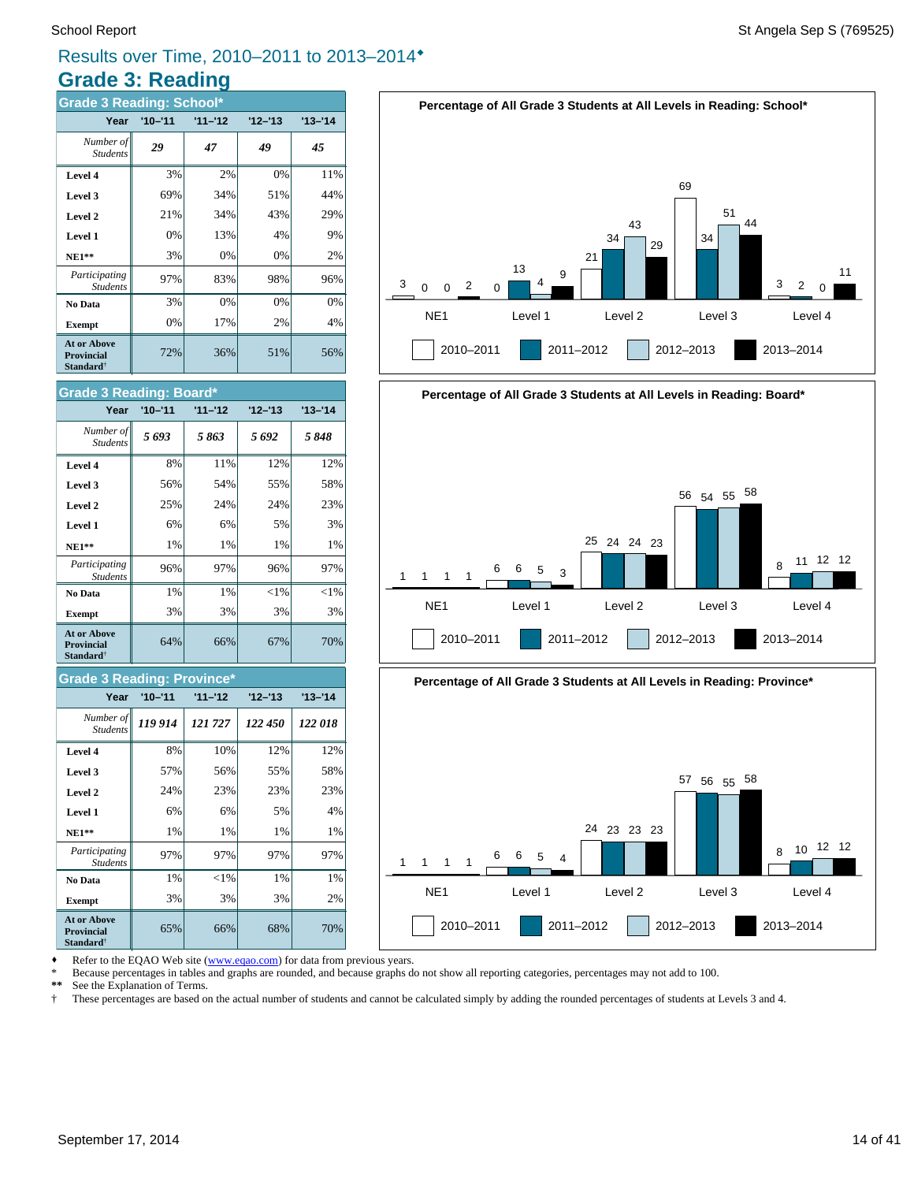# Results over Time, 2010–2011 to 2013–2014♦

## Grade 3: Reading

### Grade 3 Reading: School*

| Year | '10–'11 | '11–'12 | '12–'13 | '13–'14 |
|---|---|---|---|---|
| *Number of Students* | ***29*** | ***47*** | ***49*** | ***45*** |
| **Level 4** | 3% | 2% | 0% | 11% |
| **Level 3** | 69% | 34% | 51% | 44% |
| **Level 2** | 21% | 34% | 43% | 29% |
| **Level 1** | 0% | 13% | 4% | 9% |
| **NE1**** | 3% | 0% | 0% | 2% |
| *Participating Students* | 97% | 83% | 98% | 96% |
| **No Data** | 3% | 0% | 0% | 0% |
| **Exempt** | 0% | 17% | 2% | 4% |
| **At or Above Provincial Standard†** | 72% | 36% | 51% | 56% |

**Percentage of All Grade 3 Students at All Levels in Reading: School***

| | 2010–2011 | 2011–2012 | 2012–2013 | 2013–2014 |
|---|---|---|---|---|
| NE1 | 3 | 0 | 0 | 2 |
| Level 1 | 0 | 13 | 4 | 9 |
| Level 2 | 21 | 34 | 43 | 29 |
| Level 3 | 69 | 34 | 51 | 44 |
| Level 4 | 3 | 2 | 0 | 11 |

### Grade 3 Reading: Board*

| Year | '10–'11 | '11–'12 | '12–'13 | '13–'14 |
|---|---|---|---|---|
| *Number of Students* | ***5 693*** | ***5 863*** | ***5 692*** | ***5 848*** |
| **Level 4** | 8% | 11% | 12% | 12% |
| **Level 3** | 56% | 54% | 55% | 58% |
| **Level 2** | 25% | 24% | 24% | 23% |
| **Level 1** | 6% | 6% | 5% | 3% |
| **NE1**** | 1% | 1% | 1% | 1% |
| *Participating Students* | 96% | 97% | 96% | 97% |
| **No Data** | 1% | 1% | <1% | <1% |
| **Exempt** | 3% | 3% | 3% | 3% |
| **At or Above Provincial Standard†** | 64% | 66% | 67% | 70% |

**Percentage of All Grade 3 Students at All Levels in Reading: Board***

| | 2010–2011 | 2011–2012 | 2012–2013 | 2013–2014 |
|---|---|---|---|---|
| NE1 | 1 | 1 | 1 | 1 |
| Level 1 | 6 | 6 | 5 | 3 |
| Level 2 | 25 | 24 | 24 | 23 |
| Level 3 | 56 | 54 | 55 | 58 |
| Level 4 | 8 | 11 | 12 | 12 |

### Grade 3 Reading: Province*

| Year | '10–'11 | '11–'12 | '12–'13 | '13–'14 |
|---|---|---|---|---|
| *Number of Students* | ***119 914*** | ***121 727*** | ***122 450*** | ***122 018*** |
| **Level 4** | 8% | 10% | 12% | 12% |
| **Level 3** | 57% | 56% | 55% | 58% |
| **Level 2** | 24% | 23% | 23% | 23% |
| **Level 1** | 6% | 6% | 5% | 4% |
| **NE1**** | 1% | 1% | 1% | 1% |
| *Participating Students* | 97% | 97% | 97% | 97% |
| **No Data** | 1% | <1% | 1% | 1% |
| **Exempt** | 3% | 3% | 3% | 2% |
| **At or Above Provincial Standard†** | 65% | 66% | 68% | 70% |

**Percentage of All Grade 3 Students at All Levels in Reading: Province***

| | 2010–2011 | 2011–2012 | 2012–2013 | 2013–2014 |
|---|---|---|---|---|
| NE1 | 1 | 1 | 1 | 1 |
| Level 1 | 6 | 6 | 5 | 4 |
| Level 2 | 24 | 23 | 23 | 23 |
| Level 3 | 57 | 56 | 55 | 58 |
| Level 4 | 8 | 10 | 12 | 12 |

♦ Refer to the EQAO Web site (www.eqao.com) for data from previous years.
* Because percentages in tables and graphs are rounded, and because graphs do not show all reporting categories, percentages may not add to 100.
** See the Explanation of Terms.
† These percentages are based on the actual number of students and cannot be calculated simply by adding the rounded percentages of students at Levels 3 and 4.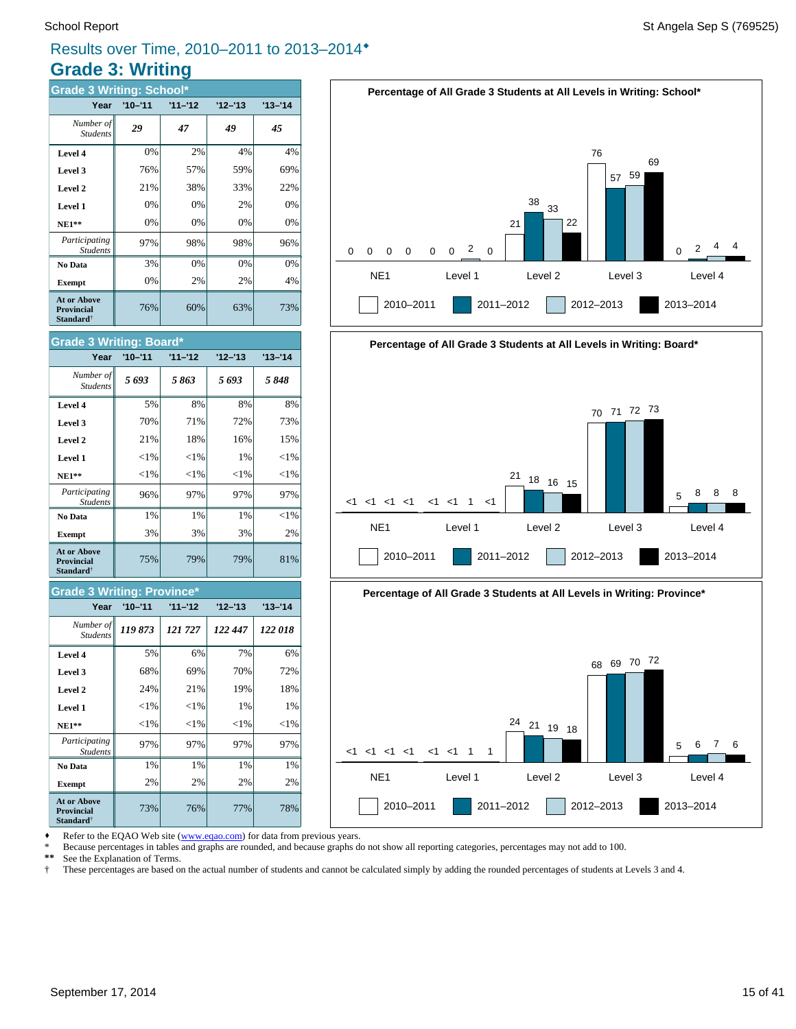# Results over Time, 2010–2011 to 2013–2014♦

## Grade 3: Writing

### Grade 3 Writing: School*

| Year | '10–'11 | '11–'12 | '12–'13 | '13–'14 |
|---|---|---|---|---|
| *Number of Students* | *29* | *47* | *49* | *45* |
| **Level 4** | 0% | 2% | 4% | 4% |
| **Level 3** | 76% | 57% | 59% | 69% |
| **Level 2** | 21% | 38% | 33% | 22% |
| **Level 1** | 0% | 0% | 2% | 0% |
| **NE1**** | 0% | 0% | 0% | 0% |
| *Participating Students* | 97% | 98% | 98% | 96% |
| **No Data** | 3% | 0% | 0% | 0% |
| **Exempt** | 0% | 2% | 2% | 4% |
| **At or Above Provincial Standard†** | 76% | 60% | 63% | 73% |

### Grade 3 Writing: Board*

| Year | '10–'11 | '11–'12 | '12–'13 | '13–'14 |
|---|---|---|---|---|
| *Number of Students* | *5 693* | *5 863* | *5 693* | *5 848* |
| **Level 4** | 5% | 8% | 8% | 8% |
| **Level 3** | 70% | 71% | 72% | 73% |
| **Level 2** | 21% | 18% | 16% | 15% |
| **Level 1** | <1% | <1% | 1% | <1% |
| **NE1**** | <1% | <1% | <1% | <1% |
| *Participating Students* | 96% | 97% | 97% | 97% |
| **No Data** | 1% | 1% | 1% | <1% |
| **Exempt** | 3% | 3% | 3% | 2% |
| **At or Above Provincial Standard†** | 75% | 79% | 79% | 81% |

### Grade 3 Writing: Province*

| Year | '10–'11 | '11–'12 | '12–'13 | '13–'14 |
|---|---|---|---|---|
| *Number of Students* | *119 873* | *121 727* | *122 447* | *122 018* |
| **Level 4** | 5% | 6% | 7% | 6% |
| **Level 3** | 68% | 69% | 70% | 72% |
| **Level 2** | 24% | 21% | 19% | 18% |
| **Level 1** | <1% | <1% | 1% | 1% |
| **NE1**** | <1% | <1% | <1% | <1% |
| *Participating Students* | 97% | 97% | 97% | 97% |
| **No Data** | 1% | 1% | 1% | 1% |
| **Exempt** | 2% | 2% | 2% | 2% |
| **At or Above Provincial Standard†** | 73% | 76% | 77% | 78% |

**Percentage of All Grade 3 Students at All Levels in Writing: School***

| | 2010–2011 | 2011–2012 | 2012–2013 | 2013–2014 |
|---|---|---|---|---|
| NE1 | 0 | 0 | 0 | 0 |
| Level 1 | 0 | 0 | 2 | 0 |
| Level 2 | 21 | 38 | 33 | 22 |
| Level 3 | 76 | 57 | 59 | 69 |
| Level 4 | 0 | 2 | 4 | 4 |

**Percentage of All Grade 3 Students at All Levels in Writing: Board***

| | 2010–2011 | 2011–2012 | 2012–2013 | 2013–2014 |
|---|---|---|---|---|
| NE1 | <1 | <1 | <1 | <1 |
| Level 1 | <1 | <1 | 1 | <1 |
| Level 2 | 21 | 18 | 16 | 15 |
| Level 3 | 70 | 71 | 72 | 73 |
| Level 4 | 5 | 8 | 8 | 8 |

**Percentage of All Grade 3 Students at All Levels in Writing: Province***

| | 2010–2011 | 2011–2012 | 2012–2013 | 2013–2014 |
|---|---|---|---|---|
| NE1 | <1 | <1 | <1 | <1 |
| Level 1 | <1 | <1 | 1 | 1 |
| Level 2 | 24 | 21 | 19 | 18 |
| Level 3 | 68 | 69 | 70 | 72 |
| Level 4 | 5 | 6 | 7 | 6 |

♦ Refer to the EQAO Web site (www.eqao.com) for data from previous years.
* Because percentages in tables and graphs are rounded, and because graphs do not show all reporting categories, percentages may not add to 100.
** See the Explanation of Terms.
† These percentages are based on the actual number of students and cannot be calculated simply by adding the rounded percentages of students at Levels 3 and 4.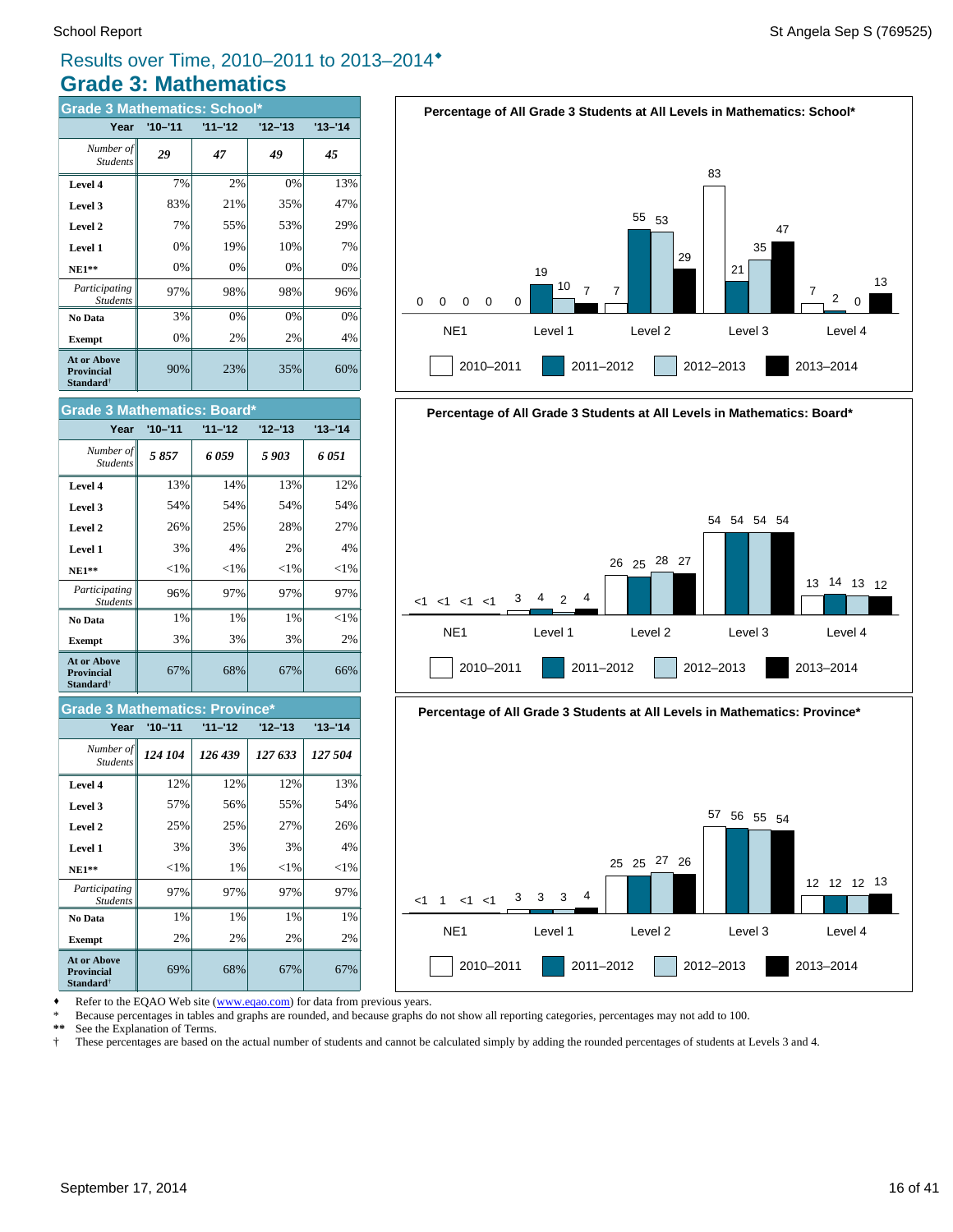# Results over Time, 2010–2011 to 2013–2014♦

## Grade 3: Mathematics

### Grade 3 Mathematics: School*

| Year | '10–'11 | '11–'12 | '12–'13 | '13–'14 |
|---|---|---|---|---|
| *Number of Students* | *29* | *47* | *49* | *45* |
| **Level 4** | 7% | 2% | 0% | 13% |
| **Level 3** | 83% | 21% | 35% | 47% |
| **Level 2** | 7% | 55% | 53% | 29% |
| **Level 1** | 0% | 19% | 10% | 7% |
| **NE1**** | 0% | 0% | 0% | 0% |
| *Participating Students* | 97% | 98% | 98% | 96% |
| **No Data** | 3% | 0% | 0% | 0% |
| **Exempt** | 0% | 2% | 2% | 4% |
| **At or Above Provincial Standard†** | 90% | 23% | 35% | 60% |

### Grade 3 Mathematics: Board*

| Year | '10–'11 | '11–'12 | '12–'13 | '13–'14 |
|---|---|---|---|---|
| *Number of Students* | *5 857* | *6 059* | *5 903* | *6 051* |
| **Level 4** | 13% | 14% | 13% | 12% |
| **Level 3** | 54% | 54% | 54% | 54% |
| **Level 2** | 26% | 25% | 28% | 27% |
| **Level 1** | 3% | 4% | 2% | 4% |
| **NE1**** | <1% | <1% | <1% | <1% |
| *Participating Students* | 96% | 97% | 97% | 97% |
| **No Data** | 1% | 1% | 1% | <1% |
| **Exempt** | 3% | 3% | 3% | 2% |
| **At or Above Provincial Standard†** | 67% | 68% | 67% | 66% |

### Grade 3 Mathematics: Province*

| Year | '10–'11 | '11–'12 | '12–'13 | '13–'14 |
|---|---|---|---|---|
| *Number of Students* | *124 104* | *126 439* | *127 633* | *127 504* |
| **Level 4** | 12% | 12% | 12% | 13% |
| **Level 3** | 57% | 56% | 55% | 54% |
| **Level 2** | 25% | 25% | 27% | 26% |
| **Level 1** | 3% | 3% | 3% | 4% |
| **NE1**** | <1% | 1% | <1% | <1% |
| *Participating Students* | 97% | 97% | 97% | 97% |
| **No Data** | 1% | 1% | 1% | 1% |
| **Exempt** | 2% | 2% | 2% | 2% |
| **At or Above Provincial Standard†** | 69% | 68% | 67% | 67% |

**Percentage of All Grade 3 Students at All Levels in Mathematics: School***

| | NE1 | Level 1 | Level 2 | Level 3 | Level 4 |
|---|---|---|---|---|---|
| 2010–2011 | 0 | 0 | 7 | 83 | 7 |
| 2011–2012 | 0 | 19 | 55 | 21 | 2 |
| 2012–2013 | 0 | 10 | 53 | 35 | 0 |
| 2013–2014 | 0 | 7 | 29 | 47 | 13 |

**Percentage of All Grade 3 Students at All Levels in Mathematics: Board***

| | NE1 | Level 1 | Level 2 | Level 3 | Level 4 |
|---|---|---|---|---|---|
| 2010–2011 | <1 | 3 | 26 | 54 | 13 |
| 2011–2012 | <1 | 4 | 25 | 54 | 14 |
| 2012–2013 | <1 | 2 | 28 | 54 | 13 |
| 2013–2014 | <1 | 4 | 27 | 54 | 12 |

**Percentage of All Grade 3 Students at All Levels in Mathematics: Province***

| | NE1 | Level 1 | Level 2 | Level 3 | Level 4 |
|---|---|---|---|---|---|
| 2010–2011 | <1 | 3 | 25 | 57 | 12 |
| 2011–2012 | 1 | 3 | 25 | 56 | 12 |
| 2012–2013 | <1 | 3 | 27 | 55 | 12 |
| 2013–2014 | <1 | 4 | 26 | 54 | 13 |

♦ Refer to the EQAO Web site (www.eqao.com) for data from previous years.
\* Because percentages in tables and graphs are rounded, and because graphs do not show all reporting categories, percentages may not add to 100.
** See the Explanation of Terms.
† These percentages are based on the actual number of students and cannot be calculated simply by adding the rounded percentages of students at Levels 3 and 4.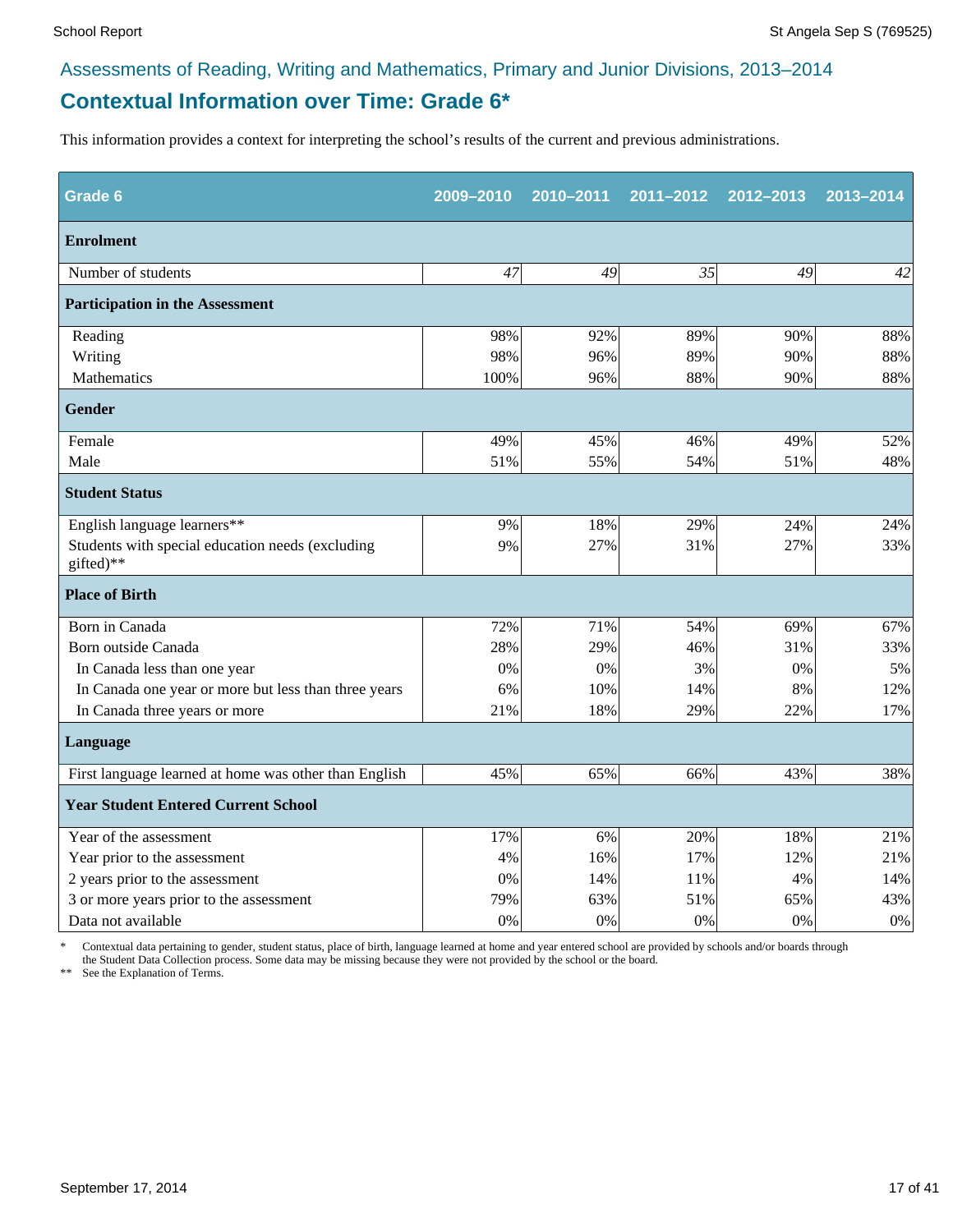## Assessments of Reading, Writing and Mathematics, Primary and Junior Divisions, 2013–2014

# Contextual Information over Time: Grade 6*

This information provides a context for interpreting the school's results of the current and previous administrations.

| Grade 6 | 2009–2010 | 2010–2011 | 2011–2012 | 2012–2013 | 2013–2014 |
|---|---|---|---|---|---|
| **Enrolment** | | | | | |
| Number of students | *47* | *49* | *35* | *49* | *42* |
| **Participation in the Assessment** | | | | | |
| Reading | 98% | 92% | 89% | 90% | 88% |
| Writing | 98% | 96% | 89% | 90% | 88% |
| Mathematics | 100% | 96% | 88% | 90% | 88% |
| **Gender** | | | | | |
| Female | 49% | 45% | 46% | 49% | 52% |
| Male | 51% | 55% | 54% | 51% | 48% |
| **Student Status** | | | | | |
| English language learners** | 9% | 18% | 29% | 24% | 24% |
| Students with special education needs (excluding gifted)** | 9% | 27% | 31% | 27% | 33% |
| **Place of Birth** | | | | | |
| Born in Canada | 72% | 71% | 54% | 69% | 67% |
| Born outside Canada | 28% | 29% | 46% | 31% | 33% |
| In Canada less than one year | 0% | 0% | 3% | 0% | 5% |
| In Canada one year or more but less than three years | 6% | 10% | 14% | 8% | 12% |
| In Canada three years or more | 21% | 18% | 29% | 22% | 17% |
| **Language** | | | | | |
| First language learned at home was other than English | 45% | 65% | 66% | 43% | 38% |
| **Year Student Entered Current School** | | | | | |
| Year of the assessment | 17% | 6% | 20% | 18% | 21% |
| Year prior to the assessment | 4% | 16% | 17% | 12% | 21% |
| 2 years prior to the assessment | 0% | 14% | 11% | 4% | 14% |
| 3 or more years prior to the assessment | 79% | 63% | 51% | 65% | 43% |
| Data not available | 0% | 0% | 0% | 0% | 0% |

\* Contextual data pertaining to gender, student status, place of birth, language learned at home and year entered school are provided by schools and/or boards through the Student Data Collection process. Some data may be missing because they were not provided by the school or the board.

** See the Explanation of Terms.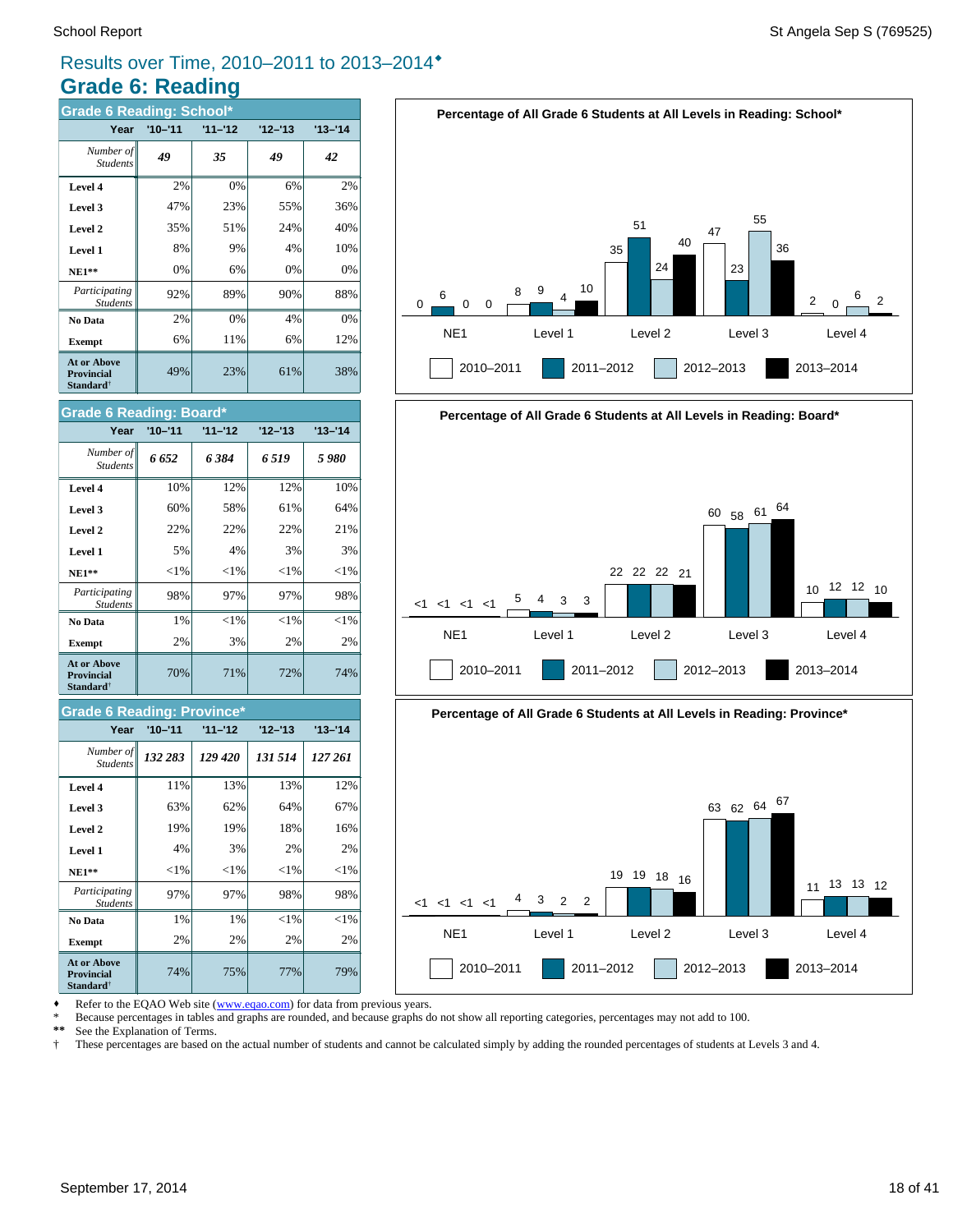# Results over Time, 2010–2011 to 2013–2014♦

## Grade 6: Reading

### Grade 6 Reading: School*

| Year | '10–'11 | '11–'12 | '12–'13 | '13–'14 |
|---|---|---|---|---|
| *Number of Students* | *49* | *35* | *49* | *42* |
| **Level 4** | 2% | 0% | 6% | 2% |
| **Level 3** | 47% | 23% | 55% | 36% |
| **Level 2** | 35% | 51% | 24% | 40% |
| **Level 1** | 8% | 9% | 4% | 10% |
| **NE1**** | 0% | 6% | 0% | 0% |
| *Participating Students* | 92% | 89% | 90% | 88% |
| **No Data** | 2% | 0% | 4% | 0% |
| **Exempt** | 6% | 11% | 6% | 12% |
| **At or Above Provincial Standard**† | 49% | 23% | 61% | 38% |

**Percentage of All Grade 6 Students at All Levels in Reading: School***

| | 2010–2011 | 2011–2012 | 2012–2013 | 2013–2014 |
|---|---|---|---|---|
| NE1 | 0 | 6 | 0 | 0 |
| Level 1 | 8 | 9 | 4 | 10 |
| Level 2 | 35 | 51 | 24 | 40 |
| Level 3 | 47 | 23 | 55 | 36 |
| Level 4 | 2 | 0 | 6 | 2 |

### Grade 6 Reading: Board*

| Year | '10–'11 | '11–'12 | '12–'13 | '13–'14 |
|---|---|---|---|---|
| *Number of Students* | *6 652* | *6 384* | *6 519* | *5 980* |
| **Level 4** | 10% | 12% | 12% | 10% |
| **Level 3** | 60% | 58% | 61% | 64% |
| **Level 2** | 22% | 22% | 22% | 21% |
| **Level 1** | 5% | 4% | 3% | 3% |
| **NE1**** | <1% | <1% | <1% | <1% |
| *Participating Students* | 98% | 97% | 97% | 98% |
| **No Data** | 1% | <1% | <1% | <1% |
| **Exempt** | 2% | 3% | 2% | 2% |
| **At or Above Provincial Standard**† | 70% | 71% | 72% | 74% |

**Percentage of All Grade 6 Students at All Levels in Reading: Board***

| | 2010–2011 | 2011–2012 | 2012–2013 | 2013–2014 |
|---|---|---|---|---|
| NE1 | <1 | <1 | <1 | <1 |
| Level 1 | 5 | 4 | 3 | 3 |
| Level 2 | 22 | 22 | 22 | 21 |
| Level 3 | 60 | 58 | 61 | 64 |
| Level 4 | 10 | 12 | 12 | 10 |

### Grade 6 Reading: Province*

| Year | '10–'11 | '11–'12 | '12–'13 | '13–'14 |
|---|---|---|---|---|
| *Number of Students* | *132 283* | *129 420* | *131 514* | *127 261* |
| **Level 4** | 11% | 13% | 13% | 12% |
| **Level 3** | 63% | 62% | 64% | 67% |
| **Level 2** | 19% | 19% | 18% | 16% |
| **Level 1** | 4% | 3% | 2% | 2% |
| **NE1**** | <1% | <1% | <1% | <1% |
| *Participating Students* | 97% | 97% | 98% | 98% |
| **No Data** | 1% | 1% | <1% | <1% |
| **Exempt** | 2% | 2% | 2% | 2% |
| **At or Above Provincial Standard**† | 74% | 75% | 77% | 79% |

**Percentage of All Grade 6 Students at All Levels in Reading: Province***

| | 2010–2011 | 2011–2012 | 2012–2013 | 2013–2014 |
|---|---|---|---|---|
| NE1 | <1 | <1 | <1 | <1 |
| Level 1 | 4 | 3 | 2 | 2 |
| Level 2 | 19 | 19 | 18 | 16 |
| Level 3 | 63 | 62 | 64 | 67 |
| Level 4 | 11 | 13 | 13 | 12 |

♦ Refer to the EQAO Web site (www.eqao.com) for data from previous years.
\* Because percentages in tables and graphs are rounded, and because graphs do not show all reporting categories, percentages may not add to 100.
** See the Explanation of Terms.
† These percentages are based on the actual number of students and cannot be calculated simply by adding the rounded percentages of students at Levels 3 and 4.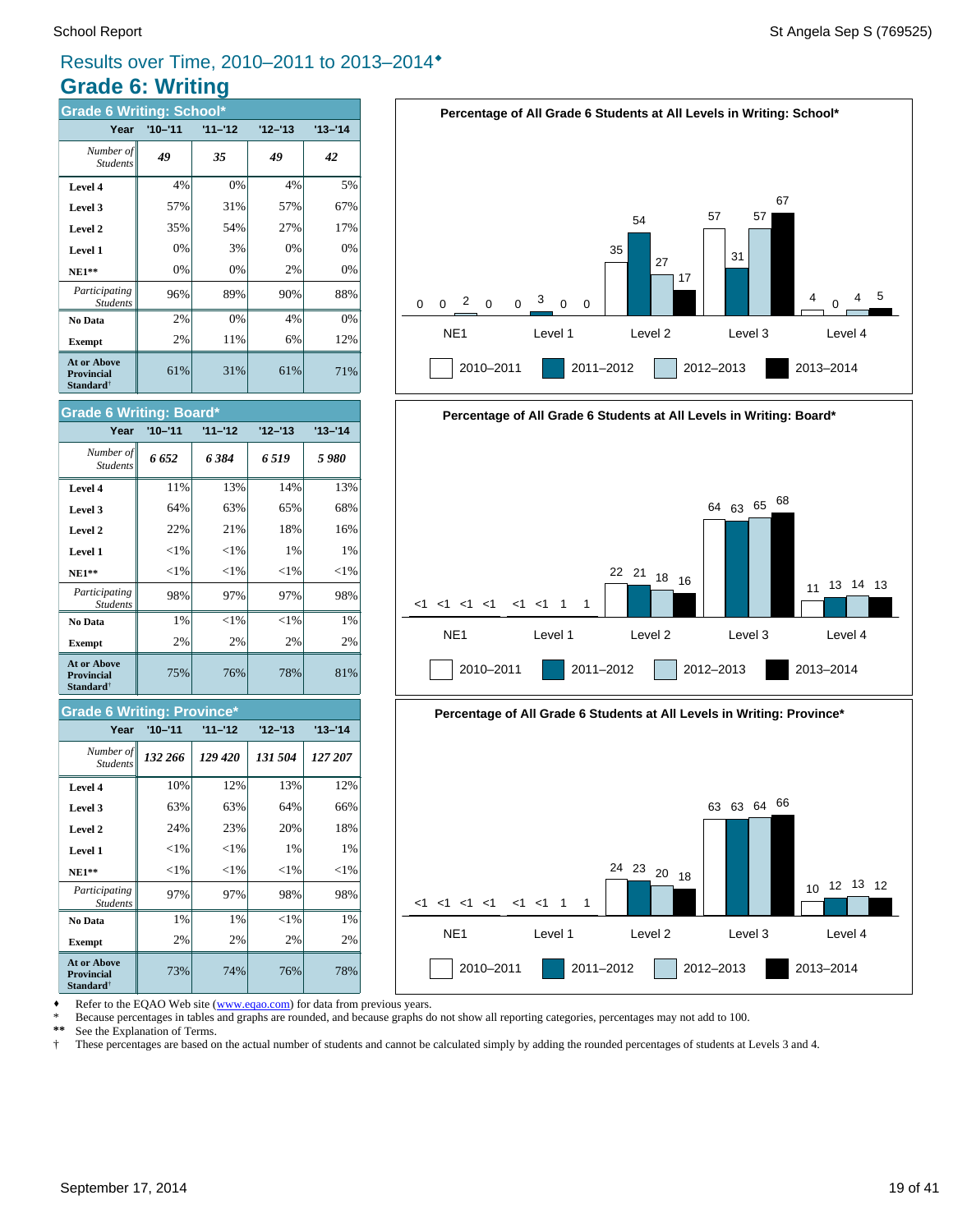## Results over Time, 2010–2011 to 2013–2014♦

# Grade 6: Writing

### Grade 6 Writing: School*

| Year | '10–'11 | '11–'12 | '12–'13 | '13–'14 |
|---|---|---|---|---|
| *Number of Students* | *49* | *35* | *49* | *42* |
| **Level 4** | 4% | 0% | 4% | 5% |
| **Level 3** | 57% | 31% | 57% | 67% |
| **Level 2** | 35% | 54% | 27% | 17% |
| **Level 1** | 0% | 3% | 0% | 0% |
| **NE1**** | 0% | 0% | 2% | 0% |
| *Participating Students* | 96% | 89% | 90% | 88% |
| **No Data** | 2% | 0% | 4% | 0% |
| **Exempt** | 2% | 11% | 6% | 12% |
| **At or Above Provincial Standard†** | 61% | 31% | 61% | 71% |

### Grade 6 Writing: Board*

| Year | '10–'11 | '11–'12 | '12–'13 | '13–'14 |
|---|---|---|---|---|
| *Number of Students* | *6 652* | *6 384* | *6 519* | *5 980* |
| **Level 4** | 11% | 13% | 14% | 13% |
| **Level 3** | 64% | 63% | 65% | 68% |
| **Level 2** | 22% | 21% | 18% | 16% |
| **Level 1** | <1% | <1% | 1% | 1% |
| **NE1**** | <1% | <1% | <1% | <1% |
| *Participating Students* | 98% | 97% | 97% | 98% |
| **No Data** | 1% | <1% | <1% | 1% |
| **Exempt** | 2% | 2% | 2% | 2% |
| **At or Above Provincial Standard†** | 75% | 76% | 78% | 81% |

### Grade 6 Writing: Province*

| Year | '10–'11 | '11–'12 | '12–'13 | '13–'14 |
|---|---|---|---|---|
| *Number of Students* | *132 266* | *129 420* | *131 504* | *127 207* |
| **Level 4** | 10% | 12% | 13% | 12% |
| **Level 3** | 63% | 63% | 64% | 66% |
| **Level 2** | 24% | 23% | 20% | 18% |
| **Level 1** | <1% | <1% | 1% | 1% |
| **NE1**** | <1% | <1% | <1% | <1% |
| *Participating Students* | 97% | 97% | 98% | 98% |
| **No Data** | 1% | 1% | <1% | 1% |
| **Exempt** | 2% | 2% | 2% | 2% |
| **At or Above Provincial Standard†** | 73% | 74% | 76% | 78% |

**Percentage of All Grade 6 Students at All Levels in Writing: School***

| | NE1 | Level 1 | Level 2 | Level 3 | Level 4 |
|---|---|---|---|---|---|
| 2010–2011 | 0 | 0 | 35 | 57 | 4 |
| 2011–2012 | 0 | 3 | 54 | 31 | 0 |
| 2012–2013 | 2 | 0 | 27 | 57 | 4 |
| 2013–2014 | 0 | 0 | 17 | 67 | 5 |

**Percentage of All Grade 6 Students at All Levels in Writing: Board***

| | NE1 | Level 1 | Level 2 | Level 3 | Level 4 |
|---|---|---|---|---|---|
| 2010–2011 | <1 | <1 | 22 | 64 | 11 |
| 2011–2012 | <1 | <1 | 21 | 63 | 13 |
| 2012–2013 | <1 | 1 | 18 | 65 | 14 |
| 2013–2014 | <1 | 1 | 16 | 68 | 13 |

**Percentage of All Grade 6 Students at All Levels in Writing: Province***

| | NE1 | Level 1 | Level 2 | Level 3 | Level 4 |
|---|---|---|---|---|---|
| 2010–2011 | <1 | <1 | 24 | 63 | 10 |
| 2011–2012 | <1 | <1 | 23 | 63 | 12 |
| 2012–2013 | <1 | 1 | 20 | 64 | 13 |
| 2013–2014 | <1 | 1 | 18 | 66 | 12 |

♦ Refer to the EQAO Web site (www.eqao.com) for data from previous years.
\* Because percentages in tables and graphs are rounded, and because graphs do not show all reporting categories, percentages may not add to 100.
** See the Explanation of Terms.
† These percentages are based on the actual number of students and cannot be calculated simply by adding the rounded percentages of students at Levels 3 and 4.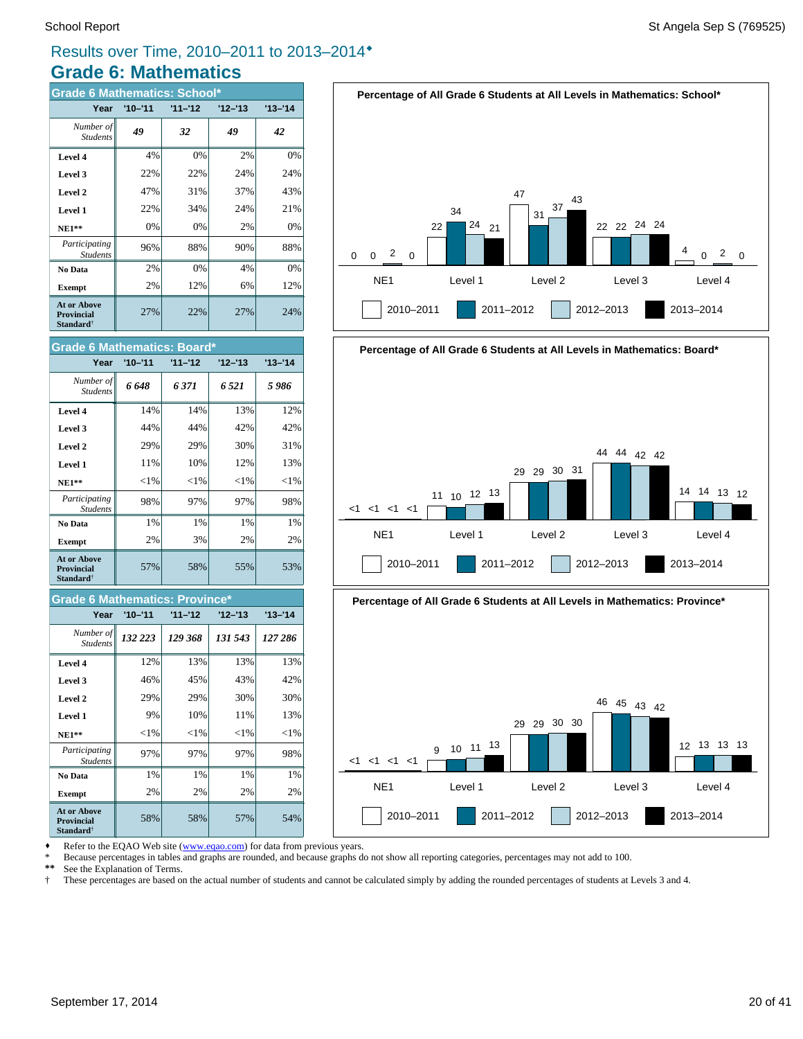# Results over Time, 2010–2011 to 2013–2014♦

## Grade 6: Mathematics

### Grade 6 Mathematics: School*

| Year | '10–'11 | '11–'12 | '12–'13 | '13–'14 |
|---|---|---|---|---|
| *Number of Students* | *49* | *32* | *49* | *42* |
| **Level 4** | 4% | 0% | 2% | 0% |
| **Level 3** | 22% | 22% | 24% | 24% |
| **Level 2** | 47% | 31% | 37% | 43% |
| **Level 1** | 22% | 34% | 24% | 21% |
| **NE1**** | 0% | 0% | 2% | 0% |
| *Participating Students* | 96% | 88% | 90% | 88% |
| **No Data** | 2% | 0% | 4% | 0% |
| **Exempt** | 2% | 12% | 6% | 12% |
| **At or Above Provincial Standard†** | 27% | 22% | 27% | 24% |

### Grade 6 Mathematics: Board*

| Year | '10–'11 | '11–'12 | '12–'13 | '13–'14 |
|---|---|---|---|---|
| *Number of Students* | *6 648* | *6 371* | *6 521* | *5 986* |
| **Level 4** | 14% | 14% | 13% | 12% |
| **Level 3** | 44% | 44% | 42% | 42% |
| **Level 2** | 29% | 29% | 30% | 31% |
| **Level 1** | 11% | 10% | 12% | 13% |
| **NE1**** | <1% | <1% | <1% | <1% |
| *Participating Students* | 98% | 97% | 97% | 98% |
| **No Data** | 1% | 1% | 1% | 1% |
| **Exempt** | 2% | 3% | 2% | 2% |
| **At or Above Provincial Standard†** | 57% | 58% | 55% | 53% |

### Grade 6 Mathematics: Province*

| Year | '10–'11 | '11–'12 | '12–'13 | '13–'14 |
|---|---|---|---|---|
| *Number of Students* | *132 223* | *129 368* | *131 543* | *127 286* |
| **Level 4** | 12% | 13% | 13% | 13% |
| **Level 3** | 46% | 45% | 43% | 42% |
| **Level 2** | 29% | 29% | 30% | 30% |
| **Level 1** | 9% | 10% | 11% | 13% |
| **NE1**** | <1% | <1% | <1% | <1% |
| *Participating Students* | 97% | 97% | 97% | 98% |
| **No Data** | 1% | 1% | 1% | 1% |
| **Exempt** | 2% | 2% | 2% | 2% |
| **At or Above Provincial Standard†** | 58% | 58% | 57% | 54% |

**Percentage of All Grade 6 Students at All Levels in Mathematics: School***

| | NE1 | Level 1 | Level 2 | Level 3 | Level 4 |
|---|---|---|---|---|---|
| 2010–2011 | 0 | 22 | 47 | 22 | 4 |
| 2011–2012 | 0 | 34 | 31 | 22 | 0 |
| 2012–2013 | 2 | 24 | 37 | 24 | 2 |
| 2013–2014 | 0 | 21 | 43 | 24 | 0 |

**Percentage of All Grade 6 Students at All Levels in Mathematics: Board***

| | NE1 | Level 1 | Level 2 | Level 3 | Level 4 |
|---|---|---|---|---|---|
| 2010–2011 | <1 | 11 | 29 | 44 | 14 |
| 2011–2012 | <1 | 10 | 29 | 44 | 14 |
| 2012–2013 | <1 | 12 | 30 | 42 | 13 |
| 2013–2014 | <1 | 13 | 31 | 42 | 12 |

**Percentage of All Grade 6 Students at All Levels in Mathematics: Province***

| | NE1 | Level 1 | Level 2 | Level 3 | Level 4 |
|---|---|---|---|---|---|
| 2010–2011 | <1 | 9 | 29 | 46 | 12 |
| 2011–2012 | <1 | 10 | 29 | 45 | 13 |
| 2012–2013 | <1 | 11 | 30 | 43 | 13 |
| 2013–2014 | <1 | 13 | 30 | 42 | 13 |

♦ Refer to the EQAO Web site (www.eqao.com) for data from previous years.
\* Because percentages in tables and graphs are rounded, and because graphs do not show all reporting categories, percentages may not add to 100.
** See the Explanation of Terms.
† These percentages are based on the actual number of students and cannot be calculated simply by adding the rounded percentages of students at Levels 3 and 4.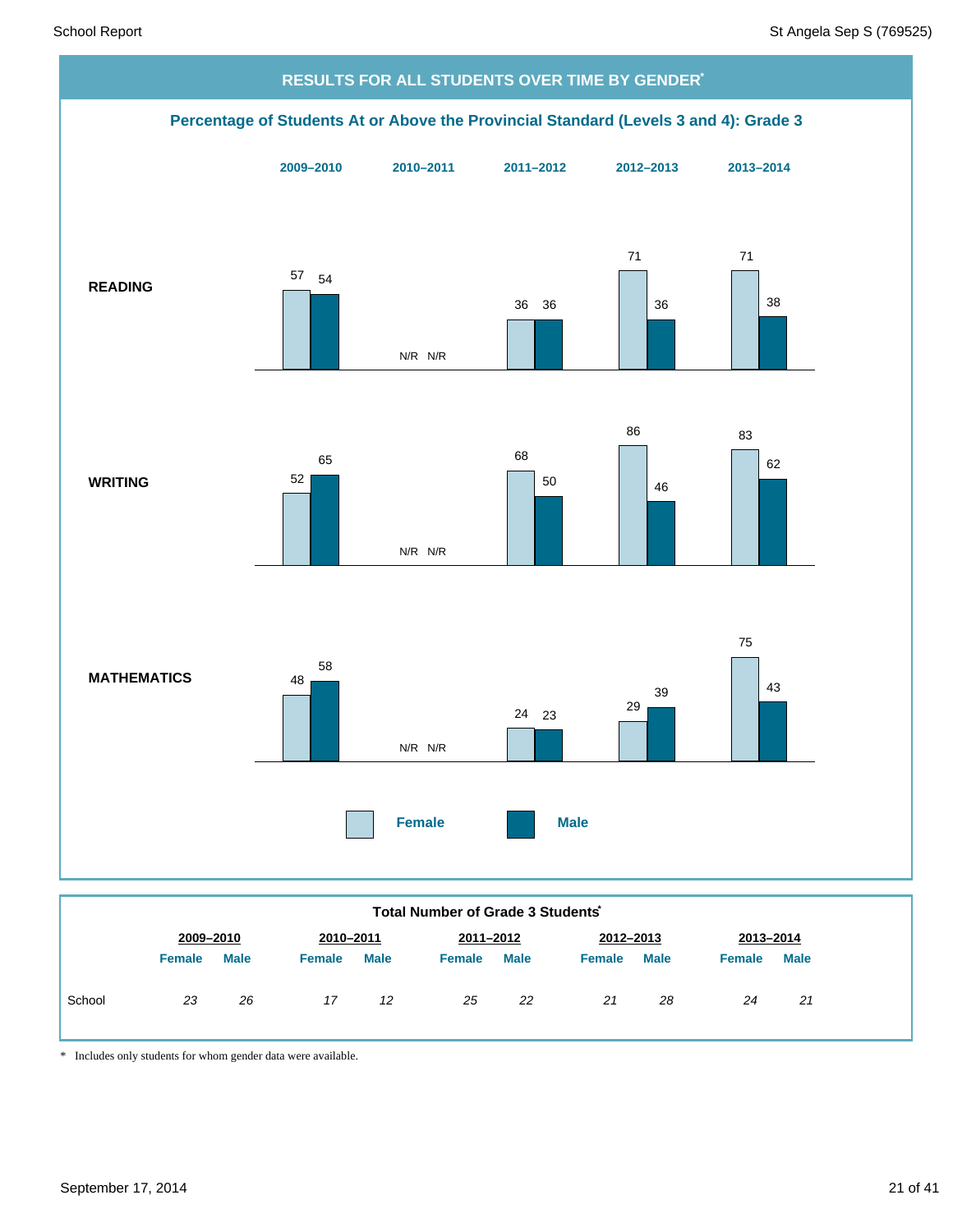## RESULTS FOR ALL STUDENTS OVER TIME BY GENDER*

### Percentage of Students At or Above the Provincial Standard (Levels 3 and 4): Grade 3

| | 2009–2010 | | 2010–2011 | | 2011–2012 | | 2012–2013 | | 2013–2014 | |
|---|---|---|---|---|---|---|---|---|---|---|
| | Female | Male | Female | Male | Female | Male | Female | Male | Female | Male |
| **READING** | 57 | 54 | N/R | N/R | 36 | 36 | 71 | 36 | 71 | 38 |
| **WRITING** | 52 | 65 | N/R | N/R | 68 | 50 | 86 | 46 | 83 | 62 |
| **MATHEMATICS** | 48 | 58 | N/R | N/R | 24 | 23 | 29 | 39 | 75 | 43 |

### Total Number of Grade 3 Students*

| | 2009–2010 | | 2010–2011 | | 2011–2012 | | 2012–2013 | | 2013–2014 | |
|---|---|---|---|---|---|---|---|---|---|---|
| | Female | Male | Female | Male | Female | Male | Female | Male | Female | Male |
| School | *23* | *26* | *17* | *12* | *25* | *22* | *21* | *28* | *24* | *21* |

\* Includes only students for whom gender data were available.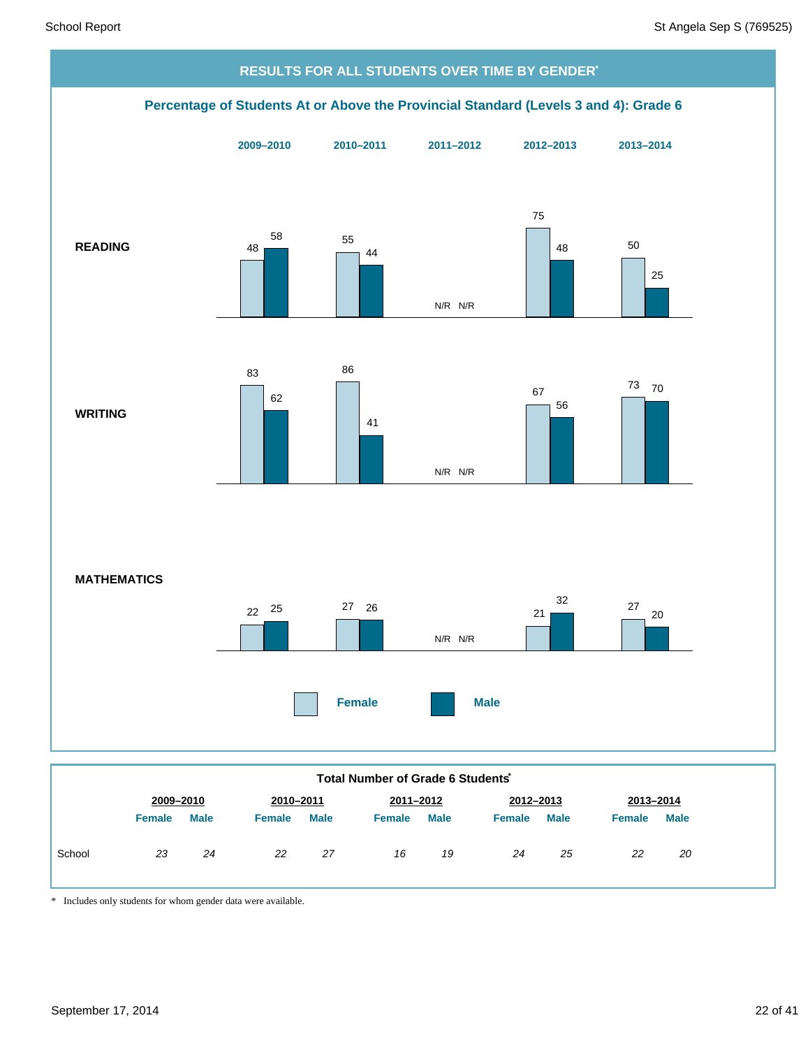## RESULTS FOR ALL STUDENTS OVER TIME BY GENDER*

### Percentage of Students At or Above the Provincial Standard (Levels 3 and 4): Grade 6

| | 2009–2010 | | 2010–2011 | | 2011–2012 | | 2012–2013 | | 2013–2014 | |
|---|---|---|---|---|---|---|---|---|---|---|
| | Female | Male | Female | Male | Female | Male | Female | Male | Female | Male |
| READING | 48 | 58 | 55 | 44 | N/R | N/R | 75 | 48 | 50 | 25 |
| WRITING | 83 | 62 | 86 | 41 | N/R | N/R | 67 | 56 | 73 | 70 |
| MATHEMATICS | 22 | 25 | 27 | 26 | N/R | N/R | 21 | 32 | 27 | 20 |

### Total Number of Grade 6 Students*

| | 2009–2010 | | 2010–2011 | | 2011–2012 | | 2012–2013 | | 2013–2014 | |
|---|---|---|---|---|---|---|---|---|---|---|
| | Female | Male | Female | Male | Female | Male | Female | Male | Female | Male |
| School | *23* | *24* | *22* | *27* | *16* | *19* | *24* | *25* | *22* | *20* |

\* Includes only students for whom gender data were available.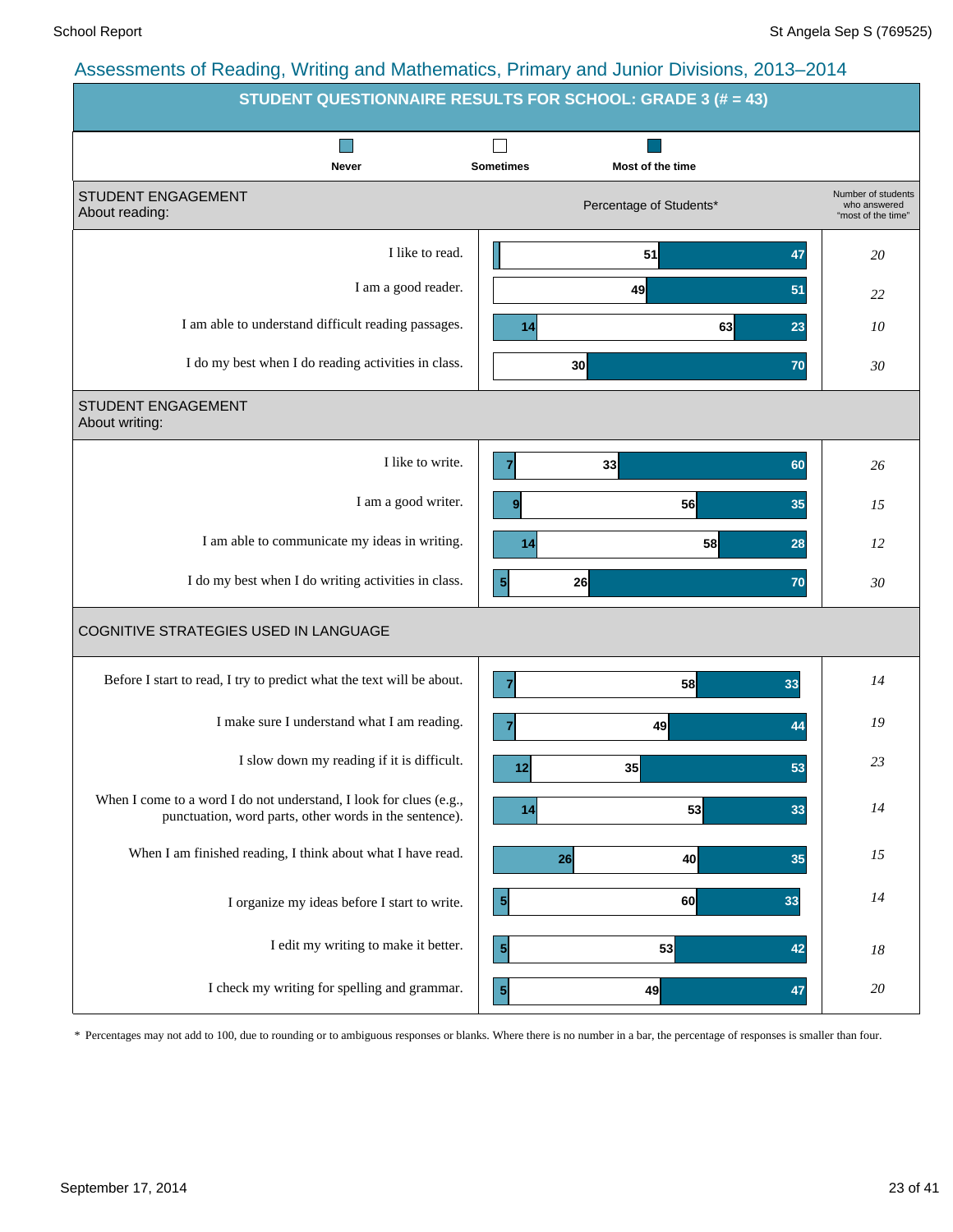## Assessments of Reading, Writing and Mathematics, Primary and Junior Divisions, 2013–2014

### STUDENT QUESTIONNAIRE RESULTS FOR SCHOOL: GRADE 3 (# = 43)

Percentage of Students*

| | Never | Sometimes | Most of the time | Number of students who answered "most of the time" |
|---|---|---|---|---|
| **STUDENT ENGAGEMENT About reading:** | | | | |
| I like to read. | | 51 | 47 | *20* |
| I am a good reader. | | 49 | 51 | *22* |
| I am able to understand difficult reading passages. | 14 | 63 | 23 | *10* |
| I do my best when I do reading activities in class. | | 30 | 70 | *30* |
| **STUDENT ENGAGEMENT About writing:** | | | | |
| I like to write. | 7 | 33 | 60 | *26* |
| I am a good writer. | 9 | 56 | 35 | *15* |
| I am able to communicate my ideas in writing. | 14 | 58 | 28 | *12* |
| I do my best when I do writing activities in class. | 5 | 26 | 70 | *30* |
| **COGNITIVE STRATEGIES USED IN LANGUAGE** | | | | |
| Before I start to read, I try to predict what the text will be about. | 7 | 58 | 33 | *14* |
| I make sure I understand what I am reading. | 7 | 49 | 44 | *19* |
| I slow down my reading if it is difficult. | 12 | 35 | 53 | *23* |
| When I come to a word I do not understand, I look for clues (e.g., punctuation, word parts, other words in the sentence). | 14 | 53 | 33 | *14* |
| When I am finished reading, I think about what I have read. | 26 | 40 | 35 | *15* |
| I organize my ideas before I start to write. | 5 | 60 | 33 | *14* |
| I edit my writing to make it better. | 5 | 53 | 42 | *18* |
| I check my writing for spelling and grammar. | 5 | 49 | 47 | *20* |

\* Percentages may not add to 100, due to rounding or to ambiguous responses or blanks. Where there is no number in a bar, the percentage of responses is smaller than four.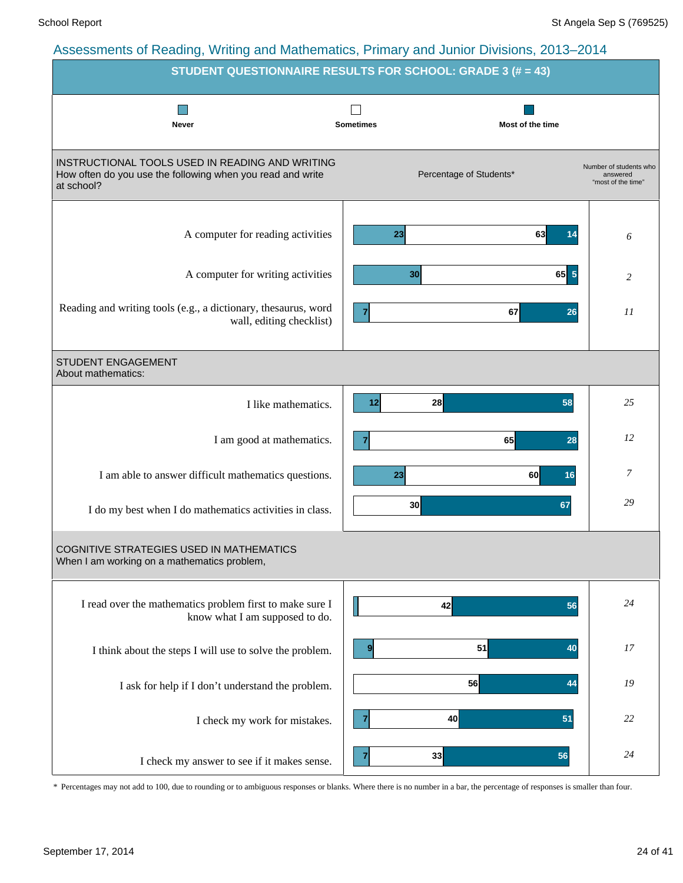## Assessments of Reading, Writing and Mathematics, Primary and Junior Divisions, 2013–2014

### STUDENT QUESTIONNAIRE RESULTS FOR SCHOOL: GRADE 3 (# = 43)

Legend: Never | Sometimes | Most of the time

| INSTRUCTIONAL TOOLS USED IN READING AND WRITING<br>How often do you use the following when you read and write at school? | Never (%) | Sometimes (%) | Most of the time (%) | Number of students who answered "most of the time" |
|---|---|---|---|---|
| A computer for reading activities | 23 | 63 | 14 | 6 |
| A computer for writing activities | 30 | 65 | 5 | 2 |
| Reading and writing tools (e.g., a dictionary, thesaurus, word wall, editing checklist) | 7 | 67 | 26 | 11 |

| STUDENT ENGAGEMENT<br>About mathematics: | Never (%) | Sometimes (%) | Most of the time (%) | Number of students who answered "most of the time" |
|---|---|---|---|---|
| I like mathematics. | 12 | 28 | 58 | 25 |
| I am good at mathematics. | 7 | 65 | 28 | 12 |
| I am able to answer difficult mathematics questions. | 23 | 60 | 16 | 7 |
| I do my best when I do mathematics activities in class. | | 30 | 67 | 29 |

| COGNITIVE STRATEGIES USED IN MATHEMATICS<br>When I am working on a mathematics problem, | Never (%) | Sometimes (%) | Most of the time (%) | Number of students who answered "most of the time" |
|---|---|---|---|---|
| I read over the mathematics problem first to make sure I know what I am supposed to do. | | 42 | 56 | 24 |
| I think about the steps I will use to solve the problem. | 9 | 51 | 40 | 17 |
| I ask for help if I don't understand the problem. | | 56 | 44 | 19 |
| I check my work for mistakes. | 7 | 40 | 51 | 22 |
| I check my answer to see if it makes sense. | 7 | 33 | 56 | 24 |

\* Percentages may not add to 100, due to rounding or to ambiguous responses or blanks. Where there is no number in a bar, the percentage of responses is smaller than four.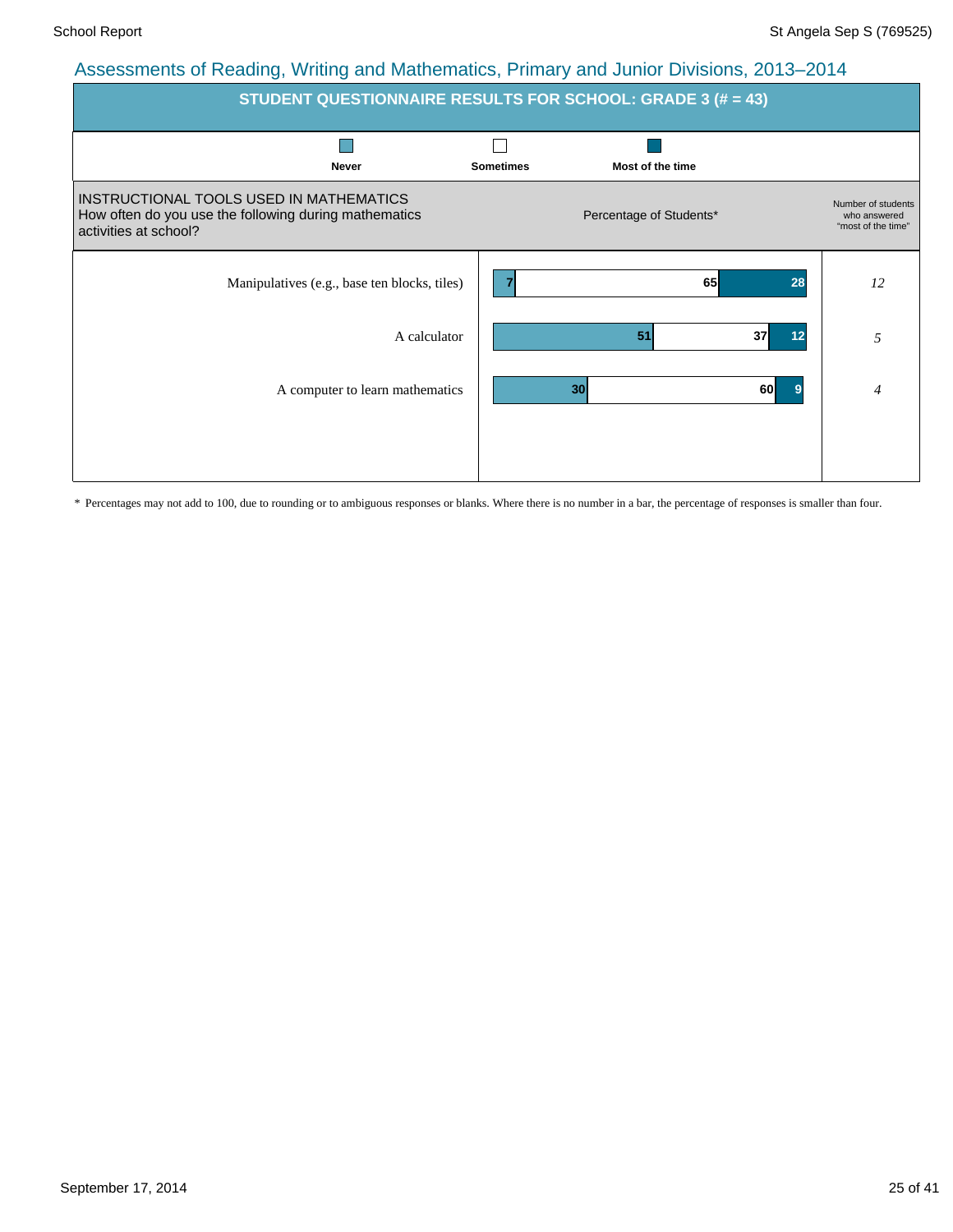# Assessments of Reading, Writing and Mathematics, Primary and Junior Divisions, 2013–2014

## STUDENT QUESTIONNAIRE RESULTS FOR SCHOOL: GRADE 3 (# = 43)

**INSTRUCTIONAL TOOLS USED IN MATHEMATICS**
How often do you use the following during mathematics activities at school?

Percentage of Students*

| | Never | Sometimes | Most of the time | Number of students who answered "most of the time" |
|---|---|---|---|---|
| Manipulatives (e.g., base ten blocks, tiles) | 7 | 65 | 28 | *12* |
| A calculator | 51 | 37 | 12 | *5* |
| A computer to learn mathematics | 30 | 60 | 9 | *4* |

\* Percentages may not add to 100, due to rounding or to ambiguous responses or blanks. Where there is no number in a bar, the percentage of responses is smaller than four.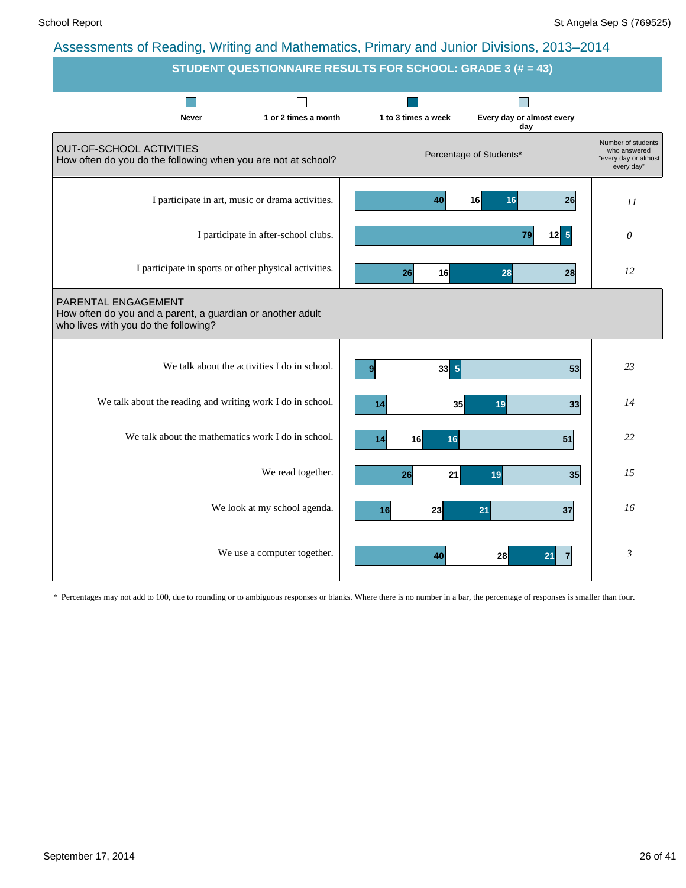## Assessments of Reading, Writing and Mathematics, Primary and Junior Divisions, 2013–2014

### STUDENT QUESTIONNAIRE RESULTS FOR SCHOOL: GRADE 3 (# = 43)

**OUT-OF-SCHOOL ACTIVITIES**
How often do you do the following when you are not at school?

Percentage of Students*

| Activity | Never | 1 or 2 times a month | 1 to 3 times a week | Every day or almost every day | Number of students who answered "every day or almost every day" |
|---|---|---|---|---|---|
| I participate in art, music or drama activities. | 40 | 16 | 16 | 26 | 11 |
| I participate in after-school clubs. | 79 | 12 | 5 | | 0 |
| I participate in sports or other physical activities. | 26 | 16 | 28 | 28 | 12 |

**PARENTAL ENGAGEMENT**
How often do you and a parent, a guardian or another adult who lives with you do the following?

| Activity | Never | 1 or 2 times a month | 1 to 3 times a week | Every day or almost every day | Number of students who answered "every day or almost every day" |
|---|---|---|---|---|---|
| We talk about the activities I do in school. | 9 | 33 | 5 | 53 | 23 |
| We talk about the reading and writing work I do in school. | 14 | 35 | 19 | 33 | 14 |
| We talk about the mathematics work I do in school. | 14 | 16 | 16 | 51 | 22 |
| We read together. | 26 | 21 | 19 | 35 | 15 |
| We look at my school agenda. | 16 | 23 | 21 | 37 | 16 |
| We use a computer together. | 40 | 28 | 21 | 7 | 3 |

\* Percentages may not add to 100, due to rounding or to ambiguous responses or blanks. Where there is no number in a bar, the percentage of responses is smaller than four.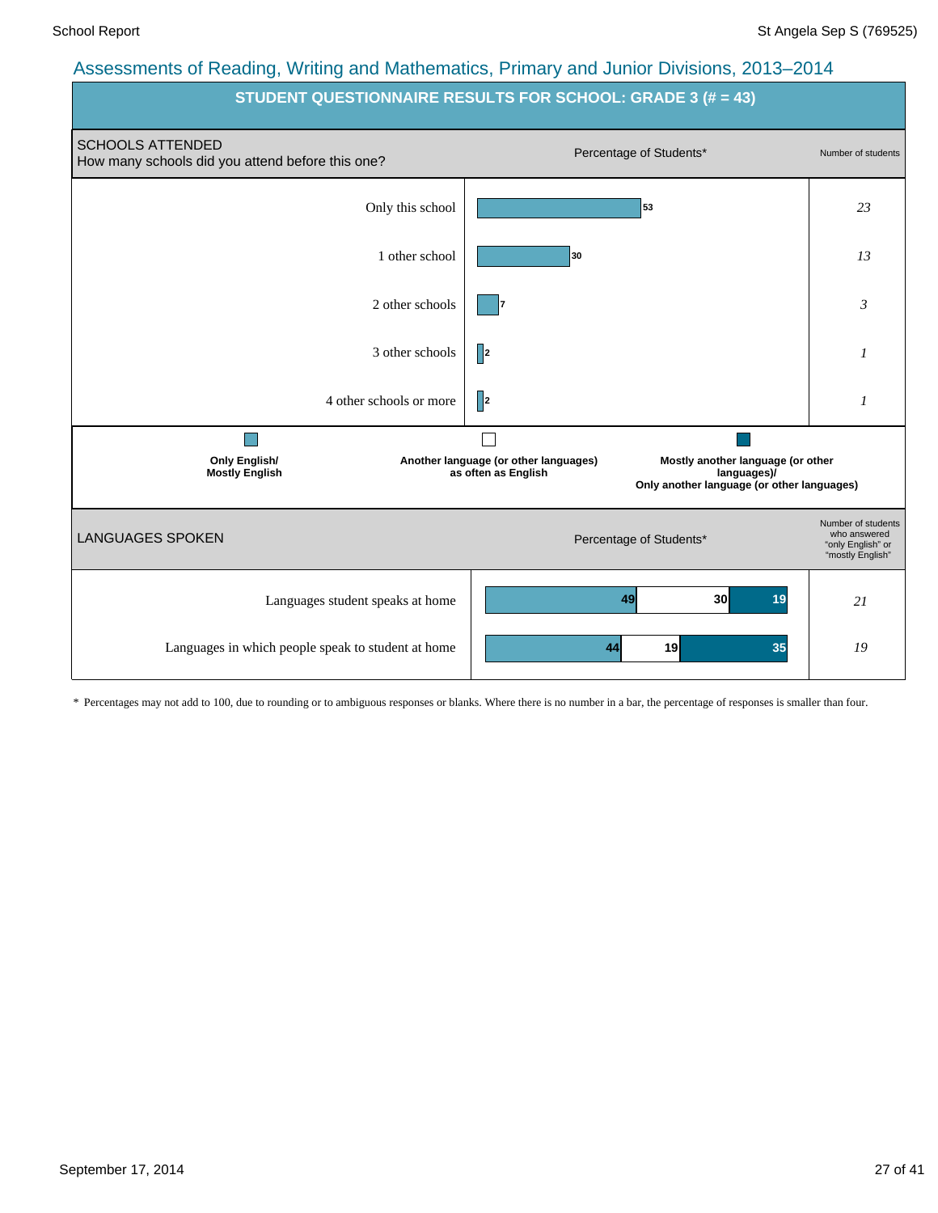## Assessments of Reading, Writing and Mathematics, Primary and Junior Divisions, 2013–2014

### STUDENT QUESTIONNAIRE RESULTS FOR SCHOOL: GRADE 3 (# = 43)

**SCHOOLS ATTENDED**
How many schools did you attend before this one?

| | Percentage of Students* | Number of students |
|---|---|---|
| Only this school | 53 | *23* |
| 1 other school | 30 | *13* |
| 2 other schools | 7 | *3* |
| 3 other schools | 2 | *1* |
| 4 other schools or more | 2 | *1* |

Legend:
- **Only English/ Mostly English**
- **Another language (or other languages) as often as English**
- **Mostly another language (or other languages)/ Only another language (or other languages)**

**LANGUAGES SPOKEN**

| | Only English/ Mostly English (%) | Another language (or other languages) as often as English (%) | Mostly another language (or other languages)/ Only another language (or other languages) (%) | Number of students who answered "only English" or "mostly English" |
|---|---|---|---|---|
| Languages student speaks at home | 49 | 30 | 19 | *21* |
| Languages in which people speak to student at home | 44 | 19 | 35 | *19* |

\* Percentages may not add to 100, due to rounding or to ambiguous responses or blanks. Where there is no number in a bar, the percentage of responses is smaller than four.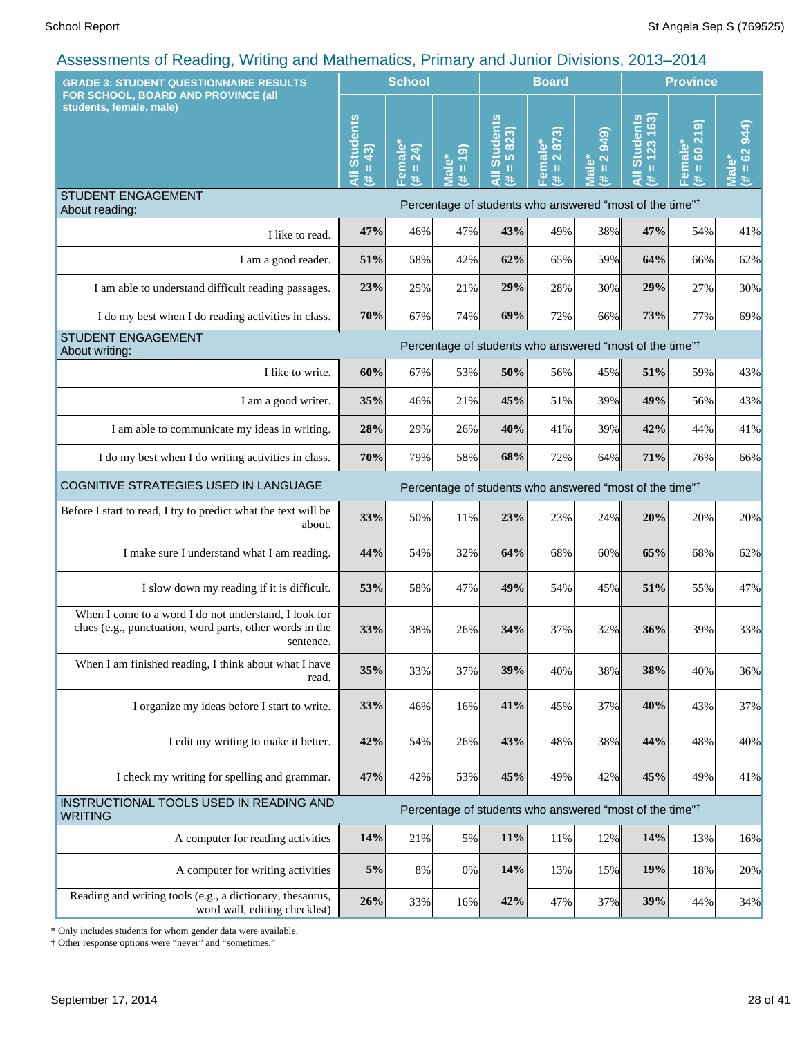## Assessments of Reading, Writing and Mathematics, Primary and Junior Divisions, 2013–2014

| GRADE 3: STUDENT QUESTIONNAIRE RESULTS FOR SCHOOL, BOARD AND PROVINCE (all students, female, male) | School | | | Board | | | Province | | |
|---|---|---|---|---|---|---|---|---|---|
| | All Students (# = 43) | Female* (# = 24) | Male* (# = 19) | All Students (# = 5 823) | Female* (# = 2 873) | Male* (# = 2 949) | All Students (# = 123 163) | Female* (# = 60 219) | Male* (# = 62 944) |
| STUDENT ENGAGEMENT About reading: | Percentage of students who answered "most of the time"† | | | | | | | | |
| I like to read. | **47%** | 46% | 47% | **43%** | 49% | 38% | **47%** | 54% | 41% |
| I am a good reader. | **51%** | 58% | 42% | **62%** | 65% | 59% | **64%** | 66% | 62% |
| I am able to understand difficult reading passages. | **23%** | 25% | 21% | **29%** | 28% | 30% | **29%** | 27% | 30% |
| I do my best when I do reading activities in class. | **70%** | 67% | 74% | **69%** | 72% | 66% | **73%** | 77% | 69% |
| STUDENT ENGAGEMENT About writing: | Percentage of students who answered "most of the time"† | | | | | | | | |
| I like to write. | **60%** | 67% | 53% | **50%** | 56% | 45% | **51%** | 59% | 43% |
| I am a good writer. | **35%** | 46% | 21% | **45%** | 51% | 39% | **49%** | 56% | 43% |
| I am able to communicate my ideas in writing. | **28%** | 29% | 26% | **40%** | 41% | 39% | **42%** | 44% | 41% |
| I do my best when I do writing activities in class. | **70%** | 79% | 58% | **68%** | 72% | 64% | **71%** | 76% | 66% |
| COGNITIVE STRATEGIES USED IN LANGUAGE | Percentage of students who answered "most of the time"† | | | | | | | | |
| Before I start to read, I try to predict what the text will be about. | **33%** | 50% | 11% | **23%** | 23% | 24% | **20%** | 20% | 20% |
| I make sure I understand what I am reading. | **44%** | 54% | 32% | **64%** | 68% | 60% | **65%** | 68% | 62% |
| I slow down my reading if it is difficult. | **53%** | 58% | 47% | **49%** | 54% | 45% | **51%** | 55% | 47% |
| When I come to a word I do not understand, I look for clues (e.g., punctuation, word parts, other words in the sentence. | **33%** | 38% | 26% | **34%** | 37% | 32% | **36%** | 39% | 33% |
| When I am finished reading, I think about what I have read. | **35%** | 33% | 37% | **39%** | 40% | 38% | **38%** | 40% | 36% |
| I organize my ideas before I start to write. | **33%** | 46% | 16% | **41%** | 45% | 37% | **40%** | 43% | 37% |
| I edit my writing to make it better. | **42%** | 54% | 26% | **43%** | 48% | 38% | **44%** | 48% | 40% |
| I check my writing for spelling and grammar. | **47%** | 42% | 53% | **45%** | 49% | 42% | **45%** | 49% | 41% |
| INSTRUCTIONAL TOOLS USED IN READING AND WRITING | Percentage of students who answered "most of the time"† | | | | | | | | |
| A computer for reading activities | **14%** | 21% | 5% | **11%** | 11% | 12% | **14%** | 13% | 16% |
| A computer for writing activities | **5%** | 8% | 0% | **14%** | 13% | 15% | **19%** | 18% | 20% |
| Reading and writing tools (e.g., a dictionary, thesaurus, word wall, editing checklist) | **26%** | 33% | 16% | **42%** | 47% | 37% | **39%** | 44% | 34% |

* Only includes students for whom gender data were available.

† Other response options were "never" and "sometimes."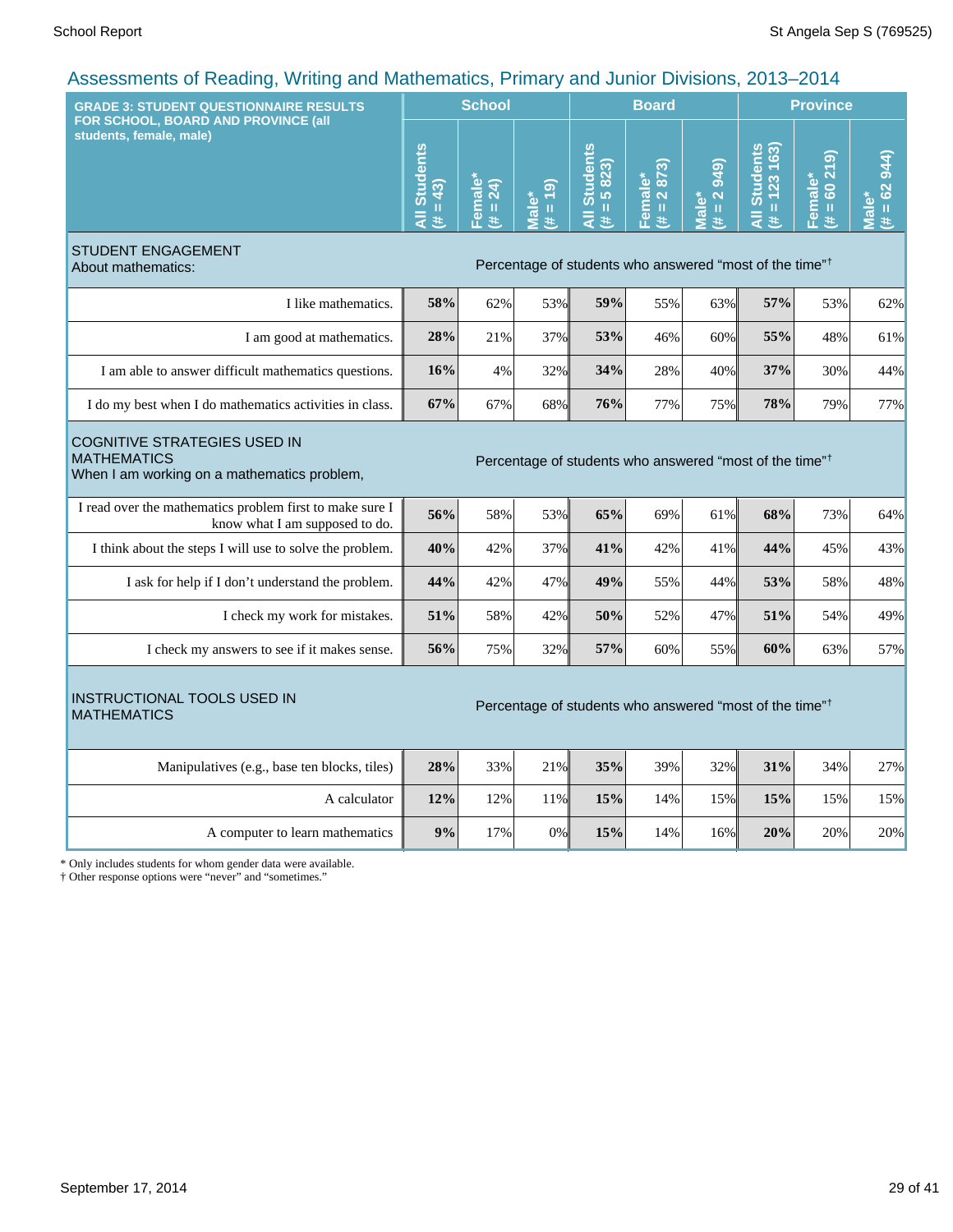## Assessments of Reading, Writing and Mathematics, Primary and Junior Divisions, 2013–2014

| GRADE 3: STUDENT QUESTIONNAIRE RESULTS FOR SCHOOL, BOARD AND PROVINCE (all students, female, male) | School | | | Board | | | Province | | |
|---|---|---|---|---|---|---|---|---|---|
| | All Students (# = 43) | Female* (# = 24) | Male* (# = 19) | All Students (# = 5 823) | Female* (# = 2 873) | Male* (# = 2 949) | All Students (# = 123 163) | Female* (# = 60 219) | Male* (# = 62 944) |
| **STUDENT ENGAGEMENT** About mathematics: | Percentage of students who answered "most of the time"† | | | | | | | | |
| I like mathematics. | **58%** | 62% | 53% | **59%** | 55% | 63% | **57%** | 53% | 62% |
| I am good at mathematics. | **28%** | 21% | 37% | **53%** | 46% | 60% | **55%** | 48% | 61% |
| I am able to answer difficult mathematics questions. | **16%** | 4% | 32% | **34%** | 28% | 40% | **37%** | 30% | 44% |
| I do my best when I do mathematics activities in class. | **67%** | 67% | 68% | **76%** | 77% | 75% | **78%** | 79% | 77% |
| **COGNITIVE STRATEGIES USED IN MATHEMATICS** When I am working on a mathematics problem, | Percentage of students who answered "most of the time"† | | | | | | | | |
| I read over the mathematics problem first to make sure I know what I am supposed to do. | **56%** | 58% | 53% | **65%** | 69% | 61% | **68%** | 73% | 64% |
| I think about the steps I will use to solve the problem. | **40%** | 42% | 37% | **41%** | 42% | 41% | **44%** | 45% | 43% |
| I ask for help if I don't understand the problem. | **44%** | 42% | 47% | **49%** | 55% | 44% | **53%** | 58% | 48% |
| I check my work for mistakes. | **51%** | 58% | 42% | **50%** | 52% | 47% | **51%** | 54% | 49% |
| I check my answers to see if it makes sense. | **56%** | 75% | 32% | **57%** | 60% | 55% | **60%** | 63% | 57% |
| **INSTRUCTIONAL TOOLS USED IN MATHEMATICS** | Percentage of students who answered "most of the time"† | | | | | | | | |
| Manipulatives (e.g., base ten blocks, tiles) | **28%** | 33% | 21% | **35%** | 39% | 32% | **31%** | 34% | 27% |
| A calculator | **12%** | 12% | 11% | **15%** | 14% | 15% | **15%** | 15% | 15% |
| A computer to learn mathematics | **9%** | 17% | 0% | **15%** | 14% | 16% | **20%** | 20% | 20% |

\* Only includes students for whom gender data were available.
† Other response options were "never" and "sometimes."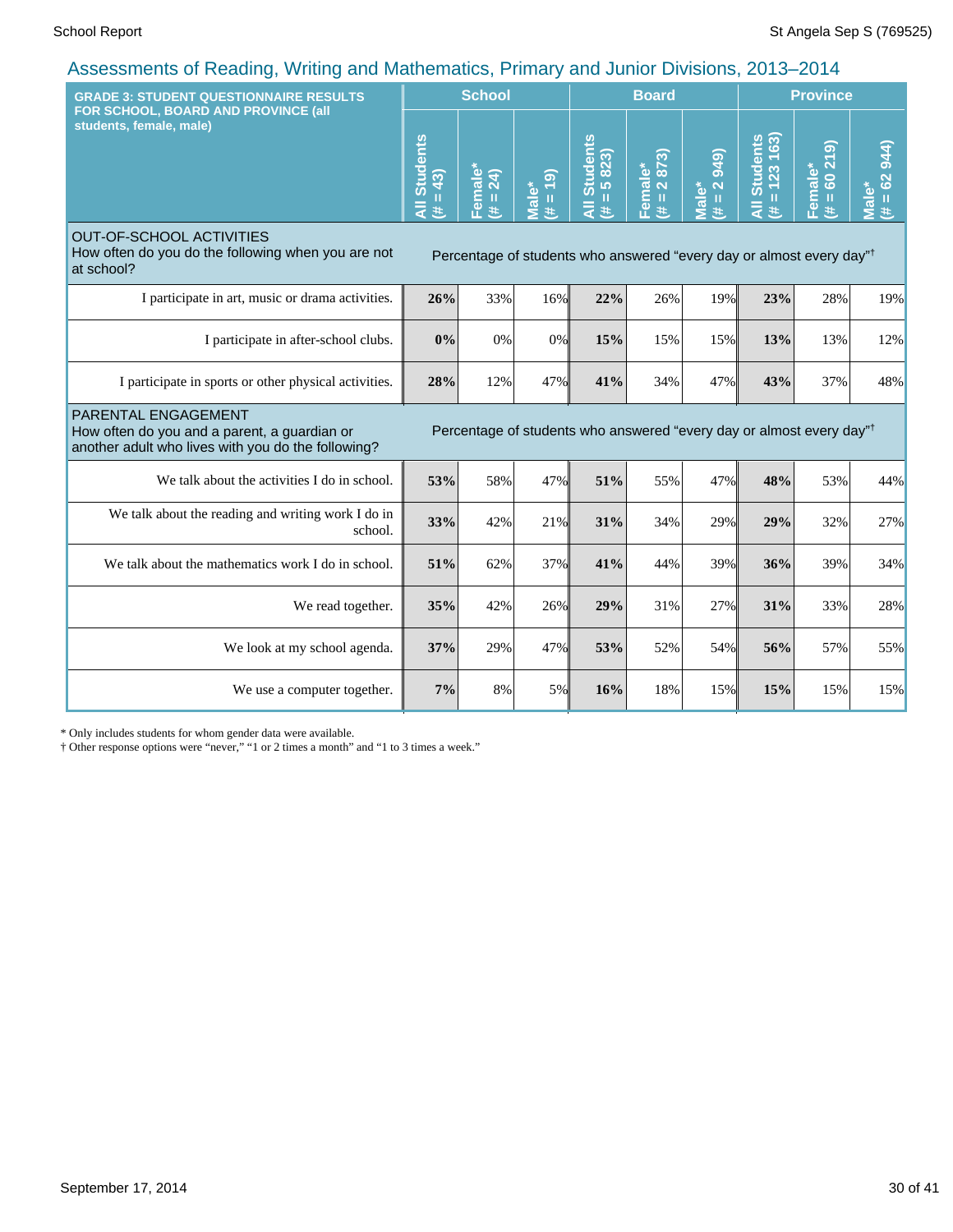## Assessments of Reading, Writing and Mathematics, Primary and Junior Divisions, 2013–2014

| GRADE 3: STUDENT QUESTIONNAIRE RESULTS FOR SCHOOL, BOARD AND PROVINCE (all students, female, male) | School | | | Board | | | Province | | |
|---|---|---|---|---|---|---|---|---|---|
| | All Students (# = 43) | Female* (# = 24) | Male* (# = 19) | All Students (# = 5 823) | Female* (# = 2 873) | Male* (# = 2 949) | All Students (# = 123 163) | Female* (# = 60 219) | Male* (# = 62 944) |
| **OUT-OF-SCHOOL ACTIVITIES** How often do you do the following when you are not at school? | Percentage of students who answered "every day or almost every day"† | | | | | | | | |
| I participate in art, music or drama activities. | **26%** | 33% | 16% | **22%** | 26% | 19% | **23%** | 28% | 19% |
| I participate in after-school clubs. | **0%** | 0% | 0% | **15%** | 15% | 15% | **13%** | 13% | 12% |
| I participate in sports or other physical activities. | **28%** | 12% | 47% | **41%** | 34% | 47% | **43%** | 37% | 48% |
| **PARENTAL ENGAGEMENT** How often do you and a parent, a guardian or another adult who lives with you do the following? | Percentage of students who answered "every day or almost every day"† | | | | | | | | |
| We talk about the activities I do in school. | **53%** | 58% | 47% | **51%** | 55% | 47% | **48%** | 53% | 44% |
| We talk about the reading and writing work I do in school. | **33%** | 42% | 21% | **31%** | 34% | 29% | **29%** | 32% | 27% |
| We talk about the mathematics work I do in school. | **51%** | 62% | 37% | **41%** | 44% | 39% | **36%** | 39% | 34% |
| We read together. | **35%** | 42% | 26% | **29%** | 31% | 27% | **31%** | 33% | 28% |
| We look at my school agenda. | **37%** | 29% | 47% | **53%** | 52% | 54% | **56%** | 57% | 55% |
| We use a computer together. | **7%** | 8% | 5% | **16%** | 18% | 15% | **15%** | 15% | 15% |

* Only includes students for whom gender data were available.
† Other response options were "never," "1 or 2 times a month" and "1 to 3 times a week."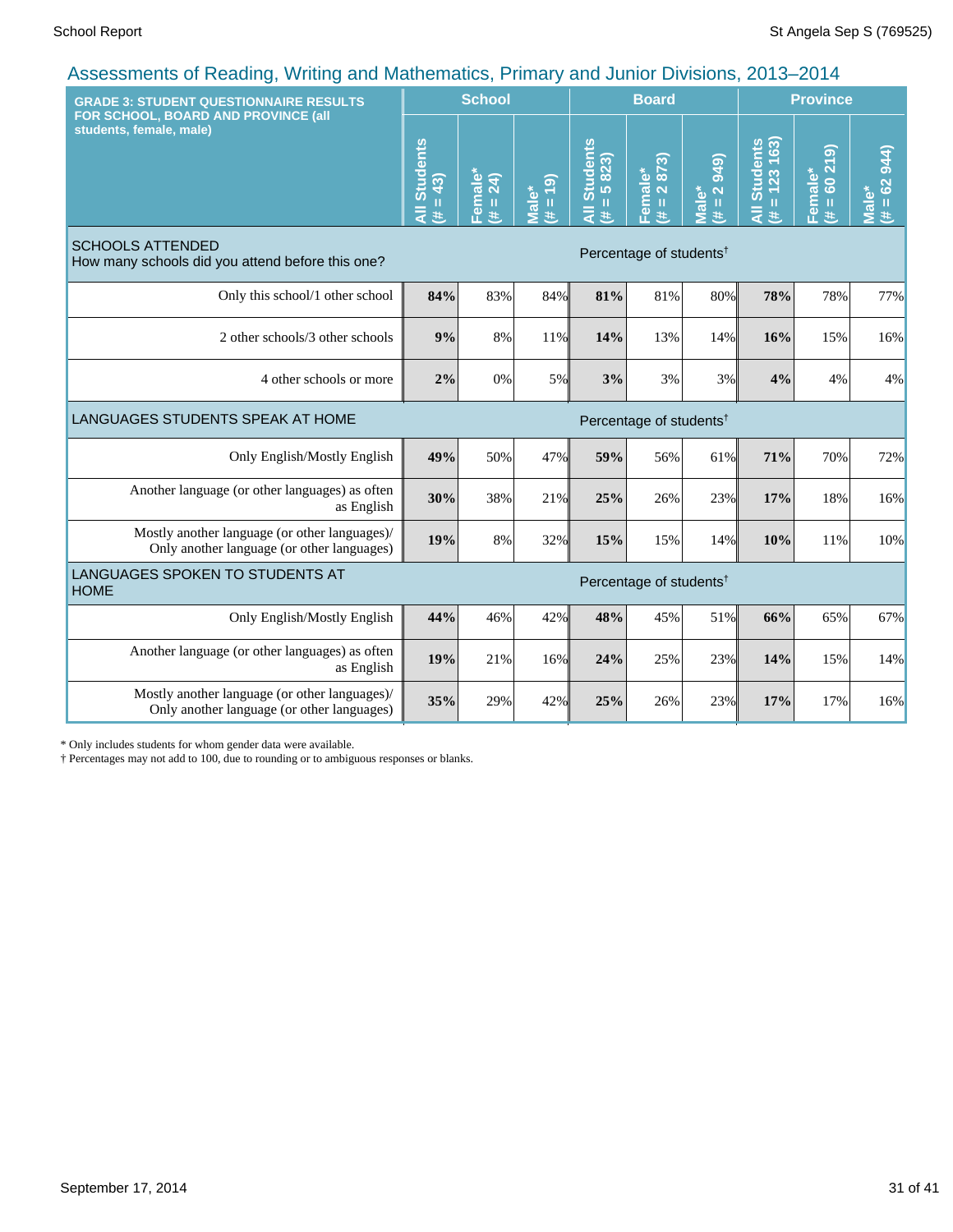## Assessments of Reading, Writing and Mathematics, Primary and Junior Divisions, 2013–2014

| GRADE 3: STUDENT QUESTIONNAIRE RESULTS FOR SCHOOL, BOARD AND PROVINCE (all students, female, male) | School | | | Board | | | Province | | |
|---|---|---|---|---|---|---|---|---|---|
| | All Students (# = 43) | Female* (# = 24) | Male* (# = 19) | All Students (# = 5 823) | Female* (# = 2 873) | Male* (# = 2 949) | All Students (# = 123 163) | Female* (# = 60 219) | Male* (# = 62 944) |
| **SCHOOLS ATTENDED** How many schools did you attend before this one? | Percentage of students† | | | | | | | | |
| Only this school/1 other school | **84%** | 83% | 84% | **81%** | 81% | 80% | **78%** | 78% | 77% |
| 2 other schools/3 other schools | **9%** | 8% | 11% | **14%** | 13% | 14% | **16%** | 15% | 16% |
| 4 other schools or more | **2%** | 0% | 5% | **3%** | 3% | 3% | **4%** | 4% | 4% |
| **LANGUAGES STUDENTS SPEAK AT HOME** | Percentage of students† | | | | | | | | |
| Only English/Mostly English | **49%** | 50% | 47% | **59%** | 56% | 61% | **71%** | 70% | 72% |
| Another language (or other languages) as often as English | **30%** | 38% | 21% | **25%** | 26% | 23% | **17%** | 18% | 16% |
| Mostly another language (or other languages)/ Only another language (or other languages) | **19%** | 8% | 32% | **15%** | 15% | 14% | **10%** | 11% | 10% |
| **LANGUAGES SPOKEN TO STUDENTS AT HOME** | Percentage of students† | | | | | | | | |
| Only English/Mostly English | **44%** | 46% | 42% | **48%** | 45% | 51% | **66%** | 65% | 67% |
| Another language (or other languages) as often as English | **19%** | 21% | 16% | **24%** | 25% | 23% | **14%** | 15% | 14% |
| Mostly another language (or other languages)/ Only another language (or other languages) | **35%** | 29% | 42% | **25%** | 26% | 23% | **17%** | 17% | 16% |

* Only includes students for whom gender data were available.
† Percentages may not add to 100, due to rounding or to ambiguous responses or blanks.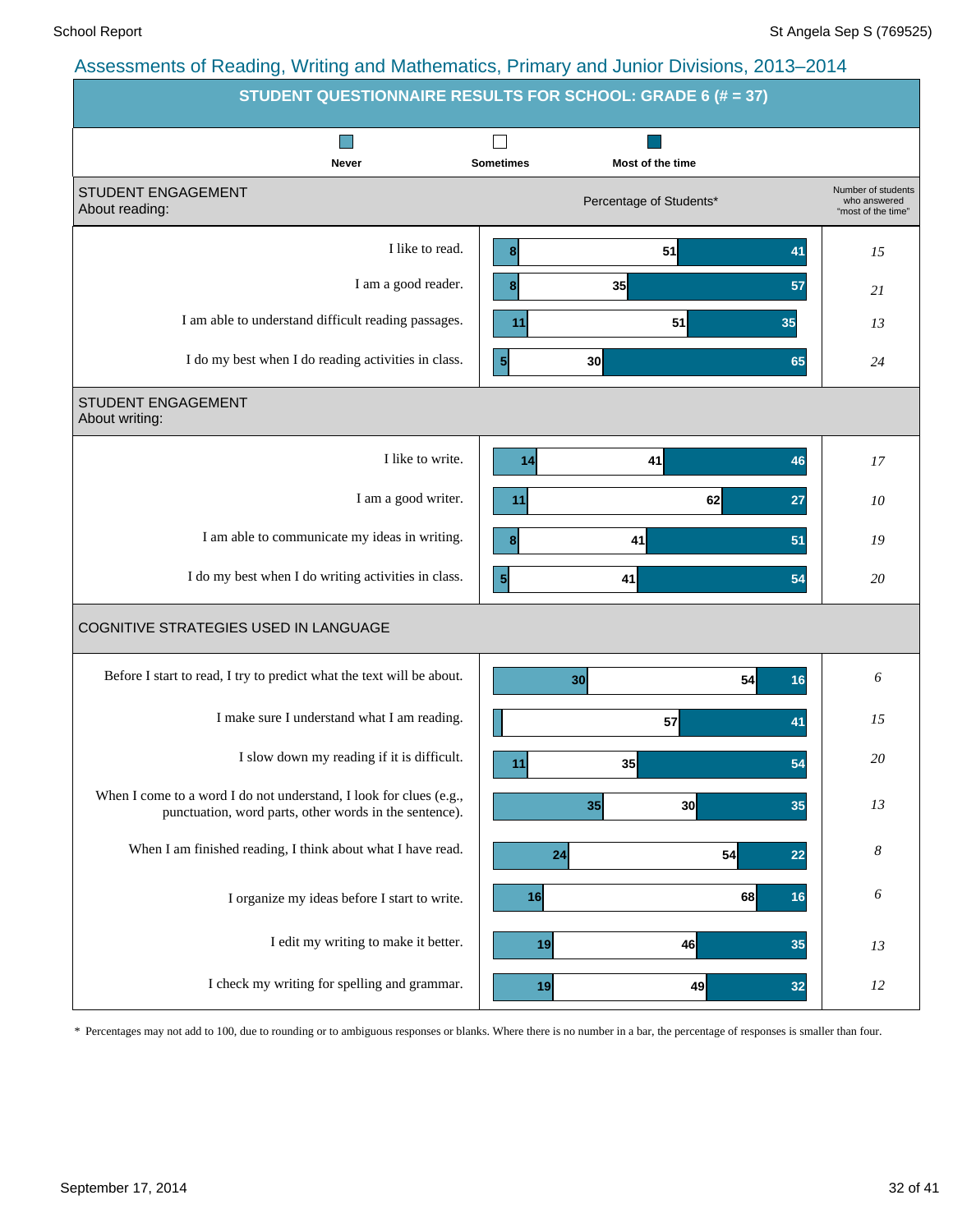## Assessments of Reading, Writing and Mathematics, Primary and Junior Divisions, 2013–2014

### STUDENT QUESTIONNAIRE RESULTS FOR SCHOOL: GRADE 6 (# = 37)

Legend: Never | Sometimes | Most of the time

| STUDENT ENGAGEMENT About reading: | Never (%) | Sometimes (%) | Most of the time (%) | Number of students who answered "most of the time" |
|---|---|---|---|---|
| I like to read. | 8 | 51 | 41 | 15 |
| I am a good reader. | 8 | 35 | 57 | 21 |
| I am able to understand difficult reading passages. | 11 | 51 | 35 | 13 |
| I do my best when I do reading activities in class. | 5 | 30 | 65 | 24 |

| STUDENT ENGAGEMENT About writing: | Never (%) | Sometimes (%) | Most of the time (%) | Number of students who answered "most of the time" |
|---|---|---|---|---|
| I like to write. | 14 | 41 | 46 | 17 |
| I am a good writer. | 11 | 62 | 27 | 10 |
| I am able to communicate my ideas in writing. | 8 | 41 | 51 | 19 |
| I do my best when I do writing activities in class. | 5 | 41 | 54 | 20 |

| COGNITIVE STRATEGIES USED IN LANGUAGE | Never (%) | Sometimes (%) | Most of the time (%) | Number of students who answered "most of the time" |
|---|---|---|---|---|
| Before I start to read, I try to predict what the text will be about. | 30 | 54 | 16 | 6 |
| I make sure I understand what I am reading. | | 57 | 41 | 15 |
| I slow down my reading if it is difficult. | 11 | 35 | 54 | 20 |
| When I come to a word I do not understand, I look for clues (e.g., punctuation, word parts, other words in the sentence). | 35 | 30 | 35 | 13 |
| When I am finished reading, I think about what I have read. | 24 | 54 | 22 | 8 |
| I organize my ideas before I start to write. | 16 | 68 | 16 | 6 |
| I edit my writing to make it better. | 19 | 46 | 35 | 13 |
| I check my writing for spelling and grammar. | 19 | 49 | 32 | 12 |

\* Percentages may not add to 100, due to rounding or to ambiguous responses or blanks. Where there is no number in a bar, the percentage of responses is smaller than four.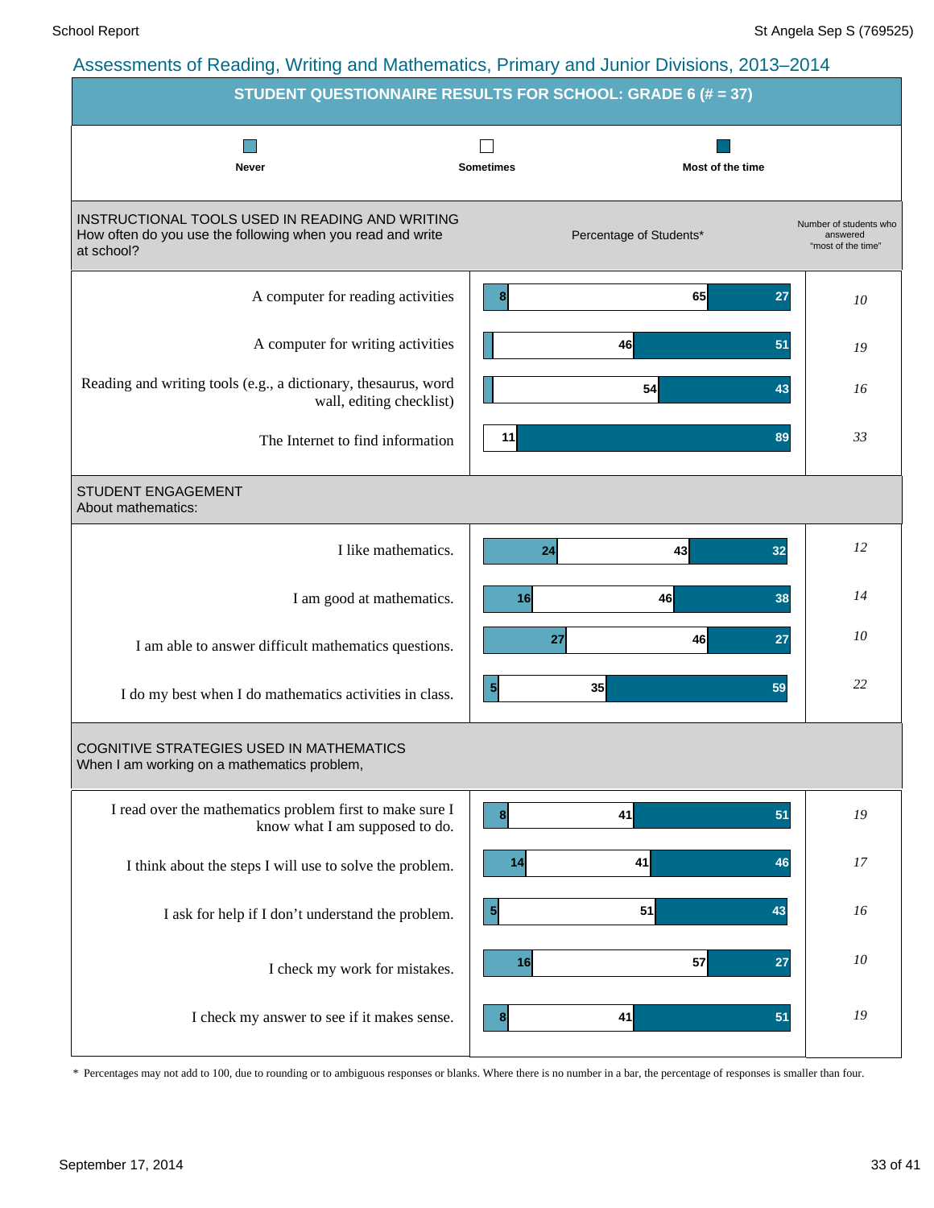## Assessments of Reading, Writing and Mathematics, Primary and Junior Divisions, 2013–2014

### STUDENT QUESTIONNAIRE RESULTS FOR SCHOOL: GRADE 6 (# = 37)

Legend: Never | Sometimes | Most of the time

| INSTRUCTIONAL TOOLS USED IN READING AND WRITING<br>How often do you use the following when you read and write at school? | Never (%) | Sometimes (%) | Most of the time (%) | Number of students who answered "most of the time" |
|---|---|---|---|---|
| A computer for reading activities | 8 | 65 | 27 | 10 |
| A computer for writing activities | | 46 | 51 | 19 |
| Reading and writing tools (e.g., a dictionary, thesaurus, word wall, editing checklist) | | 54 | 43 | 16 |
| The Internet to find information | | 11 | 89 | 33 |

| STUDENT ENGAGEMENT<br>About mathematics: | Never (%) | Sometimes (%) | Most of the time (%) | Number of students who answered "most of the time" |
|---|---|---|---|---|
| I like mathematics. | 24 | 43 | 32 | 12 |
| I am good at mathematics. | 16 | 46 | 38 | 14 |
| I am able to answer difficult mathematics questions. | 27 | 46 | 27 | 10 |
| I do my best when I do mathematics activities in class. | 5 | 35 | 59 | 22 |

| COGNITIVE STRATEGIES USED IN MATHEMATICS<br>When I am working on a mathematics problem, | Never (%) | Sometimes (%) | Most of the time (%) | Number of students who answered "most of the time" |
|---|---|---|---|---|
| I read over the mathematics problem first to make sure I know what I am supposed to do. | 8 | 41 | 51 | 19 |
| I think about the steps I will use to solve the problem. | 14 | 41 | 46 | 17 |
| I ask for help if I don't understand the problem. | 5 | 51 | 43 | 16 |
| I check my work for mistakes. | 16 | 57 | 27 | 10 |
| I check my answer to see if it makes sense. | 8 | 41 | 51 | 19 |

* Percentages may not add to 100, due to rounding or to ambiguous responses or blanks. Where there is no number in a bar, the percentage of responses is smaller than four.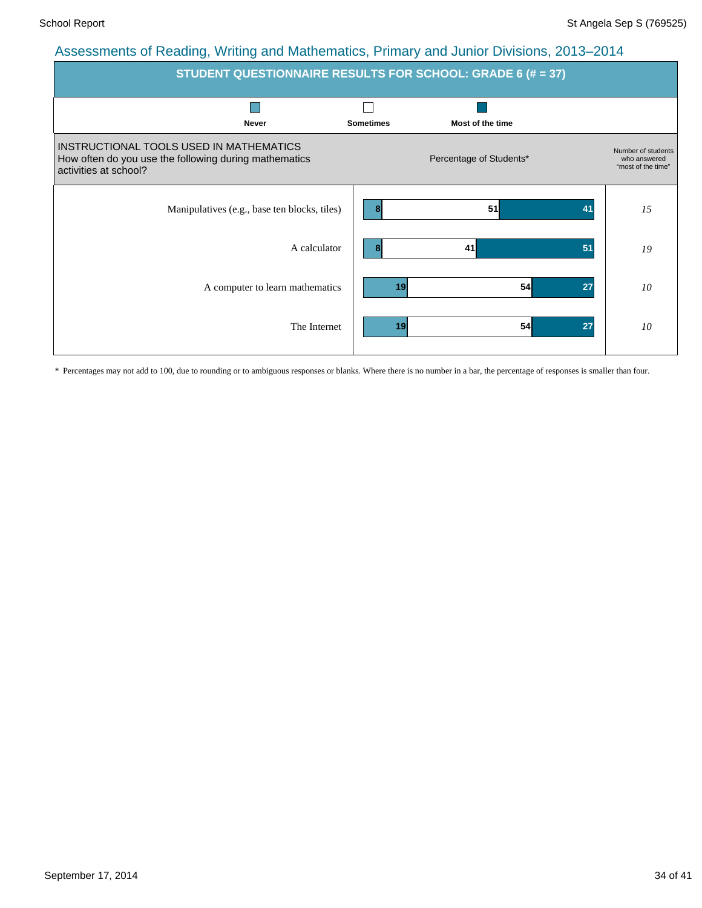## Assessments of Reading, Writing and Mathematics, Primary and Junior Divisions, 2013–2014

### STUDENT QUESTIONNAIRE RESULTS FOR SCHOOL: GRADE 6 (# = 37)

**INSTRUCTIONAL TOOLS USED IN MATHEMATICS**
How often do you use the following during mathematics activities at school?

| Item | Never (%) | Sometimes (%) | Most of the time (%) | Number of students who answered "most of the time" |
|---|---|---|---|---|
| Manipulatives (e.g., base ten blocks, tiles) | 8 | 51 | 41 | *15* |
| A calculator | 8 | 41 | 51 | *19* |
| A computer to learn mathematics | 19 | 54 | 27 | *10* |
| The Internet | 19 | 54 | 27 | *10* |

\* Percentages may not add to 100, due to rounding or to ambiguous responses or blanks. Where there is no number in a bar, the percentage of responses is smaller than four.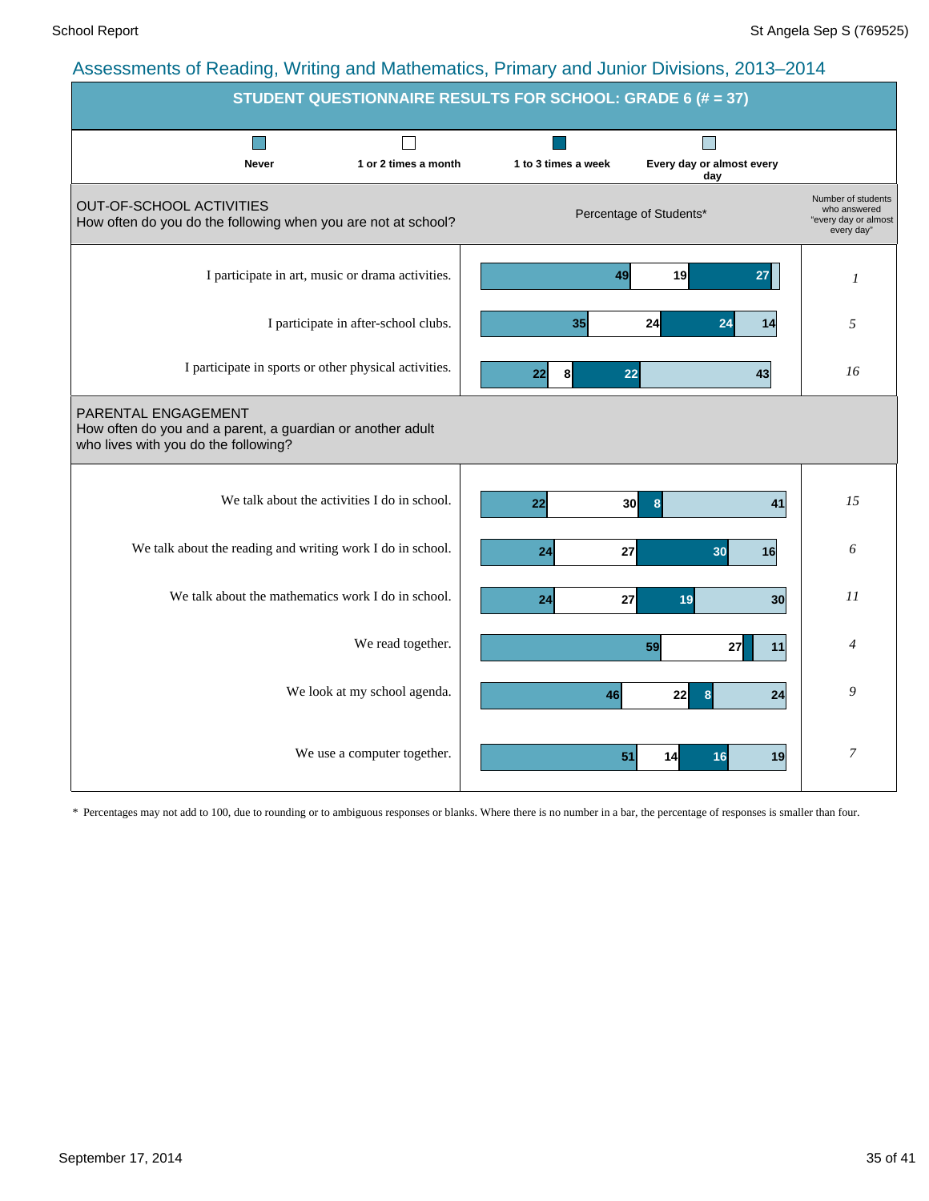## Assessments of Reading, Writing and Mathematics, Primary and Junior Divisions, 2013–2014

### STUDENT QUESTIONNAIRE RESULTS FOR SCHOOL: GRADE 6 (# = 37)

Legend: Never | 1 or 2 times a month | 1 to 3 times a week | Every day or almost every day

| OUT-OF-SCHOOL ACTIVITIES<br>How often do you do the following when you are not at school? | Never | 1 or 2 times a month | 1 to 3 times a week | Every day or almost every day | Number of students who answered "every day or almost every day" |
|---|---|---|---|---|---|
| I participate in art, music or drama activities. | 49 | 19 | 27 | | 1 |
| I participate in after-school clubs. | 35 | 24 | 24 | 14 | 5 |
| I participate in sports or other physical activities. | 22 | 8 | 22 | 43 | 16 |

| PARENTAL ENGAGEMENT<br>How often do you and a parent, a guardian or another adult who lives with you do the following? | Never | 1 or 2 times a month | 1 to 3 times a week | Every day or almost every day | Number of students who answered "every day or almost every day" |
|---|---|---|---|---|---|
| We talk about the activities I do in school. | 22 | 30 | 8 | 41 | 15 |
| We talk about the reading and writing work I do in school. | 24 | 27 | 30 | 16 | 6 |
| We talk about the mathematics work I do in school. | 24 | 27 | 19 | 30 | 11 |
| We read together. | 59 | 27 | | 11 | 4 |
| We look at my school agenda. | 46 | 22 | 8 | 24 | 9 |
| We use a computer together. | 51 | 14 | 16 | 19 | 7 |

Percentage of Students*

\* Percentages may not add to 100, due to rounding or to ambiguous responses or blanks. Where there is no number in a bar, the percentage of responses is smaller than four.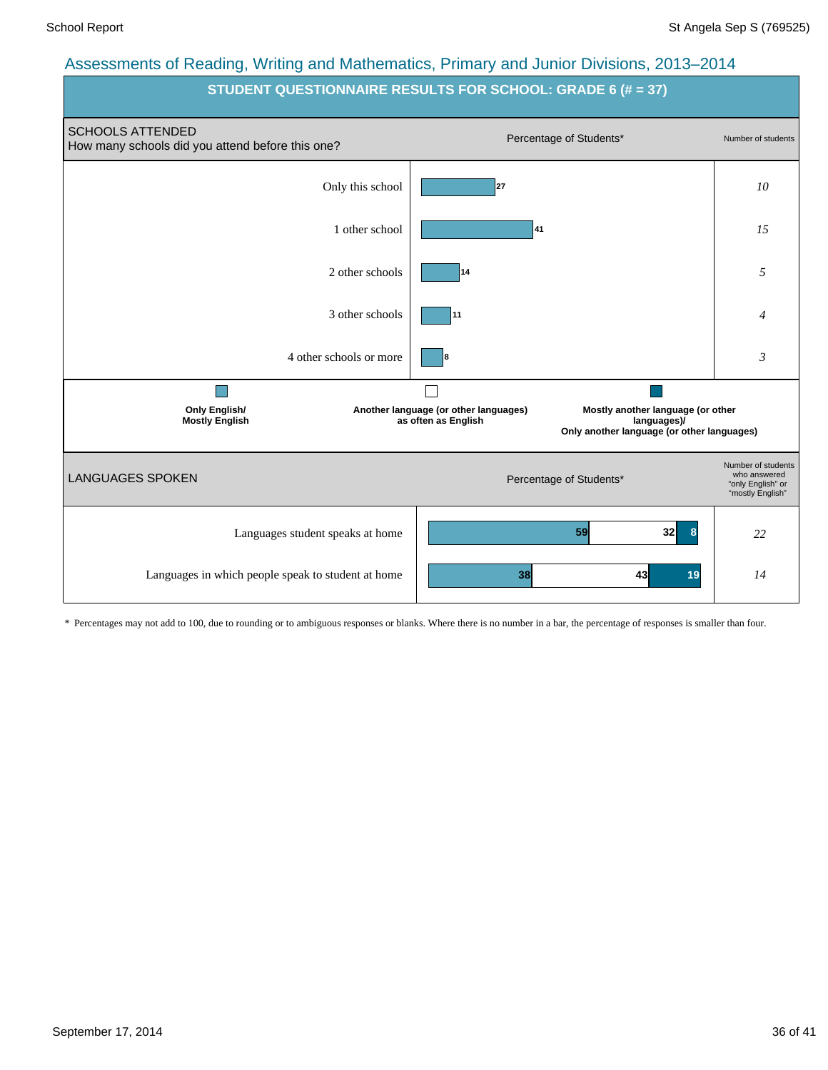## Assessments of Reading, Writing and Mathematics, Primary and Junior Divisions, 2013–2014

### STUDENT QUESTIONNAIRE RESULTS FOR SCHOOL: GRADE 6 (# = 37)

| SCHOOLS ATTENDED<br>How many schools did you attend before this one? | Percentage of Students* | Number of students |
|---|---|---|
| Only this school | 27 | 10 |
| 1 other school | 41 | 15 |
| 2 other schools | 14 | 5 |
| 3 other schools | 11 | 4 |
| 4 other schools or more | 8 | 3 |

Legend:
- **Only English/ Mostly English**
- **Another language (or other languages) as often as English**
- **Mostly another language (or other languages)/ Only another language (or other languages)**

| LANGUAGES SPOKEN | Only English/ Mostly English (%) | Another language (or other languages) as often as English (%) | Mostly another language (or other languages)/ Only another language (or other languages) (%) | Number of students who answered "only English" or "mostly English" |
|---|---|---|---|---|
| Languages student speaks at home | 59 | 32 | 8 | 22 |
| Languages in which people speak to student at home | 38 | 43 | 19 | 14 |

\* Percentages may not add to 100, due to rounding or to ambiguous responses or blanks. Where there is no number in a bar, the percentage of responses is smaller than four.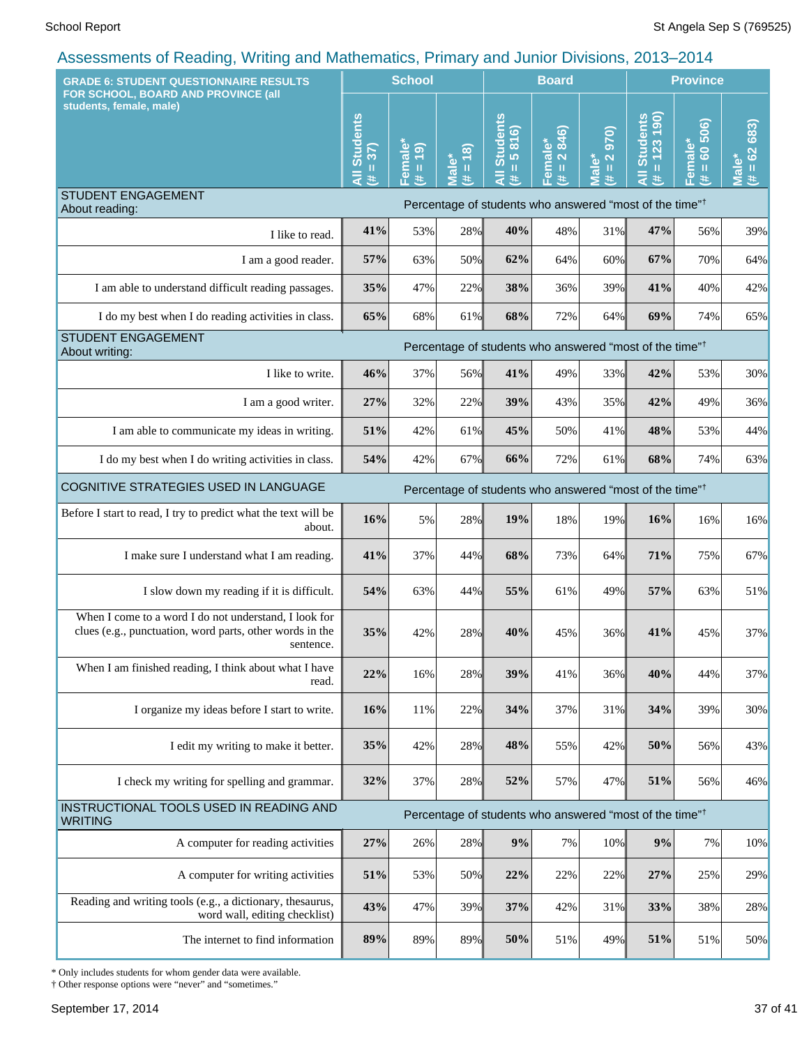## Assessments of Reading, Writing and Mathematics, Primary and Junior Divisions, 2013–2014

| GRADE 6: STUDENT QUESTIONNAIRE RESULTS FOR SCHOOL, BOARD AND PROVINCE (all students, female, male) | School | | | Board | | | Province | | |
|---|---|---|---|---|---|---|---|---|---|
| | All Students (# = 37) | Female* (# = 19) | Male* (# = 18) | All Students (# = 5 816) | Female* (# = 2 846) | Male* (# = 2 970) | All Students (# = 123 190) | Female* (# = 60 506) | Male* (# = 62 683) |
| **STUDENT ENGAGEMENT** About reading: | Percentage of students who answered "most of the time"† | | | | | | | | |
| I like to read. | **41%** | 53% | 28% | **40%** | 48% | 31% | **47%** | 56% | 39% |
| I am a good reader. | **57%** | 63% | 50% | **62%** | 64% | 60% | **67%** | 70% | 64% |
| I am able to understand difficult reading passages. | **35%** | 47% | 22% | **38%** | 36% | 39% | **41%** | 40% | 42% |
| I do my best when I do reading activities in class. | **65%** | 68% | 61% | **68%** | 72% | 64% | **69%** | 74% | 65% |
| **STUDENT ENGAGEMENT** About writing: | Percentage of students who answered "most of the time"† | | | | | | | | |
| I like to write. | **46%** | 37% | 56% | **41%** | 49% | 33% | **42%** | 53% | 30% |
| I am a good writer. | **27%** | 32% | 22% | **39%** | 43% | 35% | **42%** | 49% | 36% |
| I am able to communicate my ideas in writing. | **51%** | 42% | 61% | **45%** | 50% | 41% | **48%** | 53% | 44% |
| I do my best when I do writing activities in class. | **54%** | 42% | 67% | **66%** | 72% | 61% | **68%** | 74% | 63% |
| **COGNITIVE STRATEGIES USED IN LANGUAGE** | Percentage of students who answered "most of the time"† | | | | | | | | |
| Before I start to read, I try to predict what the text will be about. | **16%** | 5% | 28% | **19%** | 18% | 19% | **16%** | 16% | 16% |
| I make sure I understand what I am reading. | **41%** | 37% | 44% | **68%** | 73% | 64% | **71%** | 75% | 67% |
| I slow down my reading if it is difficult. | **54%** | 63% | 44% | **55%** | 61% | 49% | **57%** | 63% | 51% |
| When I come to a word I do not understand, I look for clues (e.g., punctuation, word parts, other words in the sentence. | **35%** | 42% | 28% | **40%** | 45% | 36% | **41%** | 45% | 37% |
| When I am finished reading, I think about what I have read. | **22%** | 16% | 28% | **39%** | 41% | 36% | **40%** | 44% | 37% |
| I organize my ideas before I start to write. | **16%** | 11% | 22% | **34%** | 37% | 31% | **34%** | 39% | 30% |
| I edit my writing to make it better. | **35%** | 42% | 28% | **48%** | 55% | 42% | **50%** | 56% | 43% |
| I check my writing for spelling and grammar. | **32%** | 37% | 28% | **52%** | 57% | 47% | **51%** | 56% | 46% |
| **INSTRUCTIONAL TOOLS USED IN READING AND WRITING** | Percentage of students who answered "most of the time"† | | | | | | | | |
| A computer for reading activities | **27%** | 26% | 28% | **9%** | 7% | 10% | **9%** | 7% | 10% |
| A computer for writing activities | **51%** | 53% | 50% | **22%** | 22% | 22% | **27%** | 25% | 29% |
| Reading and writing tools (e.g., a dictionary, thesaurus, word wall, editing checklist) | **43%** | 47% | 39% | **37%** | 42% | 31% | **33%** | 38% | 28% |
| The internet to find information | **89%** | 89% | 89% | **50%** | 51% | 49% | **51%** | 51% | 50% |

\* Only includes students for whom gender data were available.
† Other response options were "never" and "sometimes."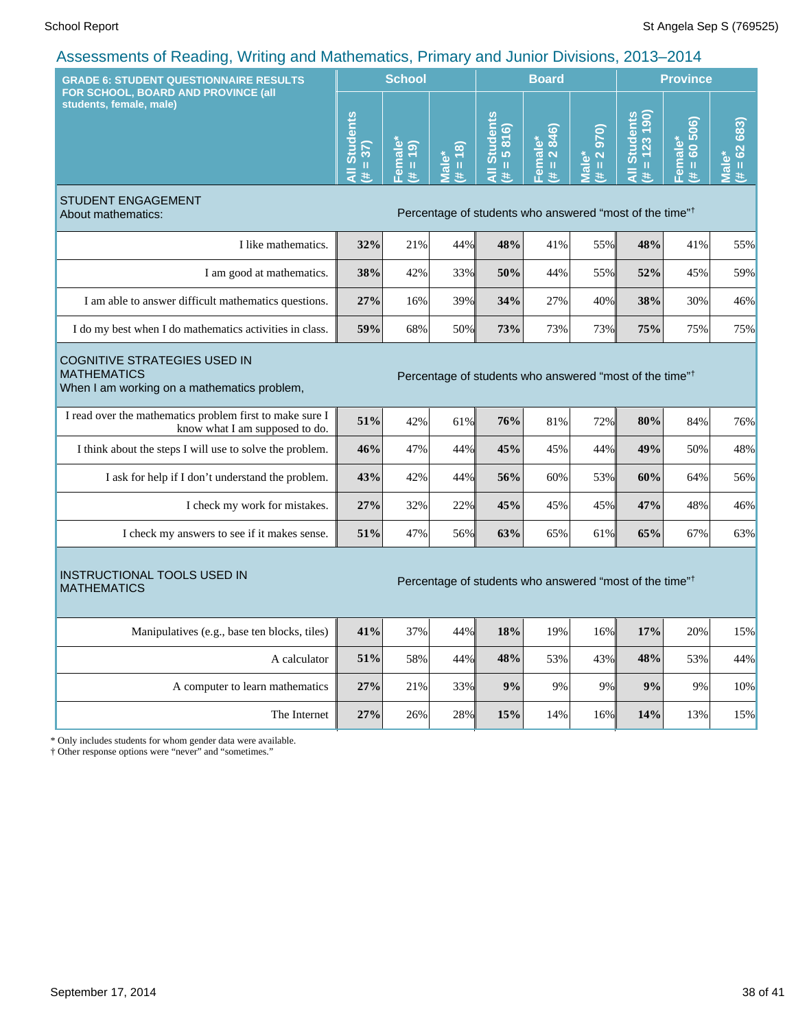## Assessments of Reading, Writing and Mathematics, Primary and Junior Divisions, 2013–2014

| GRADE 6: STUDENT QUESTIONNAIRE RESULTS FOR SCHOOL, BOARD AND PROVINCE (all students, female, male) | School | | | Board | | | Province | | |
|---|---|---|---|---|---|---|---|---|---|
| | All Students (# = 37) | Female* (# = 19) | Male* (# = 18) | All Students (# = 5 816) | Female* (# = 2 846) | Male* (# = 2 970) | All Students (# = 123 190) | Female* (# = 60 506) | Male* (# = 62 683) |
| **STUDENT ENGAGEMENT** About mathematics: | Percentage of students who answered "most of the time"† | | | | | | | | |
| I like mathematics. | **32%** | 21% | 44% | **48%** | 41% | 55% | **48%** | 41% | 55% |
| I am good at mathematics. | **38%** | 42% | 33% | **50%** | 44% | 55% | **52%** | 45% | 59% |
| I am able to answer difficult mathematics questions. | **27%** | 16% | 39% | **34%** | 27% | 40% | **38%** | 30% | 46% |
| I do my best when I do mathematics activities in class. | **59%** | 68% | 50% | **73%** | 73% | 73% | **75%** | 75% | 75% |
| **COGNITIVE STRATEGIES USED IN MATHEMATICS** When I am working on a mathematics problem, | Percentage of students who answered "most of the time"† | | | | | | | | |
| I read over the mathematics problem first to make sure I know what I am supposed to do. | **51%** | 42% | 61% | **76%** | 81% | 72% | **80%** | 84% | 76% |
| I think about the steps I will use to solve the problem. | **46%** | 47% | 44% | **45%** | 45% | 44% | **49%** | 50% | 48% |
| I ask for help if I don't understand the problem. | **43%** | 42% | 44% | **56%** | 60% | 53% | **60%** | 64% | 56% |
| I check my work for mistakes. | **27%** | 32% | 22% | **45%** | 45% | 45% | **47%** | 48% | 46% |
| I check my answers to see if it makes sense. | **51%** | 47% | 56% | **63%** | 65% | 61% | **65%** | 67% | 63% |
| **INSTRUCTIONAL TOOLS USED IN MATHEMATICS** | Percentage of students who answered "most of the time"† | | | | | | | | |
| Manipulatives (e.g., base ten blocks, tiles) | **41%** | 37% | 44% | **18%** | 19% | 16% | **17%** | 20% | 15% |
| A calculator | **51%** | 58% | 44% | **48%** | 53% | 43% | **48%** | 53% | 44% |
| A computer to learn mathematics | **27%** | 21% | 33% | **9%** | 9% | 9% | **9%** | 9% | 10% |
| The Internet | **27%** | 26% | 28% | **15%** | 14% | 16% | **14%** | 13% | 15% |

* Only includes students for whom gender data were available.
† Other response options were "never" and "sometimes."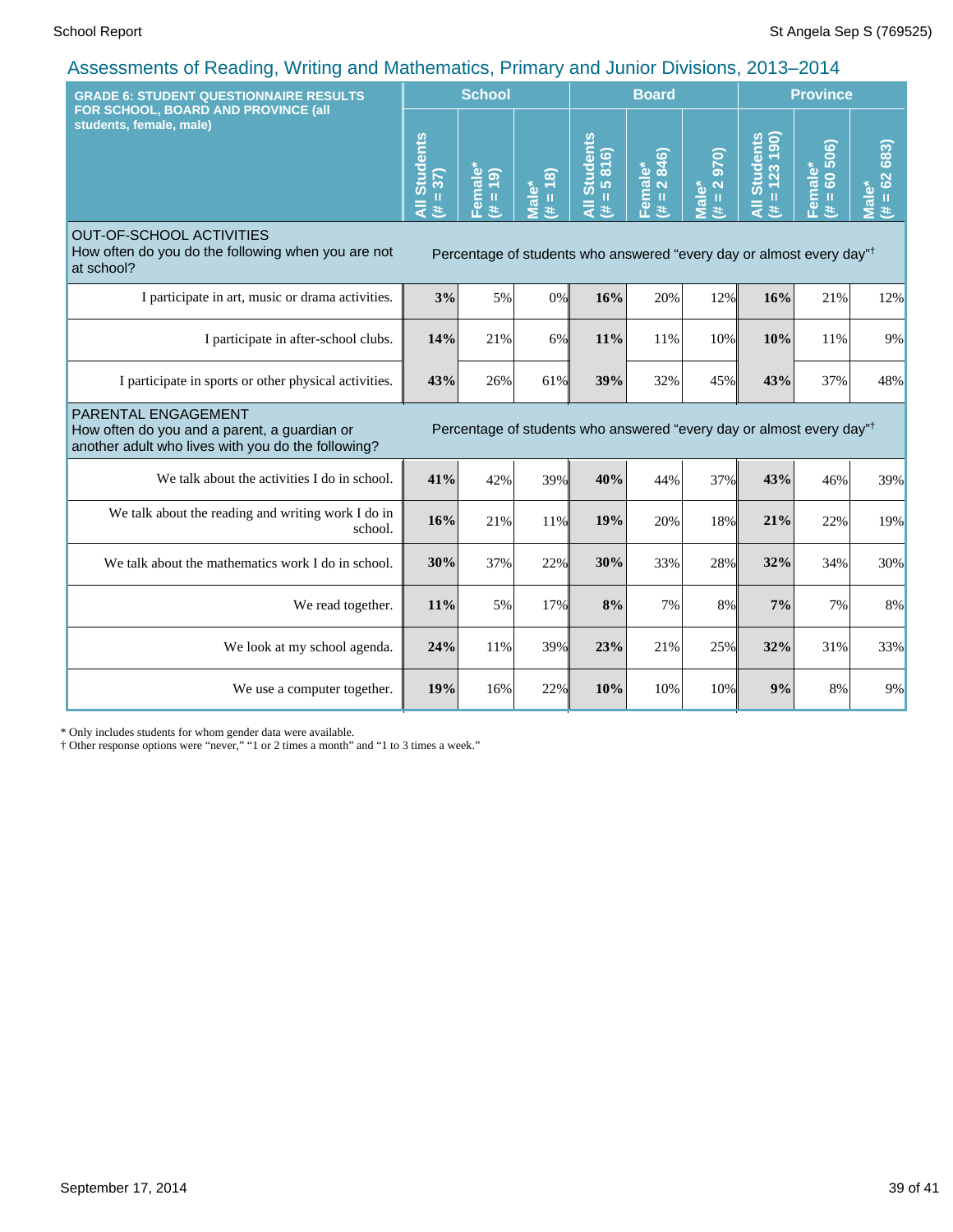## Assessments of Reading, Writing and Mathematics, Primary and Junior Divisions, 2013–2014

| GRADE 6: STUDENT QUESTIONNAIRE RESULTS FOR SCHOOL, BOARD AND PROVINCE (all students, female, male) | School | | | Board | | | Province | | |
|---|---|---|---|---|---|---|---|---|---|
| | All Students (# = 37) | Female* (# = 19) | Male* (# = 18) | All Students (# = 5 816) | Female* (# = 2 846) | Male* (# = 2 970) | All Students (# = 123 190) | Female* (# = 60 506) | Male* (# = 62 683) |
| **OUT-OF-SCHOOL ACTIVITIES** How often do you do the following when you are not at school? | Percentage of students who answered "every day or almost every day"† | | | | | | | | |
| I participate in art, music or drama activities. | **3%** | 5% | 0% | **16%** | 20% | 12% | **16%** | 21% | 12% |
| I participate in after-school clubs. | **14%** | 21% | 6% | **11%** | 11% | 10% | **10%** | 11% | 9% |
| I participate in sports or other physical activities. | **43%** | 26% | 61% | **39%** | 32% | 45% | **43%** | 37% | 48% |
| **PARENTAL ENGAGEMENT** How often do you and a parent, a guardian or another adult who lives with you do the following? | Percentage of students who answered "every day or almost every day"† | | | | | | | | |
| We talk about the activities I do in school. | **41%** | 42% | 39% | **40%** | 44% | 37% | **43%** | 46% | 39% |
| We talk about the reading and writing work I do in school. | **16%** | 21% | 11% | **19%** | 20% | 18% | **21%** | 22% | 19% |
| We talk about the mathematics work I do in school. | **30%** | 37% | 22% | **30%** | 33% | 28% | **32%** | 34% | 30% |
| We read together. | **11%** | 5% | 17% | **8%** | 7% | 8% | **7%** | 7% | 8% |
| We look at my school agenda. | **24%** | 11% | 39% | **23%** | 21% | 25% | **32%** | 31% | 33% |
| We use a computer together. | **19%** | 16% | 22% | **10%** | 10% | 10% | **9%** | 8% | 9% |

\* Only includes students for whom gender data were available.
† Other response options were "never," "1 or 2 times a month" and "1 to 3 times a week."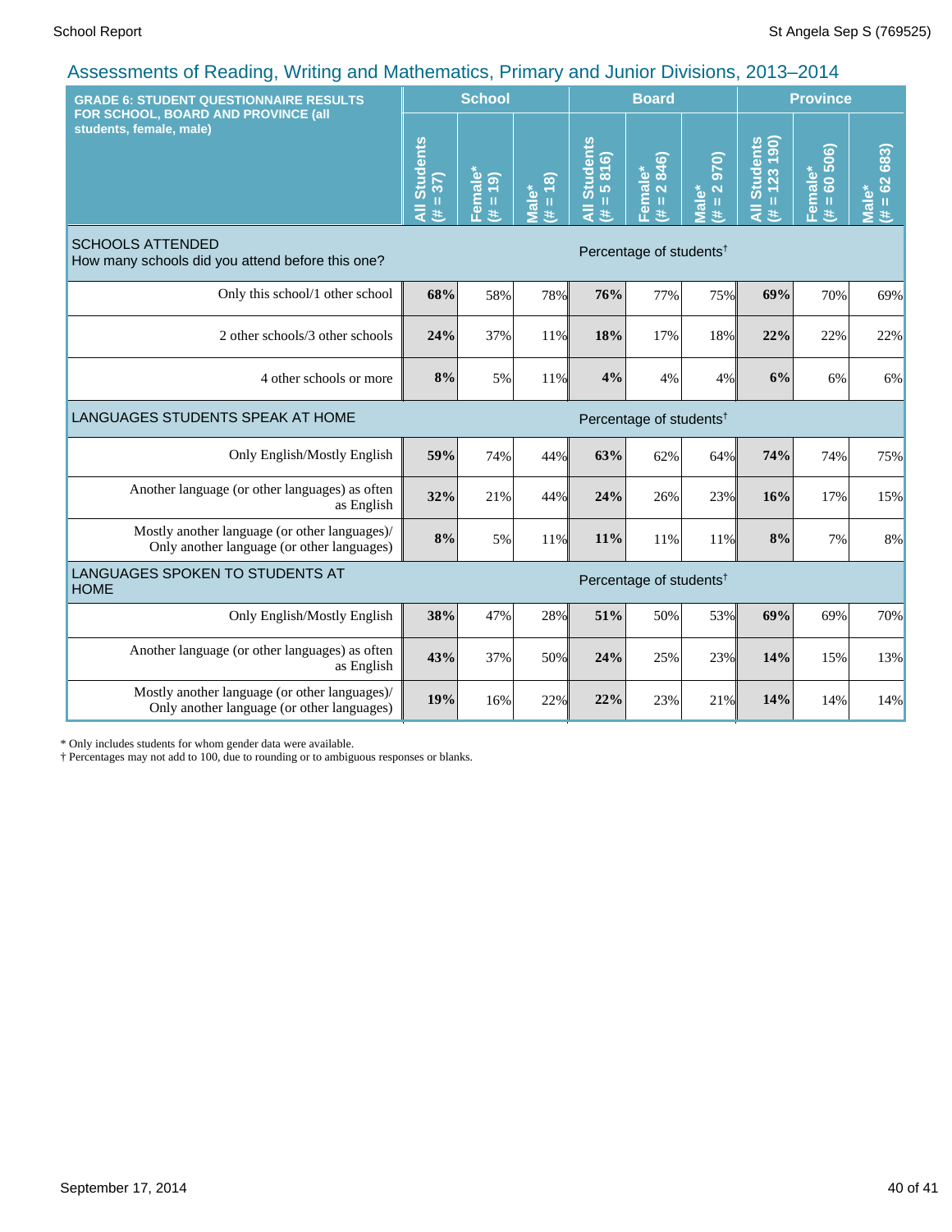## Assessments of Reading, Writing and Mathematics, Primary and Junior Divisions, 2013–2014

| GRADE 6: STUDENT QUESTIONNAIRE RESULTS FOR SCHOOL, BOARD AND PROVINCE (all students, female, male) | School | | | Board | | | Province | | |
|---|---|---|---|---|---|---|---|---|---|
| | All Students (# = 37) | Female* (# = 19) | Male* (# = 18) | All Students (# = 5 816) | Female* (# = 2 846) | Male* (# = 2 970) | All Students (# = 123 190) | Female* (# = 60 506) | Male* (# = 62 683) |
| **SCHOOLS ATTENDED** How many schools did you attend before this one? | Percentage of students† | | | | | | | | |
| Only this school/1 other school | **68%** | 58% | 78% | **76%** | 77% | 75% | **69%** | 70% | 69% |
| 2 other schools/3 other schools | **24%** | 37% | 11% | **18%** | 17% | 18% | **22%** | 22% | 22% |
| 4 other schools or more | **8%** | 5% | 11% | **4%** | 4% | 4% | **6%** | 6% | 6% |
| **LANGUAGES STUDENTS SPEAK AT HOME** | Percentage of students† | | | | | | | | |
| Only English/Mostly English | **59%** | 74% | 44% | **63%** | 62% | 64% | **74%** | 74% | 75% |
| Another language (or other languages) as often as English | **32%** | 21% | 44% | **24%** | 26% | 23% | **16%** | 17% | 15% |
| Mostly another language (or other languages)/ Only another language (or other languages) | **8%** | 5% | 11% | **11%** | 11% | 11% | **8%** | 7% | 8% |
| **LANGUAGES SPOKEN TO STUDENTS AT HOME** | Percentage of students† | | | | | | | | |
| Only English/Mostly English | **38%** | 47% | 28% | **51%** | 50% | 53% | **69%** | 69% | 70% |
| Another language (or other languages) as often as English | **43%** | 37% | 50% | **24%** | 25% | 23% | **14%** | 15% | 13% |
| Mostly another language (or other languages)/ Only another language (or other languages) | **19%** | 16% | 22% | **22%** | 23% | 21% | **14%** | 14% | 14% |

* Only includes students for whom gender data were available.

† Percentages may not add to 100, due to rounding or to ambiguous responses or blanks.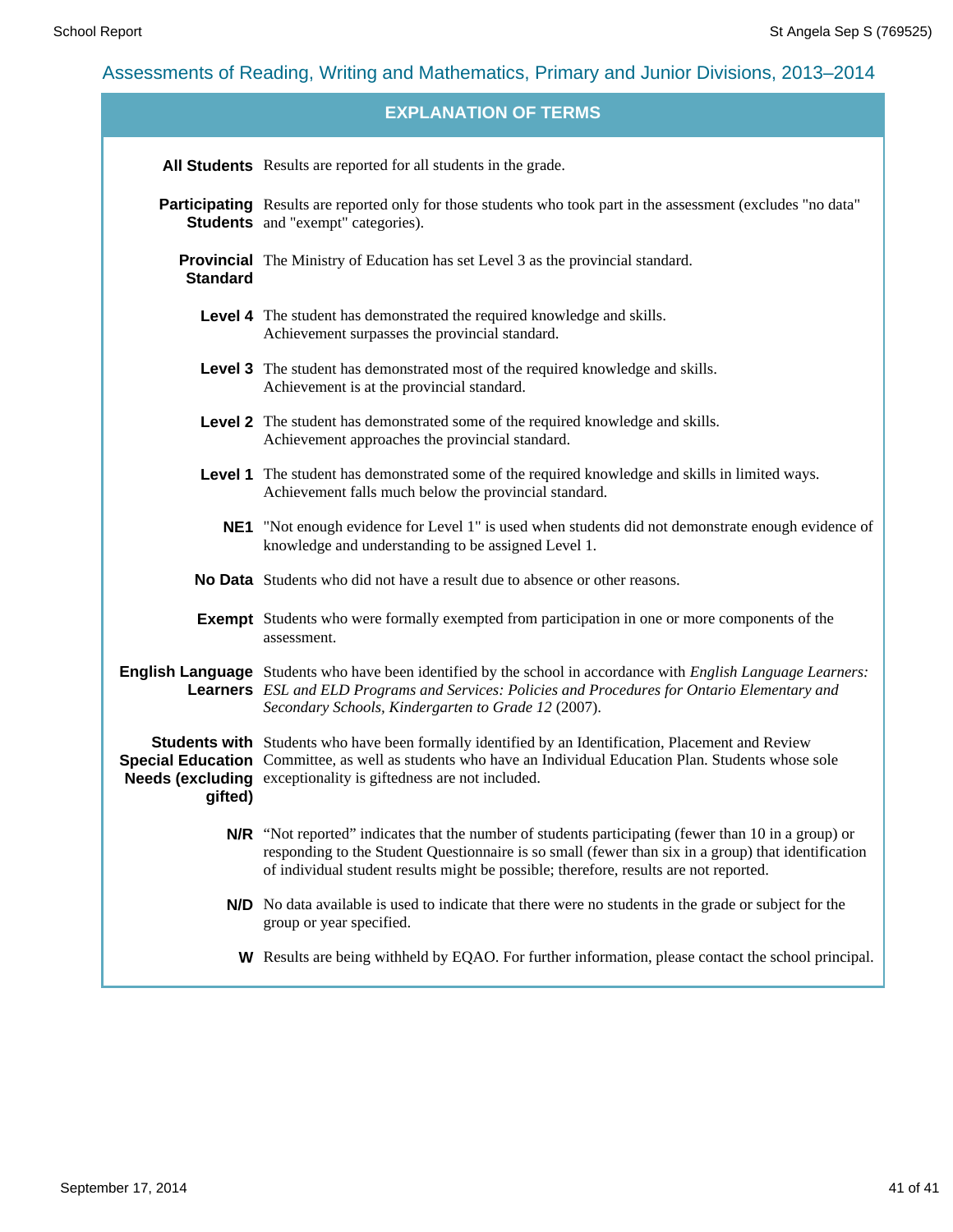# Assessments of Reading, Writing and Mathematics, Primary and Junior Divisions, 2013–2014

## EXPLANATION OF TERMS

**All Students** Results are reported for all students in the grade.

**Participating Students** Results are reported only for those students who took part in the assessment (excludes "no data" and "exempt" categories).

**Provincial Standard** The Ministry of Education has set Level 3 as the provincial standard.

**Level 4** The student has demonstrated the required knowledge and skills. Achievement surpasses the provincial standard.

**Level 3** The student has demonstrated most of the required knowledge and skills. Achievement is at the provincial standard.

**Level 2** The student has demonstrated some of the required knowledge and skills. Achievement approaches the provincial standard.

**Level 1** The student has demonstrated some of the required knowledge and skills in limited ways. Achievement falls much below the provincial standard.

**NE1** "Not enough evidence for Level 1" is used when students did not demonstrate enough evidence of knowledge and understanding to be assigned Level 1.

**No Data** Students who did not have a result due to absence or other reasons.

**Exempt** Students who were formally exempted from participation in one or more components of the assessment.

**English Language Learners** Students who have been identified by the school in accordance with *English Language Learners: ESL and ELD Programs and Services: Policies and Procedures for Ontario Elementary and Secondary Schools, Kindergarten to Grade 12* (2007).

**Students with Special Education Needs (excluding gifted)** Students who have been formally identified by an Identification, Placement and Review Committee, as well as students who have an Individual Education Plan. Students whose sole exceptionality is giftedness are not included.

**N/R** “Not reported” indicates that the number of students participating (fewer than 10 in a group) or responding to the Student Questionnaire is so small (fewer than six in a group) that identification of individual student results might be possible; therefore, results are not reported.

**N/D** No data available is used to indicate that there were no students in the grade or subject for the group or year specified.

**W** Results are being withheld by EQAO. For further information, please contact the school principal.